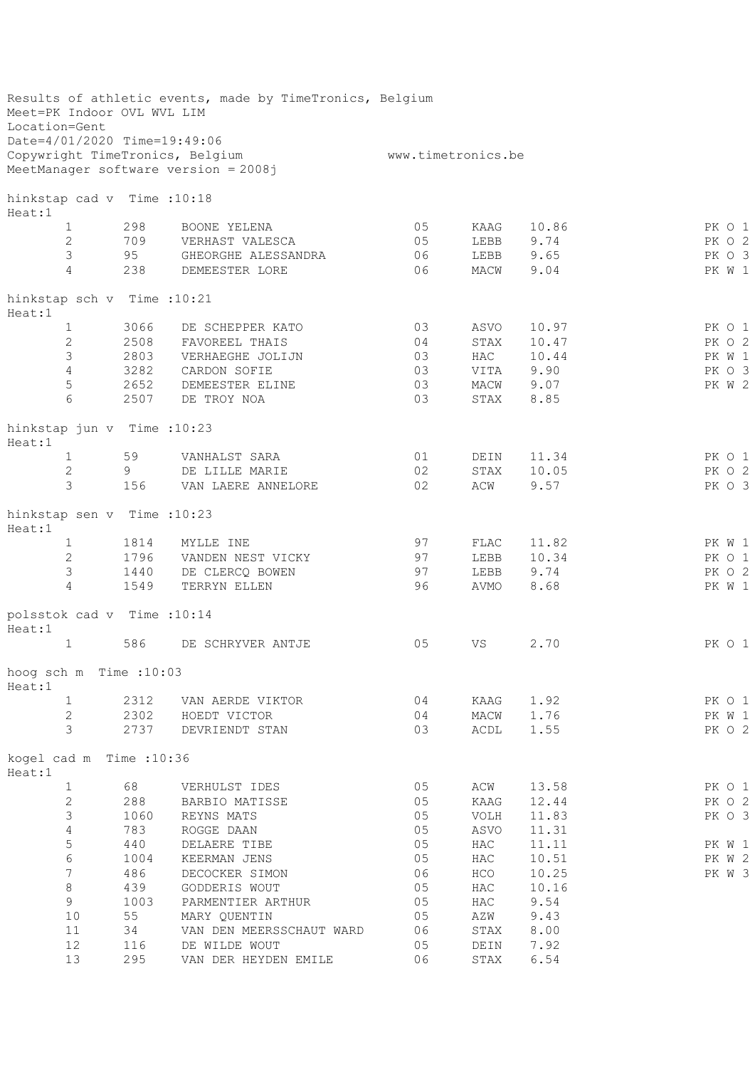Results of athletic events, made by TimeTronics, Belgium
Meet=PK Indoor OVL WVL LIM
Location=Gent
Date=4/01/2020 Time=19:49:06
Copywright TimeTronics, Belgium www.timetronics.be
MeetManager software version = 2008j

## hinkstap cad v Time :10:18

Heat:1

| | | | | | | |
|---|---|---|---|---|---|---|
| 1 | 298 | BOONE YELENA | 05 | KAAG | 10.86 | PK O 1 |
| 2 | 709 | VERHAST VALESCA | 05 | LEBB | 9.74 | PK O 2 |
| 3 | 95 | GHEORGHE ALESSANDRA | 06 | LEBB | 9.65 | PK O 3 |
| 4 | 238 | DEMEESTER LORE | 06 | MACW | 9.04 | PK W 1 |

## hinkstap sch v Time :10:21

Heat:1

| | | | | | | |
|---|---|---|---|---|---|---|
| 1 | 3066 | DE SCHEPPER KATO | 03 | ASVO | 10.97 | PK O 1 |
| 2 | 2508 | FAVOREEL THAIS | 04 | STAX | 10.47 | PK O 2 |
| 3 | 2803 | VERHAEGHE JOLIJN | 03 | HAC | 10.44 | PK W 1 |
| 4 | 3282 | CARDON SOFIE | 03 | VITA | 9.90 | PK O 3 |
| 5 | 2652 | DEMEESTER ELINE | 03 | MACW | 9.07 | PK W 2 |
| 6 | 2507 | DE TROY NOA | 03 | STAX | 8.85 | |

## hinkstap jun v Time :10:23

Heat:1

| | | | | | | |
|---|---|---|---|---|---|---|
| 1 | 59 | VANHALST SARA | 01 | DEIN | 11.34 | PK O 1 |
| 2 | 9 | DE LILLE MARIE | 02 | STAX | 10.05 | PK O 2 |
| 3 | 156 | VAN LAERE ANNELORE | 02 | ACW | 9.57 | PK O 3 |

## hinkstap sen v Time :10:23

Heat:1

| | | | | | | |
|---|---|---|---|---|---|---|
| 1 | 1814 | MYLLE INE | 97 | FLAC | 11.82 | PK W 1 |
| 2 | 1796 | VANDEN NEST VICKY | 97 | LEBB | 10.34 | PK O 1 |
| 3 | 1440 | DE CLERCQ BOWEN | 97 | LEBB | 9.74 | PK O 2 |
| 4 | 1549 | TERRYN ELLEN | 96 | AVMO | 8.68 | PK W 1 |

## polsstok cad v Time :10:14

Heat:1

| | | | | | | |
|---|---|---|---|---|---|---|
| 1 | 586 | DE SCHRYVER ANTJE | 05 | VS | 2.70 | PK O 1 |

## hoog sch m Time :10:03

Heat:1

| | | | | | | |
|---|---|---|---|---|---|---|
| 1 | 2312 | VAN AERDE VIKTOR | 04 | KAAG | 1.92 | PK O 1 |
| 2 | 2302 | HOEDT VICTOR | 04 | MACW | 1.76 | PK W 1 |
| 3 | 2737 | DEVRIENDT STAN | 03 | ACDL | 1.55 | PK O 2 |

## kogel cad m Time :10:36

Heat:1

| | | | | | | |
|---|---|---|---|---|---|---|
| 1 | 68 | VERHULST IDES | 05 | ACW | 13.58 | PK O 1 |
| 2 | 288 | BARBIO MATISSE | 05 | KAAG | 12.44 | PK O 2 |
| 3 | 1060 | REYNS MATS | 05 | VOLH | 11.83 | PK O 3 |
| 4 | 783 | ROGGE DAAN | 05 | ASVO | 11.31 | |
| 5 | 440 | DELAERE TIBE | 05 | HAC | 11.11 | PK W 1 |
| 6 | 1004 | KEERMAN JENS | 05 | HAC | 10.51 | PK W 2 |
| 7 | 486 | DECOCKER SIMON | 06 | HCO | 10.25 | PK W 3 |
| 8 | 439 | GODDERIS WOUT | 05 | HAC | 10.16 | |
| 9 | 1003 | PARMENTIER ARTHUR | 05 | HAC | 9.54 | |
| 10 | 55 | MARY QUENTIN | 05 | AZW | 9.43 | |
| 11 | 34 | VAN DEN MEERSSCHAUT WARD | 06 | STAX | 8.00 | |
| 12 | 116 | DE WILDE WOUT | 05 | DEIN | 7.92 | |
| 13 | 295 | VAN DER HEYDEN EMILE | 06 | STAX | 6.54 | |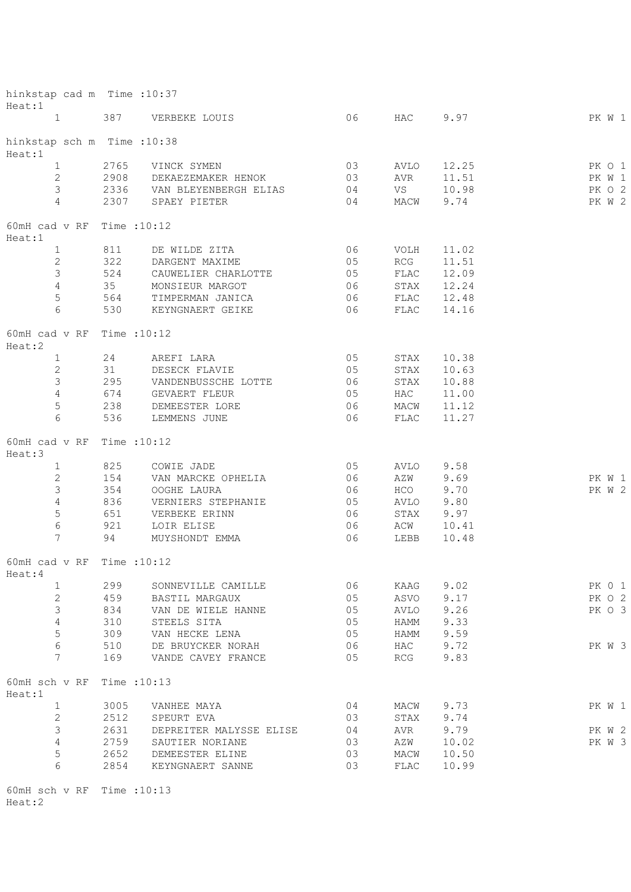hinkstap cad m Time :10:37

Heat:1

| | | | | | | |
|---|---|---|---|---|---|---|
| 1 | 387 | VERBEKE LOUIS | 06 | HAC | 9.97 | PK W 1 |

hinkstap sch m Time :10:38

Heat:1

| | | | | | | |
|---|---|---|---|---|---|---|
| 1 | 2765 | VINCK SYMEN | 03 | AVLO | 12.25 | PK O 1 |
| 2 | 2908 | DEKAEZEMAKER HENOK | 03 | AVR | 11.51 | PK W 1 |
| 3 | 2336 | VAN BLEYENBERGH ELIAS | 04 | VS | 10.98 | PK O 2 |
| 4 | 2307 | SPAEY PIETER | 04 | MACW | 9.74 | PK W 2 |

60mH cad v RF Time :10:12

Heat:1

| | | | | | | |
|---|---|---|---|---|---|---|
| 1 | 811 | DE WILDE ZITA | 06 | VOLH | 11.02 | |
| 2 | 322 | DARGENT MAXIME | 05 | RCG | 11.51 | |
| 3 | 524 | CAUWELIER CHARLOTTE | 05 | FLAC | 12.09 | |
| 4 | 35 | MONSIEUR MARGOT | 06 | STAX | 12.24 | |
| 5 | 564 | TIMPERMAN JANICA | 06 | FLAC | 12.48 | |
| 6 | 530 | KEYNGNAERT GEIKE | 06 | FLAC | 14.16 | |

60mH cad v RF Time :10:12

Heat:2

| | | | | | | |
|---|---|---|---|---|---|---|
| 1 | 24 | AREFI LARA | 05 | STAX | 10.38 | |
| 2 | 31 | DESECK FLAVIE | 05 | STAX | 10.63 | |
| 3 | 295 | VANDENBUSSCHE LOTTE | 06 | STAX | 10.88 | |
| 4 | 674 | GEVAERT FLEUR | 05 | HAC | 11.00 | |
| 5 | 238 | DEMEESTER LORE | 06 | MACW | 11.12 | |
| 6 | 536 | LEMMENS JUNE | 06 | FLAC | 11.27 | |

60mH cad v RF Time :10:12

Heat:3

| | | | | | | |
|---|---|---|---|---|---|---|
| 1 | 825 | COWIE JADE | 05 | AVLO | 9.58 | |
| 2 | 154 | VAN MARCKE OPHELIA | 06 | AZW | 9.69 | PK W 1 |
| 3 | 354 | OOGHE LAURA | 06 | HCO | 9.70 | PK W 2 |
| 4 | 836 | VERNIERS STEPHANIE | 05 | AVLO | 9.80 | |
| 5 | 651 | VERBEKE ERINN | 06 | STAX | 9.97 | |
| 6 | 921 | LOIR ELISE | 06 | ACW | 10.41 | |
| 7 | 94 | MUYSHONDT EMMA | 06 | LEBB | 10.48 | |

60mH cad v RF Time :10:12

Heat:4

| | | | | | | |
|---|---|---|---|---|---|---|
| 1 | 299 | SONNEVILLE CAMILLE | 06 | KAAG | 9.02 | PK O 1 |
| 2 | 459 | BASTIL MARGAUX | 05 | ASVO | 9.17 | PK O 2 |
| 3 | 834 | VAN DE WIELE HANNE | 05 | AVLO | 9.26 | PK O 3 |
| 4 | 310 | STEELS SITA | 05 | HAMM | 9.33 | |
| 5 | 309 | VAN HECKE LENA | 05 | HAMM | 9.59 | |
| 6 | 510 | DE BRUYCKER NORAH | 06 | HAC | 9.72 | PK W 3 |
| 7 | 169 | VANDE CAVEY FRANCE | 05 | RCG | 9.83 | |

60mH sch v RF Time :10:13

Heat:1

| | | | | | | |
|---|---|---|---|---|---|---|
| 1 | 3005 | VANHEE MAYA | 04 | MACW | 9.73 | PK W 1 |
| 2 | 2512 | SPEURT EVA | 03 | STAX | 9.74 | |
| 3 | 2631 | DEPREITER MALYSSE ELISE | 04 | AVR | 9.79 | PK W 2 |
| 4 | 2759 | SAUTIER NORIANE | 03 | AZW | 10.02 | PK W 3 |
| 5 | 2652 | DEMEESTER ELINE | 03 | MACW | 10.50 | |
| 6 | 2854 | KEYNGNAERT SANNE | 03 | FLAC | 10.99 | |

60mH sch v RF Time :10:13

Heat:2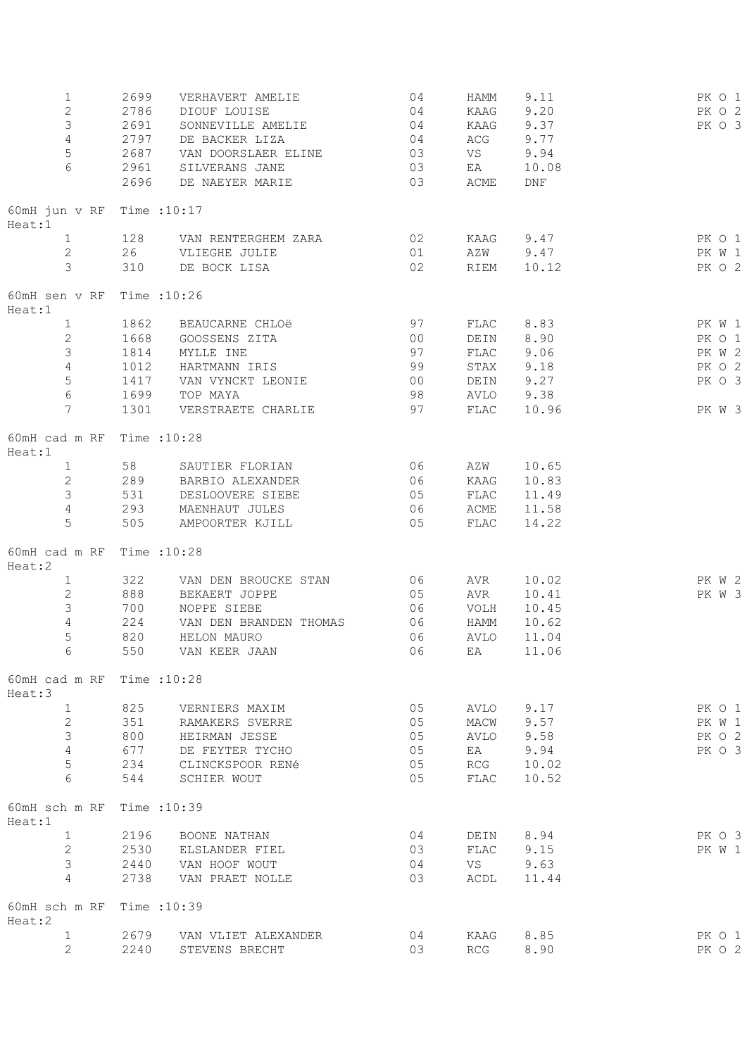| Pl | Nr | Naam | Jr | Club | Prestatie | |
|---|---|---|---|---|---|---|
| 1 | 2699 | VERHAVERT AMELIE | 04 | HAMM | 9.11 | PK O 1 |
| 2 | 2786 | DIOUF LOUISE | 04 | KAAG | 9.20 | PK O 2 |
| 3 | 2691 | SONNEVILLE AMELIE | 04 | KAAG | 9.37 | PK O 3 |
| 4 | 2797 | DE BACKER LIZA | 04 | ACG | 9.77 | |
| 5 | 2687 | VAN DOORSLAER ELINE | 03 | VS | 9.94 | |
| 6 | 2961 | SILVERANS JANE | 03 | EA | 10.08 | |
| | 2696 | DE NAEYER MARIE | 03 | ACME | DNF | |

60mH jun v RF Time :10:17
Heat:1

| Pl | Nr | Naam | Jr | Club | Prestatie | |
|---|---|---|---|---|---|---|
| 1 | 128 | VAN RENTERGHEM ZARA | 02 | KAAG | 9.47 | PK O 1 |
| 2 | 26 | VLIEGHE JULIE | 01 | AZW | 9.47 | PK W 1 |
| 3 | 310 | DE BOCK LISA | 02 | RIEM | 10.12 | PK O 2 |

60mH sen v RF Time :10:26
Heat:1

| Pl | Nr | Naam | Jr | Club | Prestatie | |
|---|---|---|---|---|---|---|
| 1 | 1862 | BEAUCARNE CHLOë | 97 | FLAC | 8.83 | PK W 1 |
| 2 | 1668 | GOOSSENS ZITA | 00 | DEIN | 8.90 | PK O 1 |
| 3 | 1814 | MYLLE INE | 97 | FLAC | 9.06 | PK W 2 |
| 4 | 1012 | HARTMANN IRIS | 99 | STAX | 9.18 | PK O 2 |
| 5 | 1417 | VAN VYNCKT LEONIE | 00 | DEIN | 9.27 | PK O 3 |
| 6 | 1699 | TOP MAYA | 98 | AVLO | 9.38 | |
| 7 | 1301 | VERSTRAETE CHARLIE | 97 | FLAC | 10.96 | PK W 3 |

60mH cad m RF Time :10:28
Heat:1

| Pl | Nr | Naam | Jr | Club | Prestatie | |
|---|---|---|---|---|---|---|
| 1 | 58 | SAUTIER FLORIAN | 06 | AZW | 10.65 | |
| 2 | 289 | BARBIO ALEXANDER | 06 | KAAG | 10.83 | |
| 3 | 531 | DESLOOVERE SIEBE | 05 | FLAC | 11.49 | |
| 4 | 293 | MAENHAUT JULES | 06 | ACME | 11.58 | |
| 5 | 505 | AMPOORTER KJILL | 05 | FLAC | 14.22 | |

60mH cad m RF Time :10:28
Heat:2

| Pl | Nr | Naam | Jr | Club | Prestatie | |
|---|---|---|---|---|---|---|
| 1 | 322 | VAN DEN BROUCKE STAN | 06 | AVR | 10.02 | PK W 2 |
| 2 | 888 | BEKAERT JOPPE | 05 | AVR | 10.41 | PK W 3 |
| 3 | 700 | NOPPE SIEBE | 06 | VOLH | 10.45 | |
| 4 | 224 | VAN DEN BRANDEN THOMAS | 06 | HAMM | 10.62 | |
| 5 | 820 | HELON MAURO | 06 | AVLO | 11.04 | |
| 6 | 550 | VAN KEER JAAN | 06 | EA | 11.06 | |

60mH cad m RF Time :10:28
Heat:3

| Pl | Nr | Naam | Jr | Club | Prestatie | |
|---|---|---|---|---|---|---|
| 1 | 825 | VERNIERS MAXIM | 05 | AVLO | 9.17 | PK O 1 |
| 2 | 351 | RAMAKERS SVERRE | 05 | MACW | 9.57 | PK W 1 |
| 3 | 800 | HEIRMAN JESSE | 05 | AVLO | 9.58 | PK O 2 |
| 4 | 677 | DE FEYTER TYCHO | 05 | EA | 9.94 | PK O 3 |
| 5 | 234 | CLINCKSPOOR RENé | 05 | RCG | 10.02 | |
| 6 | 544 | SCHIER WOUT | 05 | FLAC | 10.52 | |

60mH sch m RF Time :10:39
Heat:1

| Pl | Nr | Naam | Jr | Club | Prestatie | |
|---|---|---|---|---|---|---|
| 1 | 2196 | BOONE NATHAN | 04 | DEIN | 8.94 | PK O 3 |
| 2 | 2530 | ELSLANDER FIEL | 03 | FLAC | 9.15 | PK W 1 |
| 3 | 2440 | VAN HOOF WOUT | 04 | VS | 9.63 | |
| 4 | 2738 | VAN PRAET NOLLE | 03 | ACDL | 11.44 | |

60mH sch m RF Time :10:39
Heat:2

| Pl | Nr | Naam | Jr | Club | Prestatie | |
|---|---|---|---|---|---|---|
| 1 | 2679 | VAN VLIET ALEXANDER | 04 | KAAG | 8.85 | PK O 1 |
| 2 | 2240 | STEVENS BRECHT | 03 | RCG | 8.90 | PK O 2 |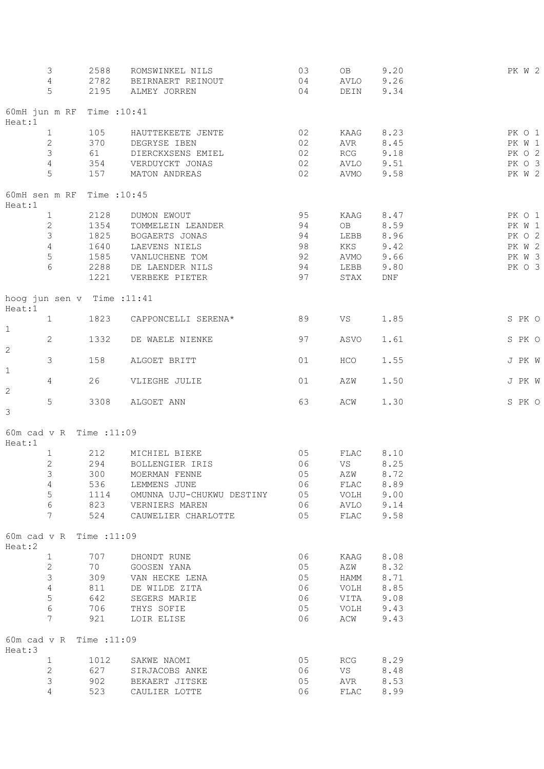| | | | | | | |
|---|---|---|---|---|---|---|
| 3 | 2588 | ROMSWINKEL NILS | 03 | OB | 9.20 | PK W 2 |
| 4 | 2782 | BEIRNAERT REINOUT | 04 | AVLO | 9.26 | |
| 5 | 2195 | ALMEY JORREN | 04 | DEIN | 9.34 | |

60mH jun m RF Time :10:41
Heat:1

| | | | | | | |
|---|---|---|---|---|---|---|
| 1 | 105 | HAUTTEKEETE JENTE | 02 | KAAG | 8.23 | PK O 1 |
| 2 | 370 | DEGRYSE IBEN | 02 | AVR | 8.45 | PK W 1 |
| 3 | 61 | DIERCKXSENS EMIEL | 02 | RCG | 9.18 | PK O 2 |
| 4 | 354 | VERDUYCKT JONAS | 02 | AVLO | 9.51 | PK O 3 |
| 5 | 157 | MATON ANDREAS | 02 | AVMO | 9.58 | PK W 2 |

60mH sen m RF Time :10:45
Heat:1

| | | | | | | |
|---|---|---|---|---|---|---|
| 1 | 2128 | DUMON EWOUT | 95 | KAAG | 8.47 | PK O 1 |
| 2 | 1354 | TOMMELEIN LEANDER | 94 | OB | 8.59 | PK W 1 |
| 3 | 1825 | BOGAERTS JONAS | 94 | LEBB | 8.96 | PK O 2 |
| 4 | 1640 | LAEVENS NIELS | 98 | KKS | 9.42 | PK W 2 |
| 5 | 1585 | VANLUCHENE TOM | 92 | AVMO | 9.66 | PK W 3 |
| 6 | 2288 | DE LAENDER NILS | 94 | LEBB | 9.80 | PK O 3 |
| | 1221 | VERBEKE PIETER | 97 | STAX | DNF | |

hoog jun sen v Time :11:41
Heat:1

| | | | | | | |
|---|---|---|---|---|---|---|
| 1 | 1823 | CAPPONCELLI SERENA* | 89 | VS | 1.85 | S PK O 1 |
| 2 | 1332 | DE WAELE NIENKE | 97 | ASVO | 1.61 | S PK O 2 |
| 3 | 158 | ALGOET BRITT | 01 | HCO | 1.55 | J PK W 1 |
| 4 | 26 | VLIEGHE JULIE | 01 | AZW | 1.50 | J PK W 2 |
| 5 | 3308 | ALGOET ANN | 63 | ACW | 1.30 | S PK O 3 |

60m cad v R Time :11:09
Heat:1

| | | | | | |
|---|---|---|---|---|---|
| 1 | 212 | MICHIEL BIEKE | 05 | FLAC | 8.10 |
| 2 | 294 | BOLLENGIER IRIS | 06 | VS | 8.25 |
| 3 | 300 | MOERMAN FENNE | 05 | AZW | 8.72 |
| 4 | 536 | LEMMENS JUNE | 06 | FLAC | 8.89 |
| 5 | 1114 | OMUNNA UJU-CHUKWU DESTINY | 05 | VOLH | 9.00 |
| 6 | 823 | VERNIERS MAREN | 06 | AVLO | 9.14 |
| 7 | 524 | CAUWELIER CHARLOTTE | 05 | FLAC | 9.58 |

60m cad v R Time :11:09
Heat:2

| | | | | | |
|---|---|---|---|---|---|
| 1 | 707 | DHONDT RUNE | 06 | KAAG | 8.08 |
| 2 | 70 | GOOSEN YANA | 05 | AZW | 8.32 |
| 3 | 309 | VAN HECKE LENA | 05 | HAMM | 8.71 |
| 4 | 811 | DE WILDE ZITA | 06 | VOLH | 8.85 |
| 5 | 642 | SEGERS MARIE | 06 | VITA | 9.08 |
| 6 | 706 | THYS SOFIE | 05 | VOLH | 9.43 |
| 7 | 921 | LOIR ELISE | 06 | ACW | 9.43 |

60m cad v R Time :11:09
Heat:3

| | | | | | |
|---|---|---|---|---|---|
| 1 | 1012 | SAKWE NAOMI | 05 | RCG | 8.29 |
| 2 | 627 | SIRJACOBS ANKE | 06 | VS | 8.48 |
| 3 | 902 | BEKAERT JITSKE | 05 | AVR | 8.53 |
| 4 | 523 | CAULIER LOTTE | 06 | FLAC | 8.99 |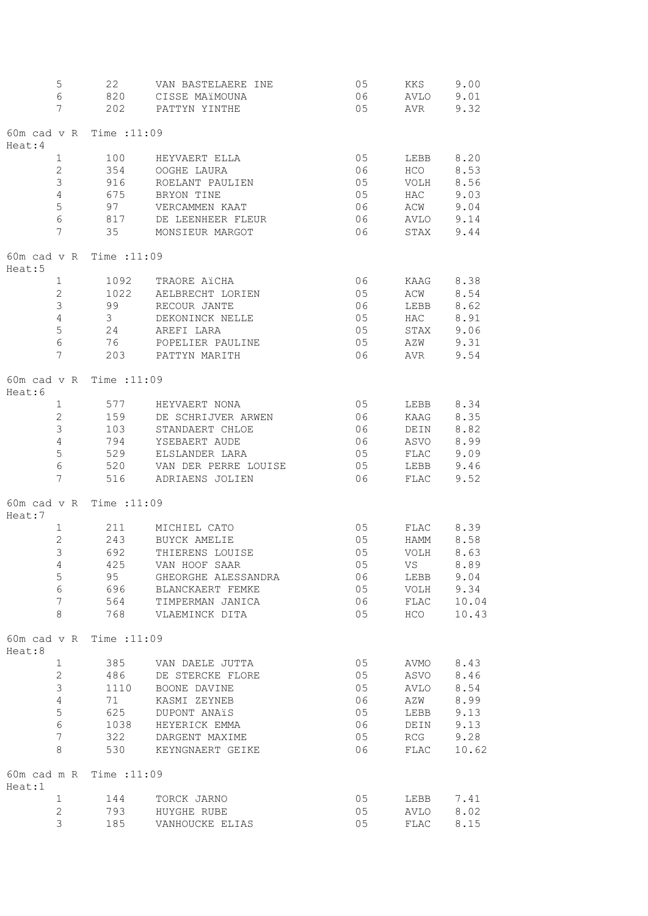| | | | | | |
|---|---|---|---|---|---|
| 5 | 22 | VAN BASTELAERE INE | 05 | KKS | 9.00 |
| 6 | 820 | CISSE MAïMOUNA | 06 | AVLO | 9.01 |
| 7 | 202 | PATTYN YINTHE | 05 | AVR | 9.32 |

60m cad v R Time :11:09
Heat:4

| | | | | | |
|---|---|---|---|---|---|
| 1 | 100 | HEYVAERT ELLA | 05 | LEBB | 8.20 |
| 2 | 354 | OOGHE LAURA | 06 | HCO | 8.53 |
| 3 | 916 | ROELANT PAULIEN | 05 | VOLH | 8.56 |
| 4 | 675 | BRYON TINE | 05 | HAC | 9.03 |
| 5 | 97 | VERCAMMEN KAAT | 06 | ACW | 9.04 |
| 6 | 817 | DE LEENHEER FLEUR | 06 | AVLO | 9.14 |
| 7 | 35 | MONSIEUR MARGOT | 06 | STAX | 9.44 |

60m cad v R Time :11:09
Heat:5

| | | | | | |
|---|---|---|---|---|---|
| 1 | 1092 | TRAORE AïCHA | 06 | KAAG | 8.38 |
| 2 | 1022 | AELBRECHT LORIEN | 05 | ACW | 8.54 |
| 3 | 99 | RECOUR JANTE | 06 | LEBB | 8.62 |
| 4 | 3 | DEKONINCK NELLE | 05 | HAC | 8.91 |
| 5 | 24 | AREFI LARA | 05 | STAX | 9.06 |
| 6 | 76 | POPELIER PAULINE | 05 | AZW | 9.31 |
| 7 | 203 | PATTYN MARITH | 06 | AVR | 9.54 |

60m cad v R Time :11:09
Heat:6

| | | | | | |
|---|---|---|---|---|---|
| 1 | 577 | HEYVAERT NONA | 05 | LEBB | 8.34 |
| 2 | 159 | DE SCHRIJVER ARWEN | 06 | KAAG | 8.35 |
| 3 | 103 | STANDAERT CHLOE | 06 | DEIN | 8.82 |
| 4 | 794 | YSEBAERT AUDE | 06 | ASVO | 8.99 |
| 5 | 529 | ELSLANDER LARA | 05 | FLAC | 9.09 |
| 6 | 520 | VAN DER PERRE LOUISE | 05 | LEBB | 9.46 |
| 7 | 516 | ADRIAENS JOLIEN | 06 | FLAC | 9.52 |

60m cad v R Time :11:09
Heat:7

| | | | | | |
|---|---|---|---|---|---|
| 1 | 211 | MICHIEL CATO | 05 | FLAC | 8.39 |
| 2 | 243 | BUYCK AMELIE | 05 | HAMM | 8.58 |
| 3 | 692 | THIERENS LOUISE | 05 | VOLH | 8.63 |
| 4 | 425 | VAN HOOF SAAR | 05 | VS | 8.89 |
| 5 | 95 | GHEORGHE ALESSANDRA | 06 | LEBB | 9.04 |
| 6 | 696 | BLANCKAERT FEMKE | 05 | VOLH | 9.34 |
| 7 | 564 | TIMPERMAN JANICA | 06 | FLAC | 10.04 |
| 8 | 768 | VLAEMINCK DITA | 05 | HCO | 10.43 |

60m cad v R Time :11:09
Heat:8

| | | | | | |
|---|---|---|---|---|---|
| 1 | 385 | VAN DAELE JUTTA | 05 | AVMO | 8.43 |
| 2 | 486 | DE STERCKE FLORE | 05 | ASVO | 8.46 |
| 3 | 1110 | BOONE DAVINE | 05 | AVLO | 8.54 |
| 4 | 71 | KASMI ZEYNEB | 06 | AZW | 8.99 |
| 5 | 625 | DUPONT ANAïS | 05 | LEBB | 9.13 |
| 6 | 1038 | HEYERICK EMMA | 06 | DEIN | 9.13 |
| 7 | 322 | DARGENT MAXIME | 05 | RCG | 9.28 |
| 8 | 530 | KEYNGNAERT GEIKE | 06 | FLAC | 10.62 |

60m cad m R Time :11:09
Heat:1

| | | | | | |
|---|---|---|---|---|---|
| 1 | 144 | TORCK JARNO | 05 | LEBB | 7.41 |
| 2 | 793 | HUYGHE RUBE | 05 | AVLO | 8.02 |
| 3 | 185 | VANHOUCKE ELIAS | 05 | FLAC | 8.15 |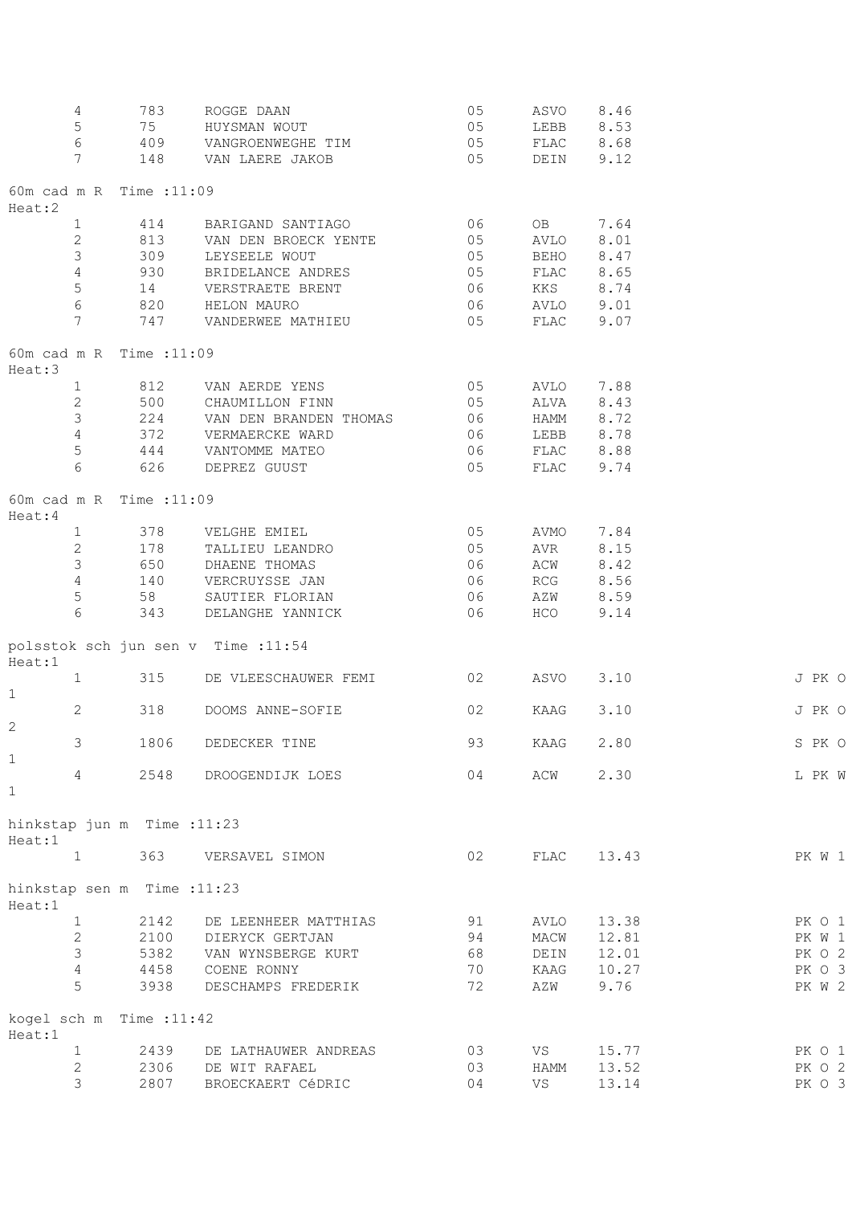| | | | | | |
|---|---|---|---|---|---|
| 4 | 783 | ROGGE DAAN | 05 | ASVO | 8.46 |
| 5 | 75 | HUYSMAN WOUT | 05 | LEBB | 8.53 |
| 6 | 409 | VANGROENWEGHE TIM | 05 | FLAC | 8.68 |
| 7 | 148 | VAN LAERE JAKOB | 05 | DEIN | 9.12 |

60m cad m R Time :11:09
Heat:2

| | | | | | |
|---|---|---|---|---|---|
| 1 | 414 | BARIGAND SANTIAGO | 06 | OB | 7.64 |
| 2 | 813 | VAN DEN BROECK YENTE | 05 | AVLO | 8.01 |
| 3 | 309 | LEYSEELE WOUT | 05 | BEHO | 8.47 |
| 4 | 930 | BRIDELANCE ANDRES | 05 | FLAC | 8.65 |
| 5 | 14 | VERSTRAETE BRENT | 06 | KKS | 8.74 |
| 6 | 820 | HELON MAURO | 06 | AVLO | 9.01 |
| 7 | 747 | VANDERWEE MATHIEU | 05 | FLAC | 9.07 |

60m cad m R Time :11:09
Heat:3

| | | | | | |
|---|---|---|---|---|---|
| 1 | 812 | VAN AERDE YENS | 05 | AVLO | 7.88 |
| 2 | 500 | CHAUMILLON FINN | 05 | ALVA | 8.43 |
| 3 | 224 | VAN DEN BRANDEN THOMAS | 06 | HAMM | 8.72 |
| 4 | 372 | VERMAERCKE WARD | 06 | LEBB | 8.78 |
| 5 | 444 | VANTOMME MATEO | 06 | FLAC | 8.88 |
| 6 | 626 | DEPREZ GUUST | 05 | FLAC | 9.74 |

60m cad m R Time :11:09
Heat:4

| | | | | | |
|---|---|---|---|---|---|
| 1 | 378 | VELGHE EMIEL | 05 | AVMO | 7.84 |
| 2 | 178 | TALLIEU LEANDRO | 05 | AVR | 8.15 |
| 3 | 650 | DHAENE THOMAS | 06 | ACW | 8.42 |
| 4 | 140 | VERCRUYSSE JAN | 06 | RCG | 8.56 |
| 5 | 58 | SAUTIER FLORIAN | 06 | AZW | 8.59 |
| 6 | 343 | DELANGHE YANNICK | 06 | HCO | 9.14 |

polsstok sch jun sen v Time :11:54
Heat:1

| | | | | | | |
|---|---|---|---|---|---|---|
| 1 | 315 | DE VLEESCHAUWER FEMI | 02 | ASVO | 3.10 | J PK O 1 |
| 2 | 318 | DOOMS ANNE-SOFIE | 02 | KAAG | 3.10 | J PK O 2 |
| 3 | 1806 | DEDECKER TINE | 93 | KAAG | 2.80 | S PK O 1 |
| 4 | 2548 | DROOGENDIJK LOES | 04 | ACW | 2.30 | L PK W 1 |

hinkstap jun m Time :11:23
Heat:1

| | | | | | | |
|---|---|---|---|---|---|---|
| 1 | 363 | VERSAVEL SIMON | 02 | FLAC | 13.43 | PK W 1 |

hinkstap sen m Time :11:23
Heat:1

| | | | | | | |
|---|---|---|---|---|---|---|
| 1 | 2142 | DE LEENHEER MATTHIAS | 91 | AVLO | 13.38 | PK O 1 |
| 2 | 2100 | DIERYCK GERTJAN | 94 | MACW | 12.81 | PK W 1 |
| 3 | 5382 | VAN WYNSBERGE KURT | 68 | DEIN | 12.01 | PK O 2 |
| 4 | 4458 | COENE RONNY | 70 | KAAG | 10.27 | PK O 3 |
| 5 | 3938 | DESCHAMPS FREDERIK | 72 | AZW | 9.76 | PK W 2 |

kogel sch m Time :11:42
Heat:1

| | | | | | | |
|---|---|---|---|---|---|---|
| 1 | 2439 | DE LATHAUWER ANDREAS | 03 | VS | 15.77 | PK O 1 |
| 2 | 2306 | DE WIT RAFAEL | 03 | HAMM | 13.52 | PK O 2 |
| 3 | 2807 | BROECKAERT CéDRIC | 04 | VS | 13.14 | PK O 3 |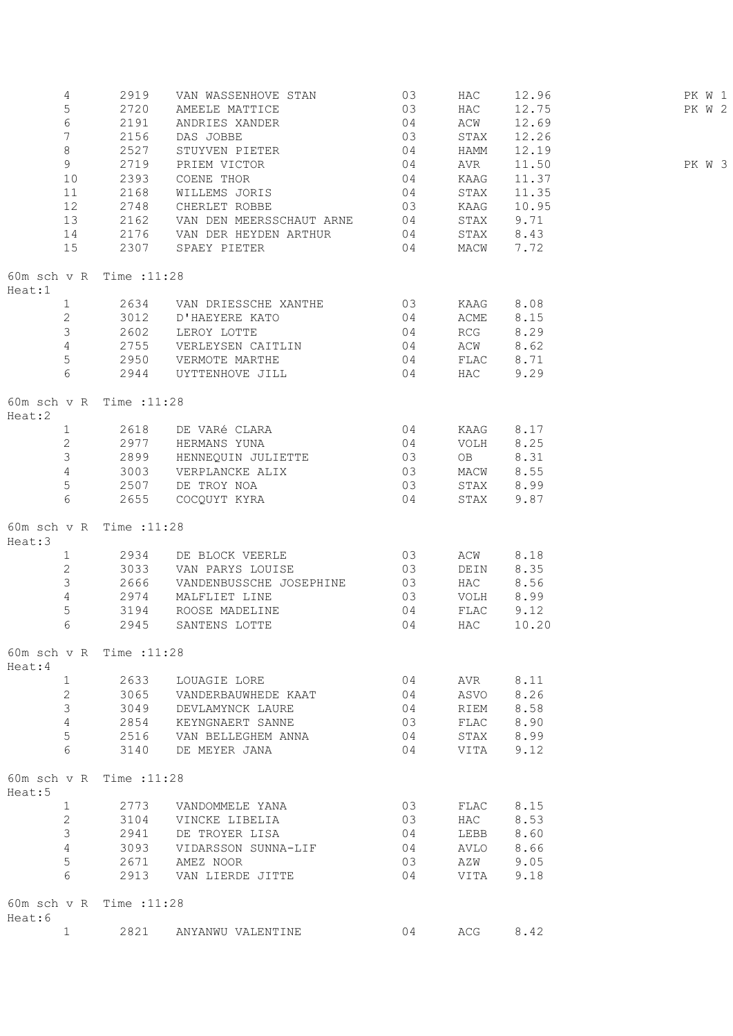| | | | | | | |
|---|---|---|---|---|---|---|
| 4 | 2919 | VAN WASSENHOVE STAN | 03 | HAC | 12.96 | PK W 1 |
| 5 | 2720 | AMEELE MATTICE | 03 | HAC | 12.75 | PK W 2 |
| 6 | 2191 | ANDRIES XANDER | 04 | ACW | 12.69 | |
| 7 | 2156 | DAS JOBBE | 03 | STAX | 12.26 | |
| 8 | 2527 | STUYVEN PIETER | 04 | HAMM | 12.19 | |
| 9 | 2719 | PRIEM VICTOR | 04 | AVR | 11.50 | PK W 3 |
| 10 | 2393 | COENE THOR | 04 | KAAG | 11.37 | |
| 11 | 2168 | WILLEMS JORIS | 04 | STAX | 11.35 | |
| 12 | 2748 | CHERLET ROBBE | 03 | KAAG | 10.95 | |
| 13 | 2162 | VAN DEN MEERSSCHAUT ARNE | 04 | STAX | 9.71 | |
| 14 | 2176 | VAN DER HEYDEN ARTHUR | 04 | STAX | 8.43 | |
| 15 | 2307 | SPAEY PIETER | 04 | MACW | 7.72 | |

60m sch v R Time :11:28
Heat:1

| | | | | | |
|---|---|---|---|---|---|
| 1 | 2634 | VAN DRIESSCHE XANTHE | 03 | KAAG | 8.08 |
| 2 | 3012 | D'HAEYERE KATO | 04 | ACME | 8.15 |
| 3 | 2602 | LEROY LOTTE | 04 | RCG | 8.29 |
| 4 | 2755 | VERLEYSEN CAITLIN | 04 | ACW | 8.62 |
| 5 | 2950 | VERMOTE MARTHE | 04 | FLAC | 8.71 |
| 6 | 2944 | UYTTENHOVE JILL | 04 | HAC | 9.29 |

60m sch v R Time :11:28
Heat:2

| | | | | | |
|---|---|---|---|---|---|
| 1 | 2618 | DE VARé CLARA | 04 | KAAG | 8.17 |
| 2 | 2977 | HERMANS YUNA | 04 | VOLH | 8.25 |
| 3 | 2899 | HENNEQUIN JULIETTE | 03 | OB | 8.31 |
| 4 | 3003 | VERPLANCKE ALIX | 03 | MACW | 8.55 |
| 5 | 2507 | DE TROY NOA | 03 | STAX | 8.99 |
| 6 | 2655 | COCQUYT KYRA | 04 | STAX | 9.87 |

60m sch v R Time :11:28
Heat:3

| | | | | | |
|---|---|---|---|---|---|
| 1 | 2934 | DE BLOCK VEERLE | 03 | ACW | 8.18 |
| 2 | 3033 | VAN PARYS LOUISE | 03 | DEIN | 8.35 |
| 3 | 2666 | VANDENBUSSCHE JOSEPHINE | 03 | HAC | 8.56 |
| 4 | 2974 | MALFLIET LINE | 03 | VOLH | 8.99 |
| 5 | 3194 | ROOSE MADELINE | 04 | FLAC | 9.12 |
| 6 | 2945 | SANTENS LOTTE | 04 | HAC | 10.20 |

60m sch v R Time :11:28
Heat:4

| | | | | | |
|---|---|---|---|---|---|
| 1 | 2633 | LOUAGIE LORE | 04 | AVR | 8.11 |
| 2 | 3065 | VANDERBAUWHEDE KAAT | 04 | ASVO | 8.26 |
| 3 | 3049 | DEVLAMYNCK LAURE | 04 | RIEM | 8.58 |
| 4 | 2854 | KEYNGNAERT SANNE | 03 | FLAC | 8.90 |
| 5 | 2516 | VAN BELLEGHEM ANNA | 04 | STAX | 8.99 |
| 6 | 3140 | DE MEYER JANA | 04 | VITA | 9.12 |

60m sch v R Time :11:28
Heat:5

| | | | | | |
|---|---|---|---|---|---|
| 1 | 2773 | VANDOMMELE YANA | 03 | FLAC | 8.15 |
| 2 | 3104 | VINCKE LIBELIA | 03 | HAC | 8.53 |
| 3 | 2941 | DE TROYER LISA | 04 | LEBB | 8.60 |
| 4 | 3093 | VIDARSSON SUNNA-LIF | 04 | AVLO | 8.66 |
| 5 | 2671 | AMEZ NOOR | 03 | AZW | 9.05 |
| 6 | 2913 | VAN LIERDE JITTE | 04 | VITA | 9.18 |

60m sch v R Time :11:28
Heat:6

| | | | | | |
|---|---|---|---|---|---|
| 1 | 2821 | ANYANWU VALENTINE | 04 | ACG | 8.42 |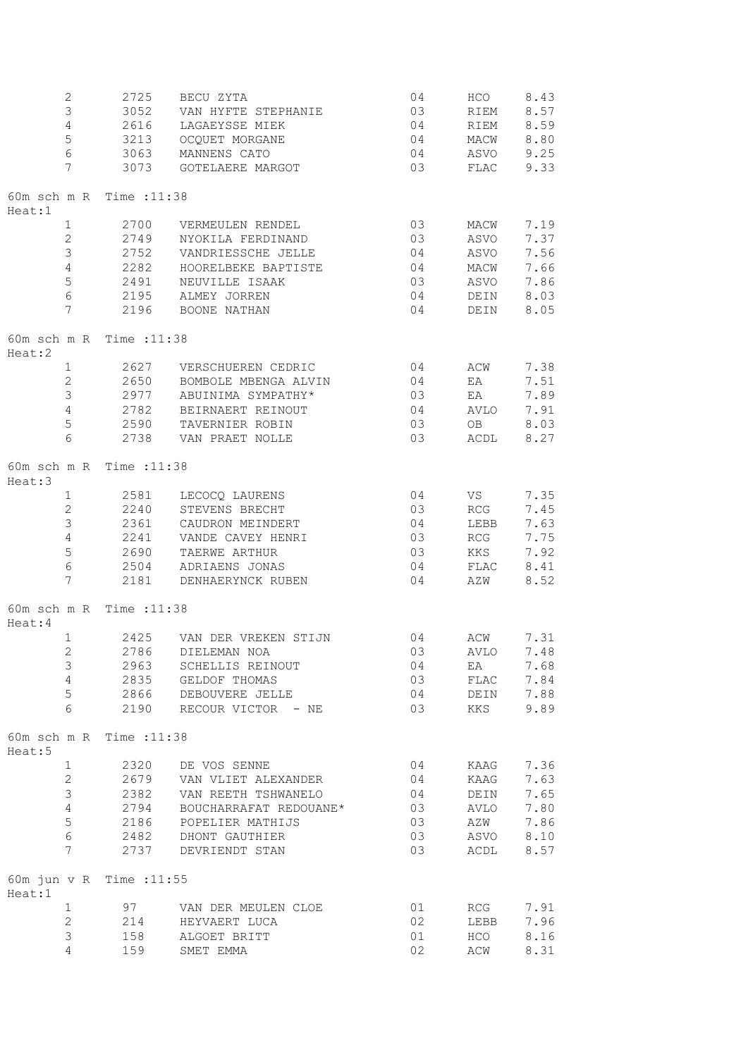| | | | | | |
|---|---|---|---|---|---|
| 2 | 2725 | BECU ZYTA | 04 | HCO | 8.43 |
| 3 | 3052 | VAN HYFTE STEPHANIE | 03 | RIEM | 8.57 |
| 4 | 2616 | LAGAEYSSE MIEK | 04 | RIEM | 8.59 |
| 5 | 3213 | OCQUET MORGANE | 04 | MACW | 8.80 |
| 6 | 3063 | MANNENS CATO | 04 | ASVO | 9.25 |
| 7 | 3073 | GOTELAERE MARGOT | 03 | FLAC | 9.33 |

60m sch m R Time :11:38
Heat:1

| | | | | | |
|---|---|---|---|---|---|
| 1 | 2700 | VERMEULEN RENDEL | 03 | MACW | 7.19 |
| 2 | 2749 | NYOKILA FERDINAND | 03 | ASVO | 7.37 |
| 3 | 2752 | VANDRIESSCHE JELLE | 04 | ASVO | 7.56 |
| 4 | 2282 | HOORELBEKE BAPTISTE | 04 | MACW | 7.66 |
| 5 | 2491 | NEUVILLE ISAAK | 03 | ASVO | 7.86 |
| 6 | 2195 | ALMEY JORREN | 04 | DEIN | 8.03 |
| 7 | 2196 | BOONE NATHAN | 04 | DEIN | 8.05 |

60m sch m R Time :11:38
Heat:2

| | | | | | |
|---|---|---|---|---|---|
| 1 | 2627 | VERSCHUEREN CEDRIC | 04 | ACW | 7.38 |
| 2 | 2650 | BOMBOLE MBENGA ALVIN | 04 | EA | 7.51 |
| 3 | 2977 | ABUINIMA SYMPATHY* | 03 | EA | 7.89 |
| 4 | 2782 | BEIRNAERT REINOUT | 04 | AVLO | 7.91 |
| 5 | 2590 | TAVERNIER ROBIN | 03 | OB | 8.03 |
| 6 | 2738 | VAN PRAET NOLLE | 03 | ACDL | 8.27 |

60m sch m R Time :11:38
Heat:3

| | | | | | |
|---|---|---|---|---|---|
| 1 | 2581 | LECOCQ LAURENS | 04 | VS | 7.35 |
| 2 | 2240 | STEVENS BRECHT | 03 | RCG | 7.45 |
| 3 | 2361 | CAUDRON MEINDERT | 04 | LEBB | 7.63 |
| 4 | 2241 | VANDE CAVEY HENRI | 03 | RCG | 7.75 |
| 5 | 2690 | TAERWE ARTHUR | 03 | KKS | 7.92 |
| 6 | 2504 | ADRIAENS JONAS | 04 | FLAC | 8.41 |
| 7 | 2181 | DENHAERYNCK RUBEN | 04 | AZW | 8.52 |

60m sch m R Time :11:38
Heat:4

| | | | | | |
|---|---|---|---|---|---|
| 1 | 2425 | VAN DER VREKEN STIJN | 04 | ACW | 7.31 |
| 2 | 2786 | DIELEMAN NOA | 03 | AVLO | 7.48 |
| 3 | 2963 | SCHELLIS REINOUT | 04 | EA | 7.68 |
| 4 | 2835 | GELDOF THOMAS | 03 | FLAC | 7.84 |
| 5 | 2866 | DEBOUVERE JELLE | 04 | DEIN | 7.88 |
| 6 | 2190 | RECOUR VICTOR - NE | 03 | KKS | 9.89 |

60m sch m R Time :11:38
Heat:5

| | | | | | |
|---|---|---|---|---|---|
| 1 | 2320 | DE VOS SENNE | 04 | KAAG | 7.36 |
| 2 | 2679 | VAN VLIET ALEXANDER | 04 | KAAG | 7.63 |
| 3 | 2382 | VAN REETH TSHWANELO | 04 | DEIN | 7.65 |
| 4 | 2794 | BOUCHARRAFAT REDOUANE* | 03 | AVLO | 7.80 |
| 5 | 2186 | POPELIER MATHIJS | 03 | AZW | 7.86 |
| 6 | 2482 | DHONT GAUTHIER | 03 | ASVO | 8.10 |
| 7 | 2737 | DEVRIENDT STAN | 03 | ACDL | 8.57 |

60m jun v R Time :11:55
Heat:1

| | | | | | |
|---|---|---|---|---|---|
| 1 | 97 | VAN DER MEULEN CLOE | 01 | RCG | 7.91 |
| 2 | 214 | HEYVAERT LUCA | 02 | LEBB | 7.96 |
| 3 | 158 | ALGOET BRITT | 01 | HCO | 8.16 |
| 4 | 159 | SMET EMMA | 02 | ACW | 8.31 |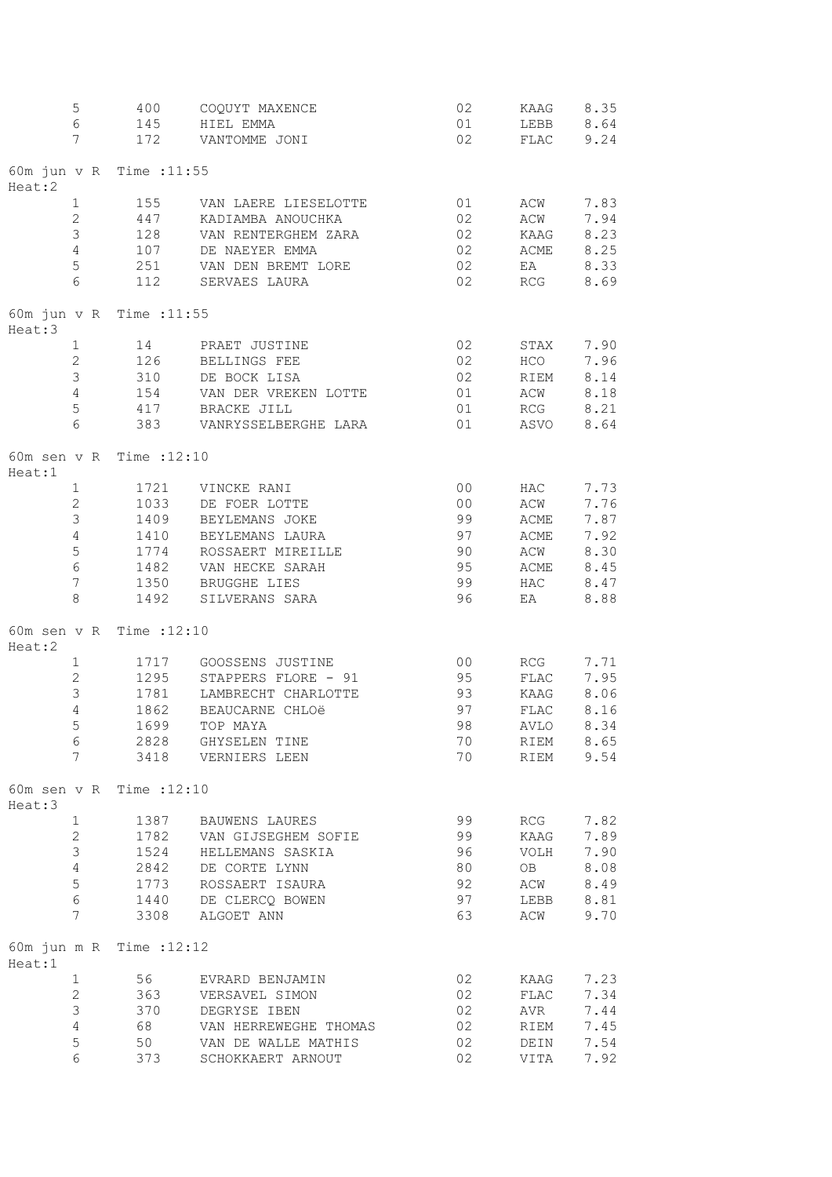| | | | | | |
|---|---|---|---|---|---|
| 5 | 400 | COQUYT MAXENCE | 02 | KAAG | 8.35 |
| 6 | 145 | HIEL EMMA | 01 | LEBB | 8.64 |
| 7 | 172 | VANTOMME JONI | 02 | FLAC | 9.24 |

60m jun v R Time :11:55
Heat:2

| | | | | | |
|---|---|---|---|---|---|
| 1 | 155 | VAN LAERE LIESELOTTE | 01 | ACW | 7.83 |
| 2 | 447 | KADIAMBA ANOUCHKA | 02 | ACW | 7.94 |
| 3 | 128 | VAN RENTERGHEM ZARA | 02 | KAAG | 8.23 |
| 4 | 107 | DE NAEYER EMMA | 02 | ACME | 8.25 |
| 5 | 251 | VAN DEN BREMT LORE | 02 | EA | 8.33 |
| 6 | 112 | SERVAES LAURA | 02 | RCG | 8.69 |

60m jun v R Time :11:55
Heat:3

| | | | | | |
|---|---|---|---|---|---|
| 1 | 14 | PRAET JUSTINE | 02 | STAX | 7.90 |
| 2 | 126 | BELLINGS FEE | 02 | HCO | 7.96 |
| 3 | 310 | DE BOCK LISA | 02 | RIEM | 8.14 |
| 4 | 154 | VAN DER VREKEN LOTTE | 01 | ACW | 8.18 |
| 5 | 417 | BRACKE JILL | 01 | RCG | 8.21 |
| 6 | 383 | VANRYSSELBERGHE LARA | 01 | ASVO | 8.64 |

60m sen v R Time :12:10
Heat:1

| | | | | | |
|---|---|---|---|---|---|
| 1 | 1721 | VINCKE RANI | 00 | HAC | 7.73 |
| 2 | 1033 | DE FOER LOTTE | 00 | ACW | 7.76 |
| 3 | 1409 | BEYLEMANS JOKE | 99 | ACME | 7.87 |
| 4 | 1410 | BEYLEMANS LAURA | 97 | ACME | 7.92 |
| 5 | 1774 | ROSSAERT MIREILLE | 90 | ACW | 8.30 |
| 6 | 1482 | VAN HECKE SARAH | 95 | ACME | 8.45 |
| 7 | 1350 | BRUGGHE LIES | 99 | HAC | 8.47 |
| 8 | 1492 | SILVERANS SARA | 96 | EA | 8.88 |

60m sen v R Time :12:10
Heat:2

| | | | | | |
|---|---|---|---|---|---|
| 1 | 1717 | GOOSSENS JUSTINE | 00 | RCG | 7.71 |
| 2 | 1295 | STAPPERS FLORE - 91 | 95 | FLAC | 7.95 |
| 3 | 1781 | LAMBRECHT CHARLOTTE | 93 | KAAG | 8.06 |
| 4 | 1862 | BEAUCARNE CHLOë | 97 | FLAC | 8.16 |
| 5 | 1699 | TOP MAYA | 98 | AVLO | 8.34 |
| 6 | 2828 | GHYSELEN TINE | 70 | RIEM | 8.65 |
| 7 | 3418 | VERNIERS LEEN | 70 | RIEM | 9.54 |

60m sen v R Time :12:10
Heat:3

| | | | | | |
|---|---|---|---|---|---|
| 1 | 1387 | BAUWENS LAURES | 99 | RCG | 7.82 |
| 2 | 1782 | VAN GIJSEGHEM SOFIE | 99 | KAAG | 7.89 |
| 3 | 1524 | HELLEMANS SASKIA | 96 | VOLH | 7.90 |
| 4 | 2842 | DE CORTE LYNN | 80 | OB | 8.08 |
| 5 | 1773 | ROSSAERT ISAURA | 92 | ACW | 8.49 |
| 6 | 1440 | DE CLERCQ BOWEN | 97 | LEBB | 8.81 |
| 7 | 3308 | ALGOET ANN | 63 | ACW | 9.70 |

60m jun m R Time :12:12
Heat:1

| | | | | | |
|---|---|---|---|---|---|
| 1 | 56 | EVRARD BENJAMIN | 02 | KAAG | 7.23 |
| 2 | 363 | VERSAVEL SIMON | 02 | FLAC | 7.34 |
| 3 | 370 | DEGRYSE IBEN | 02 | AVR | 7.44 |
| 4 | 68 | VAN HERREWEGHE THOMAS | 02 | RIEM | 7.45 |
| 5 | 50 | VAN DE WALLE MATHIS | 02 | DEIN | 7.54 |
| 6 | 373 | SCHOKKAERT ARNOUT | 02 | VITA | 7.92 |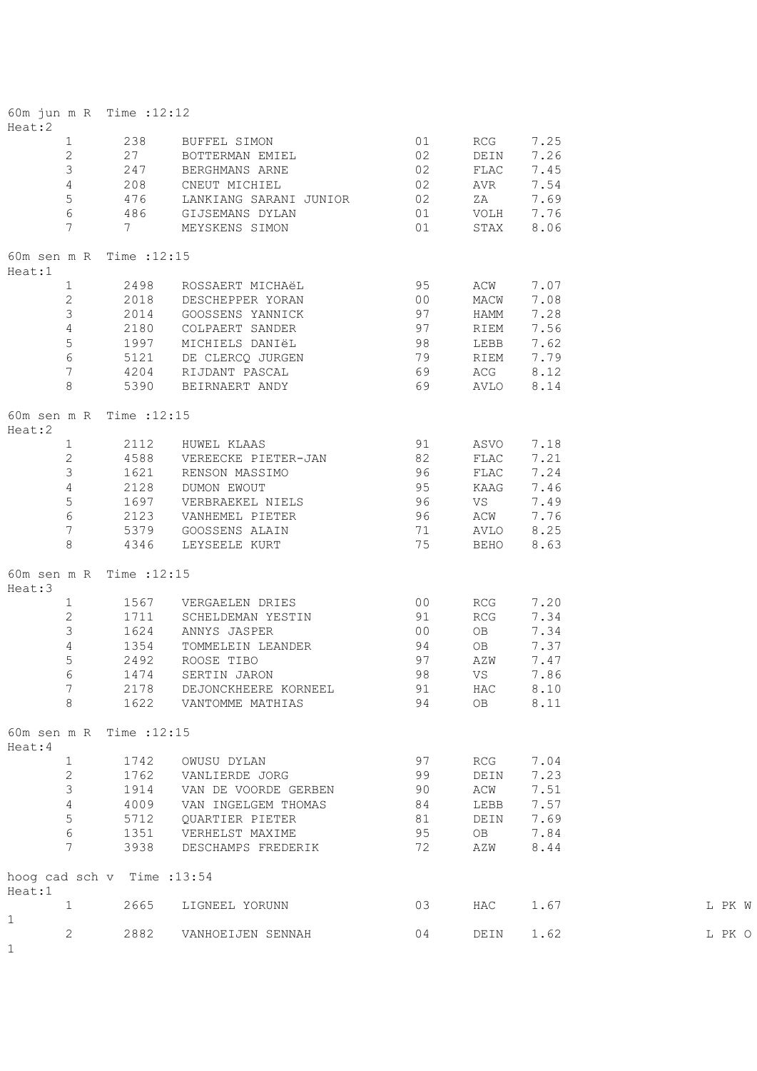60m jun m R  Time :12:12

Heat:2

| | | | | | |
|---|---|---|---|---|---|
| 1 | 238 | BUFFEL SIMON | 01 | RCG | 7.25 |
| 2 | 27 | BOTTERMAN EMIEL | 02 | DEIN | 7.26 |
| 3 | 247 | BERGHMANS ARNE | 02 | FLAC | 7.45 |
| 4 | 208 | CNEUT MICHIEL | 02 | AVR | 7.54 |
| 5 | 476 | LANKIANG SARANI JUNIOR | 02 | ZA | 7.69 |
| 6 | 486 | GIJSEMANS DYLAN | 01 | VOLH | 7.76 |
| 7 | 7 | MEYSKENS SIMON | 01 | STAX | 8.06 |

60m sen m R  Time :12:15

Heat:1

| | | | | | |
|---|---|---|---|---|---|
| 1 | 2498 | ROSSAERT MICHAëL | 95 | ACW | 7.07 |
| 2 | 2018 | DESCHEPPER YORAN | 00 | MACW | 7.08 |
| 3 | 2014 | GOOSSENS YANNICK | 97 | HAMM | 7.28 |
| 4 | 2180 | COLPAERT SANDER | 97 | RIEM | 7.56 |
| 5 | 1997 | MICHIELS DANIëL | 98 | LEBB | 7.62 |
| 6 | 5121 | DE CLERCQ JURGEN | 79 | RIEM | 7.79 |
| 7 | 4204 | RIJDANT PASCAL | 69 | ACG | 8.12 |
| 8 | 5390 | BEIRNAERT ANDY | 69 | AVLO | 8.14 |

60m sen m R  Time :12:15

Heat:2

| | | | | | |
|---|---|---|---|---|---|
| 1 | 2112 | HUWEL KLAAS | 91 | ASVO | 7.18 |
| 2 | 4588 | VEREECKE PIETER-JAN | 82 | FLAC | 7.21 |
| 3 | 1621 | RENSON MASSIMO | 96 | FLAC | 7.24 |
| 4 | 2128 | DUMON EWOUT | 95 | KAAG | 7.46 |
| 5 | 1697 | VERBRAEKEL NIELS | 96 | VS | 7.49 |
| 6 | 2123 | VANHEMEL PIETER | 96 | ACW | 7.76 |
| 7 | 5379 | GOOSSENS ALAIN | 71 | AVLO | 8.25 |
| 8 | 4346 | LEYSEELE KURT | 75 | BEHO | 8.63 |

60m sen m R  Time :12:15

Heat:3

| | | | | | |
|---|---|---|---|---|---|
| 1 | 1567 | VERGAELEN DRIES | 00 | RCG | 7.20 |
| 2 | 1711 | SCHELDEMAN YESTIN | 91 | RCG | 7.34 |
| 3 | 1624 | ANNYS JASPER | 00 | OB | 7.34 |
| 4 | 1354 | TOMMELEIN LEANDER | 94 | OB | 7.37 |
| 5 | 2492 | ROOSE TIBO | 97 | AZW | 7.47 |
| 6 | 1474 | SERTIN JARON | 98 | VS | 7.86 |
| 7 | 2178 | DEJONCKHEERE KORNEEL | 91 | HAC | 8.10 |
| 8 | 1622 | VANTOMME MATHIAS | 94 | OB | 8.11 |

60m sen m R  Time :12:15

Heat:4

| | | | | | |
|---|---|---|---|---|---|
| 1 | 1742 | OWUSU DYLAN | 97 | RCG | 7.04 |
| 2 | 1762 | VANLIERDE JORG | 99 | DEIN | 7.23 |
| 3 | 1914 | VAN DE VOORDE GERBEN | 90 | ACW | 7.51 |
| 4 | 4009 | VAN INGELGEM THOMAS | 84 | LEBB | 7.57 |
| 5 | 5712 | QUARTIER PIETER | 81 | DEIN | 7.69 |
| 6 | 1351 | VERHELST MAXIME | 95 | OB | 7.84 |
| 7 | 3938 | DESCHAMPS FREDERIK | 72 | AZW | 8.44 |

hoog cad sch v  Time :13:54

Heat:1

| | | | | | | |
|---|---|---|---|---|---|---|
| 1 | 2665 | LIGNEEL YORUNN | 03 | HAC | 1.67 | L PK W 1 |
| 2 | 2882 | VANHOEIJEN SENNAH | 04 | DEIN | 1.62 | L PK O 1 |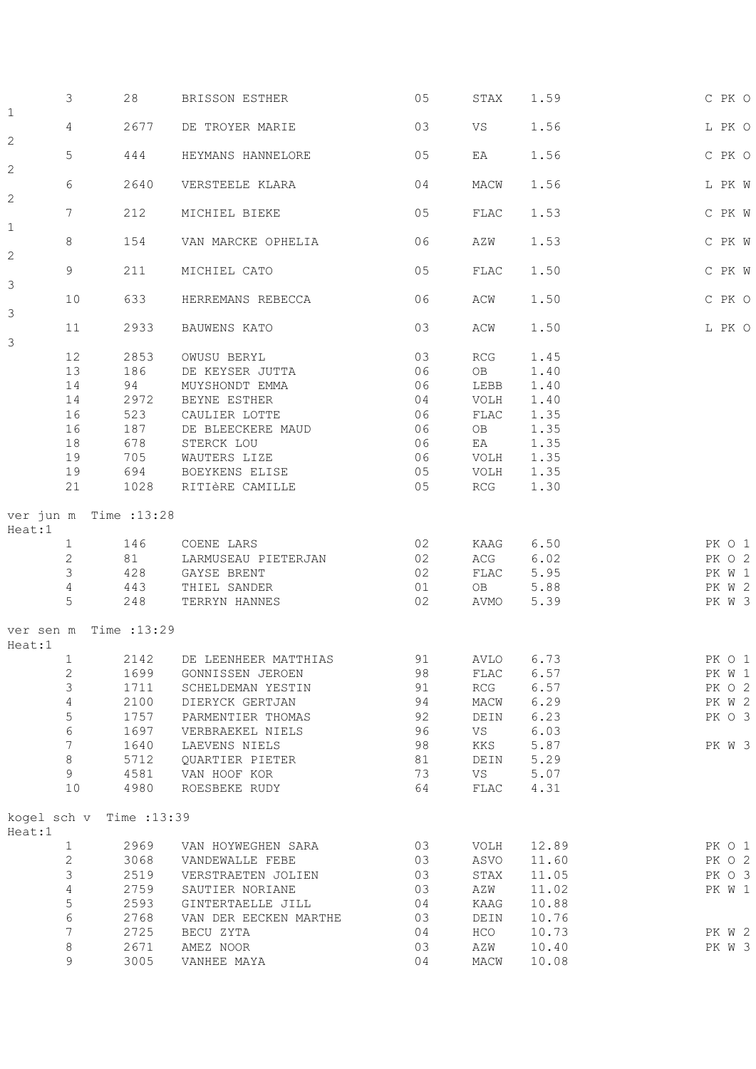| | | | | | | |
|---|---|---|---|---|---|---|
| 3 | 28 | BRISSON ESTHER | 05 | STAX | 1.59 | C PK O 1 |
| 4 | 2677 | DE TROYER MARIE | 03 | VS | 1.56 | L PK O 2 |
| 5 | 444 | HEYMANS HANNELORE | 05 | EA | 1.56 | C PK O 2 |
| 6 | 2640 | VERSTEELE KLARA | 04 | MACW | 1.56 | L PK W 2 |
| 7 | 212 | MICHIEL BIEKE | 05 | FLAC | 1.53 | C PK W 1 |
| 8 | 154 | VAN MARCKE OPHELIA | 06 | AZW | 1.53 | C PK W 2 |
| 9 | 211 | MICHIEL CATO | 05 | FLAC | 1.50 | C PK W 3 |
| 10 | 633 | HERREMANS REBECCA | 06 | ACW | 1.50 | C PK O 3 |
| 11 | 2933 | BAUWENS KATO | 03 | ACW | 1.50 | L PK O 3 |
| 12 | 2853 | OWUSU BERYL | 03 | RCG | 1.45 | |
| 13 | 186 | DE KEYSER JUTTA | 06 | OB | 1.40 | |
| 14 | 94 | MUYSHONDT EMMA | 06 | LEBB | 1.40 | |
| 14 | 2972 | BEYNE ESTHER | 04 | VOLH | 1.40 | |
| 16 | 523 | CAULIER LOTTE | 06 | FLAC | 1.35 | |
| 16 | 187 | DE BLEECKERE MAUD | 06 | OB | 1.35 | |
| 18 | 678 | STERCK LOU | 06 | EA | 1.35 | |
| 19 | 705 | WAUTERS LIZE | 06 | VOLH | 1.35 | |
| 19 | 694 | BOEYKENS ELISE | 05 | VOLH | 1.35 | |
| 21 | 1028 | RITIèRE CAMILLE | 05 | RCG | 1.30 | |

ver jun m Time :13:28
Heat:1

| | | | | | | |
|---|---|---|---|---|---|---|
| 1 | 146 | COENE LARS | 02 | KAAG | 6.50 | PK O 1 |
| 2 | 81 | LARMUSEAU PIETERJAN | 02 | ACG | 6.02 | PK O 2 |
| 3 | 428 | GAYSE BRENT | 02 | FLAC | 5.95 | PK W 1 |
| 4 | 443 | THIEL SANDER | 01 | OB | 5.88 | PK W 2 |
| 5 | 248 | TERRYN HANNES | 02 | AVMO | 5.39 | PK W 3 |

ver sen m Time :13:29
Heat:1

| | | | | | | |
|---|---|---|---|---|---|---|
| 1 | 2142 | DE LEENHEER MATTHIAS | 91 | AVLO | 6.73 | PK O 1 |
| 2 | 1699 | GONNISSEN JEROEN | 98 | FLAC | 6.57 | PK W 1 |
| 3 | 1711 | SCHELDEMAN YESTIN | 91 | RCG | 6.57 | PK O 2 |
| 4 | 2100 | DIERYCK GERTJAN | 94 | MACW | 6.29 | PK W 2 |
| 5 | 1757 | PARMENTIER THOMAS | 92 | DEIN | 6.23 | PK O 3 |
| 6 | 1697 | VERBRAEKEL NIELS | 96 | VS | 6.03 | |
| 7 | 1640 | LAEVENS NIELS | 98 | KKS | 5.87 | PK W 3 |
| 8 | 5712 | QUARTIER PIETER | 81 | DEIN | 5.29 | |
| 9 | 4581 | VAN HOOF KOR | 73 | VS | 5.07 | |
| 10 | 4980 | ROESBEKE RUDY | 64 | FLAC | 4.31 | |

kogel sch v Time :13:39
Heat:1

| | | | | | | |
|---|---|---|---|---|---|---|
| 1 | 2969 | VAN HOYWEGHEN SARA | 03 | VOLH | 12.89 | PK O 1 |
| 2 | 3068 | VANDEWALLE FEBE | 03 | ASVO | 11.60 | PK O 2 |
| 3 | 2519 | VERSTRAETEN JOLIEN | 03 | STAX | 11.05 | PK O 3 |
| 4 | 2759 | SAUTIER NORIANE | 03 | AZW | 11.02 | PK W 1 |
| 5 | 2593 | GINTERTAELLE JILL | 04 | KAAG | 10.88 | |
| 6 | 2768 | VAN DER EECKEN MARTHE | 03 | DEIN | 10.76 | |
| 7 | 2725 | BECU ZYTA | 04 | HCO | 10.73 | PK W 2 |
| 8 | 2671 | AMEZ NOOR | 03 | AZW | 10.40 | PK W 3 |
| 9 | 3005 | VANHEE MAYA | 04 | MACW | 10.08 | |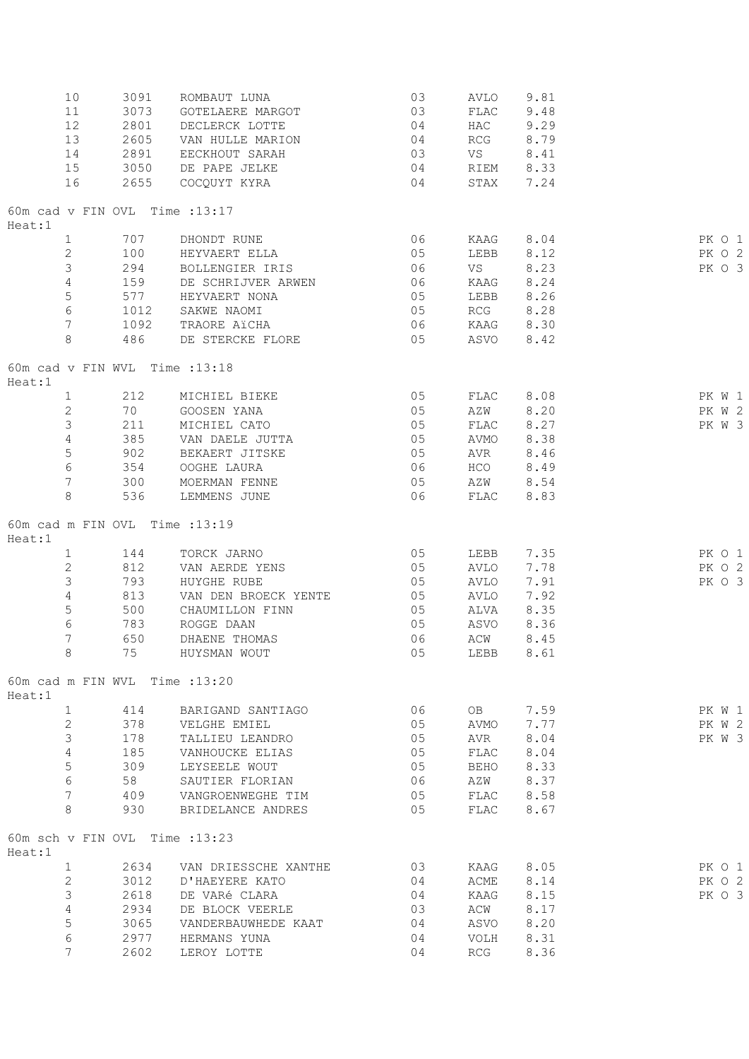| | | | | | |
|---|---|---|---|---|---|
| 10 | 3091 | ROMBAUT LUNA | 03 | AVLO | 9.81 |
| 11 | 3073 | GOTELAERE MARGOT | 03 | FLAC | 9.48 |
| 12 | 2801 | DECLERCK LOTTE | 04 | HAC | 9.29 |
| 13 | 2605 | VAN HULLE MARION | 04 | RCG | 8.79 |
| 14 | 2891 | EECKHOUT SARAH | 03 | VS | 8.41 |
| 15 | 3050 | DE PAPE JELKE | 04 | RIEM | 8.33 |
| 16 | 2655 | COCQUYT KYRA | 04 | STAX | 7.24 |

60m cad v FIN OVL Time :13:17

Heat:1

| | | | | | | |
|---|---|---|---|---|---|---|
| 1 | 707 | DHONDT RUNE | 06 | KAAG | 8.04 | PK O 1 |
| 2 | 100 | HEYVAERT ELLA | 05 | LEBB | 8.12 | PK O 2 |
| 3 | 294 | BOLLENGIER IRIS | 06 | VS | 8.23 | PK O 3 |
| 4 | 159 | DE SCHRIJVER ARWEN | 06 | KAAG | 8.24 | |
| 5 | 577 | HEYVAERT NONA | 05 | LEBB | 8.26 | |
| 6 | 1012 | SAKWE NAOMI | 05 | RCG | 8.28 | |
| 7 | 1092 | TRAORE AïCHA | 06 | KAAG | 8.30 | |
| 8 | 486 | DE STERCKE FLORE | 05 | ASVO | 8.42 | |

60m cad v FIN WVL Time :13:18

Heat:1

| | | | | | | |
|---|---|---|---|---|---|---|
| 1 | 212 | MICHIEL BIEKE | 05 | FLAC | 8.08 | PK W 1 |
| 2 | 70 | GOOSEN YANA | 05 | AZW | 8.20 | PK W 2 |
| 3 | 211 | MICHIEL CATO | 05 | FLAC | 8.27 | PK W 3 |
| 4 | 385 | VAN DAELE JUTTA | 05 | AVMO | 8.38 | |
| 5 | 902 | BEKAERT JITSKE | 05 | AVR | 8.46 | |
| 6 | 354 | OOGHE LAURA | 06 | HCO | 8.49 | |
| 7 | 300 | MOERMAN FENNE | 05 | AZW | 8.54 | |
| 8 | 536 | LEMMENS JUNE | 06 | FLAC | 8.83 | |

60m cad m FIN OVL Time :13:19

Heat:1

| | | | | | | |
|---|---|---|---|---|---|---|
| 1 | 144 | TORCK JARNO | 05 | LEBB | 7.35 | PK O 1 |
| 2 | 812 | VAN AERDE YENS | 05 | AVLO | 7.78 | PK O 2 |
| 3 | 793 | HUYGHE RUBE | 05 | AVLO | 7.91 | PK O 3 |
| 4 | 813 | VAN DEN BROECK YENTE | 05 | AVLO | 7.92 | |
| 5 | 500 | CHAUMILLON FINN | 05 | ALVA | 8.35 | |
| 6 | 783 | ROGGE DAAN | 05 | ASVO | 8.36 | |
| 7 | 650 | DHAENE THOMAS | 06 | ACW | 8.45 | |
| 8 | 75 | HUYSMAN WOUT | 05 | LEBB | 8.61 | |

60m cad m FIN WVL Time :13:20

Heat:1

| | | | | | | |
|---|---|---|---|---|---|---|
| 1 | 414 | BARIGAND SANTIAGO | 06 | OB | 7.59 | PK W 1 |
| 2 | 378 | VELGHE EMIEL | 05 | AVMO | 7.77 | PK W 2 |
| 3 | 178 | TALLIEU LEANDRO | 05 | AVR | 8.04 | PK W 3 |
| 4 | 185 | VANHOUCKE ELIAS | 05 | FLAC | 8.04 | |
| 5 | 309 | LEYSEELE WOUT | 05 | BEHO | 8.33 | |
| 6 | 58 | SAUTIER FLORIAN | 06 | AZW | 8.37 | |
| 7 | 409 | VANGROENWEGHE TIM | 05 | FLAC | 8.58 | |
| 8 | 930 | BRIDELANCE ANDRES | 05 | FLAC | 8.67 | |

60m sch v FIN OVL Time :13:23

Heat:1

| | | | | | | |
|---|---|---|---|---|---|---|
| 1 | 2634 | VAN DRIESSCHE XANTHE | 03 | KAAG | 8.05 | PK O 1 |
| 2 | 3012 | D'HAEYERE KATO | 04 | ACME | 8.14 | PK O 2 |
| 3 | 2618 | DE VARé CLARA | 04 | KAAG | 8.15 | PK O 3 |
| 4 | 2934 | DE BLOCK VEERLE | 03 | ACW | 8.17 | |
| 5 | 3065 | VANDERBAUWHEDE KAAT | 04 | ASVO | 8.20 | |
| 6 | 2977 | HERMANS YUNA | 04 | VOLH | 8.31 | |
| 7 | 2602 | LEROY LOTTE | 04 | RCG | 8.36 | |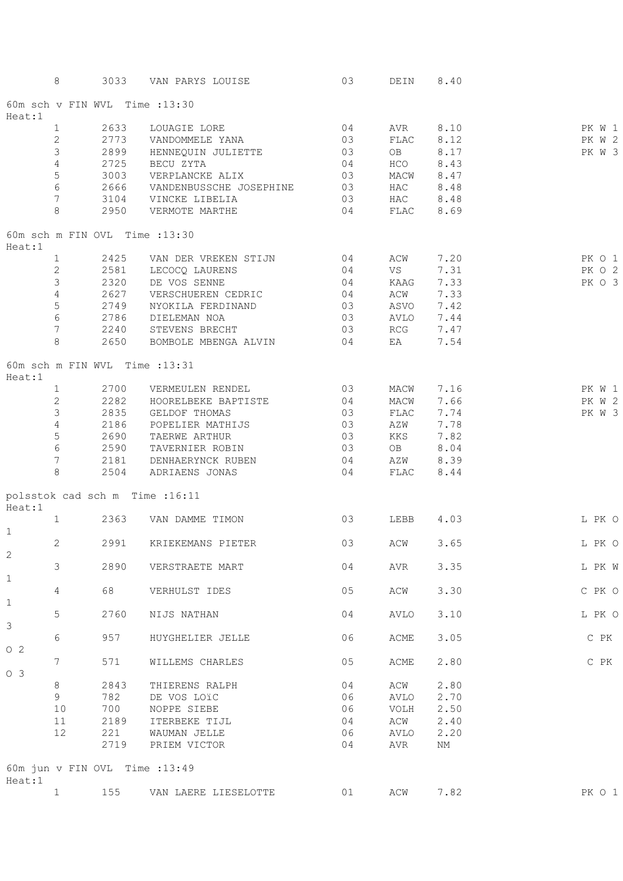| 8 | 3033 | VAN PARYS LOUISE | 03 | DEIN | 8.40 | |
|---|---|---|---|---|---|---|

60m sch v FIN WVL Time :13:30

Heat:1

| Pl | Nr | Naam | Jaar | Club | Prestatie | |
|---|---|---|---|---|---|---|
| 1 | 2633 | LOUAGIE LORE | 04 | AVR | 8.10 | PK W 1 |
| 2 | 2773 | VANDOMMELE YANA | 03 | FLAC | 8.12 | PK W 2 |
| 3 | 2899 | HENNEQUIN JULIETTE | 03 | OB | 8.17 | PK W 3 |
| 4 | 2725 | BECU ZYTA | 04 | HCO | 8.43 | |
| 5 | 3003 | VERPLANCKE ALIX | 03 | MACW | 8.47 | |
| 6 | 2666 | VANDENBUSSCHE JOSEPHINE | 03 | HAC | 8.48 | |
| 7 | 3104 | VINCKE LIBELIA | 03 | HAC | 8.48 | |
| 8 | 2950 | VERMOTE MARTHE | 04 | FLAC | 8.69 | |

60m sch m FIN OVL Time :13:30

Heat:1

| Pl | Nr | Naam | Jaar | Club | Prestatie | |
|---|---|---|---|---|---|---|
| 1 | 2425 | VAN DER VREKEN STIJN | 04 | ACW | 7.20 | PK O 1 |
| 2 | 2581 | LECOCQ LAURENS | 04 | VS | 7.31 | PK O 2 |
| 3 | 2320 | DE VOS SENNE | 04 | KAAG | 7.33 | PK O 3 |
| 4 | 2627 | VERSCHUEREN CEDRIC | 04 | ACW | 7.33 | |
| 5 | 2749 | NYOKILA FERDINAND | 03 | ASVO | 7.42 | |
| 6 | 2786 | DIELEMAN NOA | 03 | AVLO | 7.44 | |
| 7 | 2240 | STEVENS BRECHT | 03 | RCG | 7.47 | |
| 8 | 2650 | BOMBOLE MBENGA ALVIN | 04 | EA | 7.54 | |

60m sch m FIN WVL Time :13:31

Heat:1

| Pl | Nr | Naam | Jaar | Club | Prestatie | |
|---|---|---|---|---|---|---|
| 1 | 2700 | VERMEULEN RENDEL | 03 | MACW | 7.16 | PK W 1 |
| 2 | 2282 | HOORELBEKE BAPTISTE | 04 | MACW | 7.66 | PK W 2 |
| 3 | 2835 | GELDOF THOMAS | 03 | FLAC | 7.74 | PK W 3 |
| 4 | 2186 | POPELIER MATHIJS | 03 | AZW | 7.78 | |
| 5 | 2690 | TAERWE ARTHUR | 03 | KKS | 7.82 | |
| 6 | 2590 | TAVERNIER ROBIN | 03 | OB | 8.04 | |
| 7 | 2181 | DENHAERYNCK RUBEN | 04 | AZW | 8.39 | |
| 8 | 2504 | ADRIAENS JONAS | 04 | FLAC | 8.44 | |

polsstok cad sch m Time :16:11

Heat:1

| Pl | Nr | Naam | Jaar | Club | Prestatie | |
|---|---|---|---|---|---|---|
| 1 | 2363 | VAN DAMME TIMON | 03 | LEBB | 4.03 | L PK O 1 |
| 2 | 2991 | KRIEKEMANS PIETER | 03 | ACW | 3.65 | L PK O 2 |
| 3 | 2890 | VERSTRAETE MART | 04 | AVR | 3.35 | L PK W 1 |
| 4 | 68 | VERHULST IDES | 05 | ACW | 3.30 | C PK O 1 |
| 5 | 2760 | NIJS NATHAN | 04 | AVLO | 3.10 | L PK O 3 |
| 6 | 957 | HUYGHELIER JELLE | 06 | ACME | 3.05 | C PK O 2 |
| 7 | 571 | WILLEMS CHARLES | 05 | ACME | 2.80 | C PK O 3 |
| 8 | 2843 | THIERENS RALPH | 04 | ACW | 2.80 | |
| 9 | 782 | DE VOS LOïC | 06 | AVLO | 2.70 | |
| 10 | 700 | NOPPE SIEBE | 06 | VOLH | 2.50 | |
| 11 | 2189 | ITERBEKE TIJL | 04 | ACW | 2.40 | |
| 12 | 221 | WAUMAN JELLE | 06 | AVLO | 2.20 | |
| | 2719 | PRIEM VICTOR | 04 | AVR | NM | |

60m jun v FIN OVL Time :13:49

Heat:1

| Pl | Nr | Naam | Jaar | Club | Prestatie | |
|---|---|---|---|---|---|---|
| 1 | 155 | VAN LAERE LIESELOTTE | 01 | ACW | 7.82 | PK O 1 |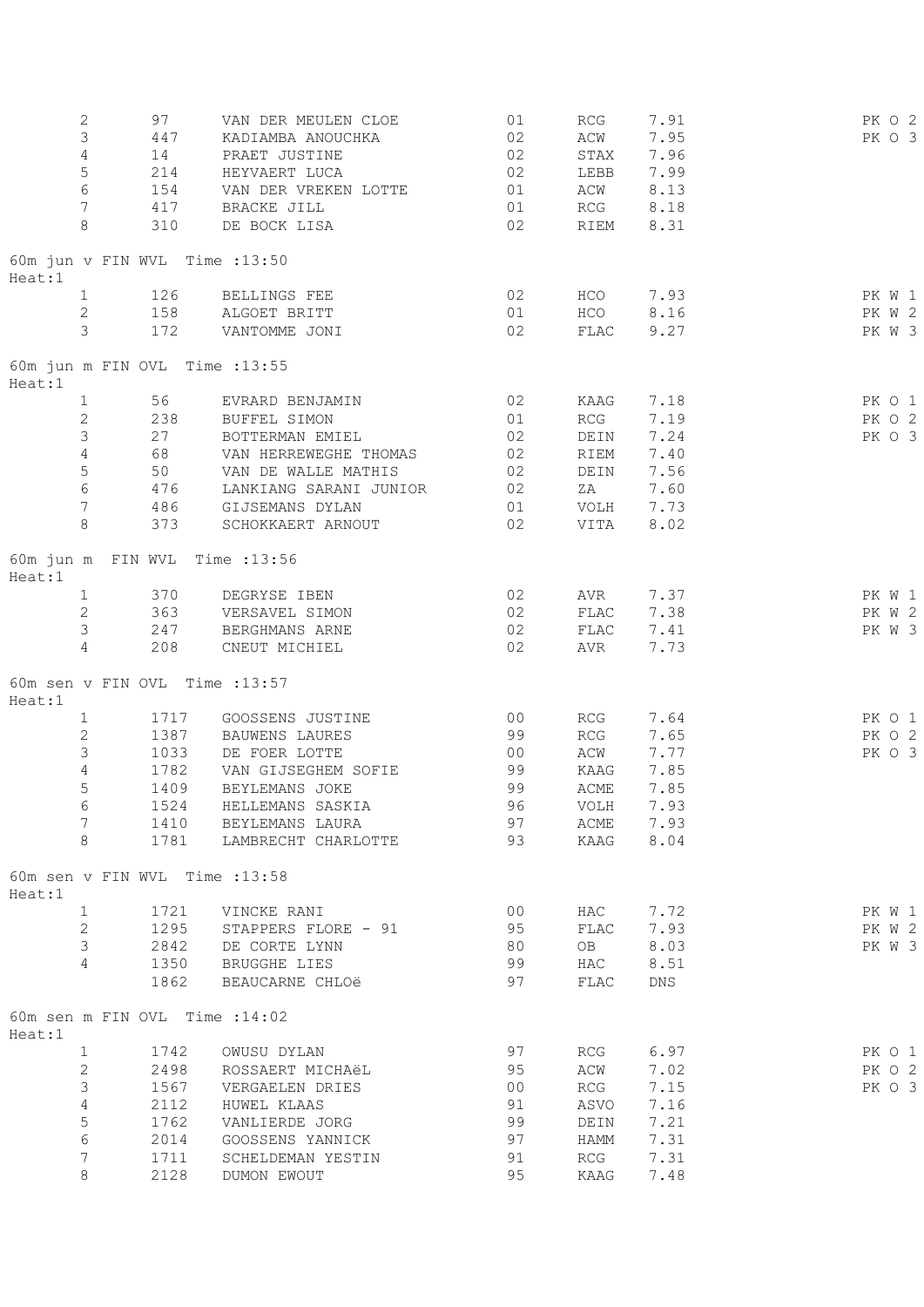| Pl | Nr | Naam | Jr | Club | Prestatie | |
|---|---|---|---|---|---|---|
| 2 | 97 | VAN DER MEULEN CLOE | 01 | RCG | 7.91 | PK O 2 |
| 3 | 447 | KADIAMBA ANOUCHKA | 02 | ACW | 7.95 | PK O 3 |
| 4 | 14 | PRAET JUSTINE | 02 | STAX | 7.96 | |
| 5 | 214 | HEYVAERT LUCA | 02 | LEBB | 7.99 | |
| 6 | 154 | VAN DER VREKEN LOTTE | 01 | ACW | 8.13 | |
| 7 | 417 | BRACKE JILL | 01 | RCG | 8.18 | |
| 8 | 310 | DE BOCK LISA | 02 | RIEM | 8.31 | |

60m jun v FIN WVL Time :13:50

Heat:1

| Pl | Nr | Naam | Jr | Club | Prestatie | |
|---|---|---|---|---|---|---|
| 1 | 126 | BELLINGS FEE | 02 | HCO | 7.93 | PK W 1 |
| 2 | 158 | ALGOET BRITT | 01 | HCO | 8.16 | PK W 2 |
| 3 | 172 | VANTOMME JONI | 02 | FLAC | 9.27 | PK W 3 |

60m jun m FIN OVL Time :13:55

Heat:1

| Pl | Nr | Naam | Jr | Club | Prestatie | |
|---|---|---|---|---|---|---|
| 1 | 56 | EVRARD BENJAMIN | 02 | KAAG | 7.18 | PK O 1 |
| 2 | 238 | BUFFEL SIMON | 01 | RCG | 7.19 | PK O 2 |
| 3 | 27 | BOTTERMAN EMIEL | 02 | DEIN | 7.24 | PK O 3 |
| 4 | 68 | VAN HERREWEGHE THOMAS | 02 | RIEM | 7.40 | |
| 5 | 50 | VAN DE WALLE MATHIS | 02 | DEIN | 7.56 | |
| 6 | 476 | LANKIANG SARANI JUNIOR | 02 | ZA | 7.60 | |
| 7 | 486 | GIJSEMANS DYLAN | 01 | VOLH | 7.73 | |
| 8 | 373 | SCHOKKAERT ARNOUT | 02 | VITA | 8.02 | |

60m jun m FIN WVL Time :13:56

Heat:1

| Pl | Nr | Naam | Jr | Club | Prestatie | |
|---|---|---|---|---|---|---|
| 1 | 370 | DEGRYSE IBEN | 02 | AVR | 7.37 | PK W 1 |
| 2 | 363 | VERSAVEL SIMON | 02 | FLAC | 7.38 | PK W 2 |
| 3 | 247 | BERGHMANS ARNE | 02 | FLAC | 7.41 | PK W 3 |
| 4 | 208 | CNEUT MICHIEL | 02 | AVR | 7.73 | |

60m sen v FIN OVL Time :13:57

Heat:1

| Pl | Nr | Naam | Jr | Club | Prestatie | |
|---|---|---|---|---|---|---|
| 1 | 1717 | GOOSSENS JUSTINE | 00 | RCG | 7.64 | PK O 1 |
| 2 | 1387 | BAUWENS LAURES | 99 | RCG | 7.65 | PK O 2 |
| 3 | 1033 | DE FOER LOTTE | 00 | ACW | 7.77 | PK O 3 |
| 4 | 1782 | VAN GIJSEGHEM SOFIE | 99 | KAAG | 7.85 | |
| 5 | 1409 | BEYLEMANS JOKE | 99 | ACME | 7.85 | |
| 6 | 1524 | HELLEMANS SASKIA | 96 | VOLH | 7.93 | |
| 7 | 1410 | BEYLEMANS LAURA | 97 | ACME | 7.93 | |
| 8 | 1781 | LAMBRECHT CHARLOTTE | 93 | KAAG | 8.04 | |

60m sen v FIN WVL Time :13:58

Heat:1

| Pl | Nr | Naam | Jr | Club | Prestatie | |
|---|---|---|---|---|---|---|
| 1 | 1721 | VINCKE RANI | 00 | HAC | 7.72 | PK W 1 |
| 2 | 1295 | STAPPERS FLORE - 91 | 95 | FLAC | 7.93 | PK W 2 |
| 3 | 2842 | DE CORTE LYNN | 80 | OB | 8.03 | PK W 3 |
| 4 | 1350 | BRUGGHE LIES | 99 | HAC | 8.51 | |
| | 1862 | BEAUCARNE CHLOë | 97 | FLAC | DNS | |

60m sen m FIN OVL Time :14:02

Heat:1

| Pl | Nr | Naam | Jr | Club | Prestatie | |
|---|---|---|---|---|---|---|
| 1 | 1742 | OWUSU DYLAN | 97 | RCG | 6.97 | PK O 1 |
| 2 | 2498 | ROSSAERT MICHAëL | 95 | ACW | 7.02 | PK O 2 |
| 3 | 1567 | VERGAELEN DRIES | 00 | RCG | 7.15 | PK O 3 |
| 4 | 2112 | HUWEL KLAAS | 91 | ASVO | 7.16 | |
| 5 | 1762 | VANLIERDE JORG | 99 | DEIN | 7.21 | |
| 6 | 2014 | GOOSSENS YANNICK | 97 | HAMM | 7.31 | |
| 7 | 1711 | SCHELDEMAN YESTIN | 91 | RCG | 7.31 | |
| 8 | 2128 | DUMON EWOUT | 95 | KAAG | 7.48 | |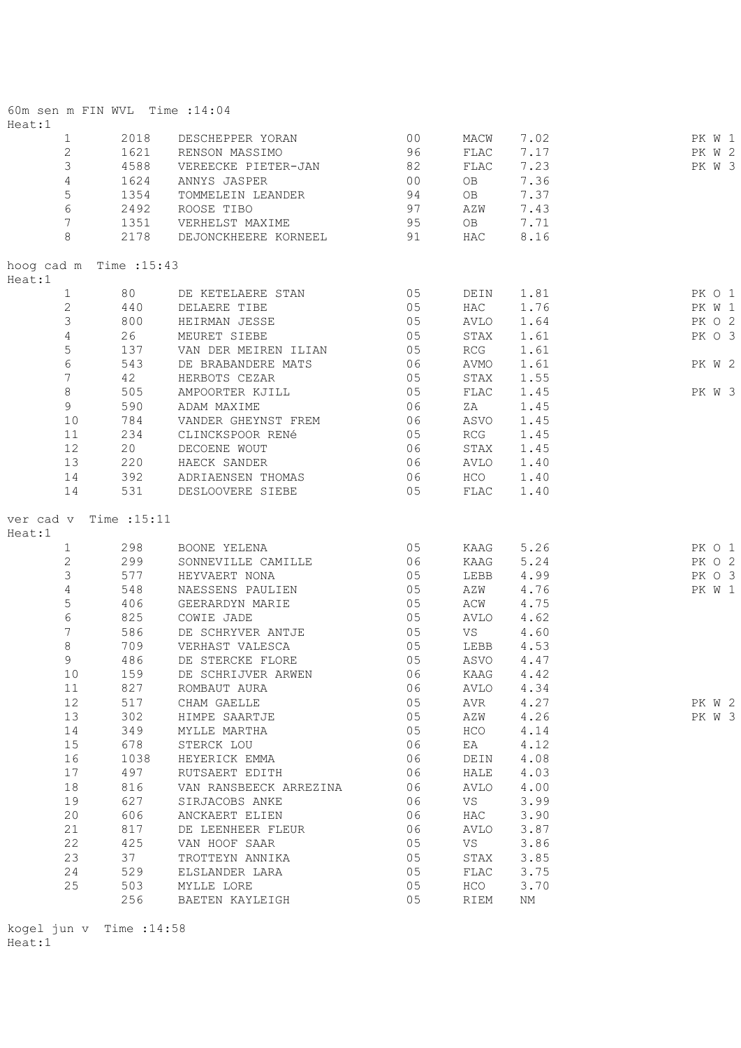60m sen m FIN WVL  Time :14:04

Heat:1

| | | | | | | |
|---|---|---|---|---|---|---|
| 1 | 2018 | DESCHEPPER YORAN | 00 | MACW | 7.02 | PK W 1 |
| 2 | 1621 | RENSON MASSIMO | 96 | FLAC | 7.17 | PK W 2 |
| 3 | 4588 | VEREECKE PIETER-JAN | 82 | FLAC | 7.23 | PK W 3 |
| 4 | 1624 | ANNYS JASPER | 00 | OB | 7.36 | |
| 5 | 1354 | TOMMELEIN LEANDER | 94 | OB | 7.37 | |
| 6 | 2492 | ROOSE TIBO | 97 | AZW | 7.43 | |
| 7 | 1351 | VERHELST MAXIME | 95 | OB | 7.71 | |
| 8 | 2178 | DEJONCKHEERE KORNEEL | 91 | HAC | 8.16 | |

hoog cad m  Time :15:43

Heat:1

| | | | | | | |
|---|---|---|---|---|---|---|
| 1 | 80 | DE KETELAERE STAN | 05 | DEIN | 1.81 | PK O 1 |
| 2 | 440 | DELAERE TIBE | 05 | HAC | 1.76 | PK W 1 |
| 3 | 800 | HEIRMAN JESSE | 05 | AVLO | 1.64 | PK O 2 |
| 4 | 26 | MEURET SIEBE | 05 | STAX | 1.61 | PK O 3 |
| 5 | 137 | VAN DER MEIREN ILIAN | 05 | RCG | 1.61 | |
| 6 | 543 | DE BRABANDERE MATS | 06 | AVMO | 1.61 | PK W 2 |
| 7 | 42 | HERBOTS CEZAR | 05 | STAX | 1.55 | |
| 8 | 505 | AMPOORTER KJILL | 05 | FLAC | 1.45 | PK W 3 |
| 9 | 590 | ADAM MAXIME | 06 | ZA | 1.45 | |
| 10 | 784 | VANDER GHEYNST FREM | 06 | ASVO | 1.45 | |
| 11 | 234 | CLINCKSPOOR RENé | 05 | RCG | 1.45 | |
| 12 | 20 | DECOENE WOUT | 06 | STAX | 1.45 | |
| 13 | 220 | HAECK SANDER | 06 | AVLO | 1.40 | |
| 14 | 392 | ADRIAENSEN THOMAS | 06 | HCO | 1.40 | |
| 14 | 531 | DESLOOVERE SIEBE | 05 | FLAC | 1.40 | |

ver cad v  Time :15:11

Heat:1

| | | | | | | |
|---|---|---|---|---|---|---|
| 1 | 298 | BOONE YELENA | 05 | KAAG | 5.26 | PK O 1 |
| 2 | 299 | SONNEVILLE CAMILLE | 06 | KAAG | 5.24 | PK O 2 |
| 3 | 577 | HEYVAERT NONA | 05 | LEBB | 4.99 | PK O 3 |
| 4 | 548 | NAESSENS PAULIEN | 05 | AZW | 4.76 | PK W 1 |
| 5 | 406 | GEERARDYN MARIE | 05 | ACW | 4.75 | |
| 6 | 825 | COWIE JADE | 05 | AVLO | 4.62 | |
| 7 | 586 | DE SCHRYVER ANTJE | 05 | VS | 4.60 | |
| 8 | 709 | VERHAST VALESCA | 05 | LEBB | 4.53 | |
| 9 | 486 | DE STERCKE FLORE | 05 | ASVO | 4.47 | |
| 10 | 159 | DE SCHRIJVER ARWEN | 06 | KAAG | 4.42 | |
| 11 | 827 | ROMBAUT AURA | 06 | AVLO | 4.34 | |
| 12 | 517 | CHAM GAELLE | 05 | AVR | 4.27 | PK W 2 |
| 13 | 302 | HIMPE SAARTJE | 05 | AZW | 4.26 | PK W 3 |
| 14 | 349 | MYLLE MARTHA | 05 | HCO | 4.14 | |
| 15 | 678 | STERCK LOU | 06 | EA | 4.12 | |
| 16 | 1038 | HEYERICK EMMA | 06 | DEIN | 4.08 | |
| 17 | 497 | RUTSAERT EDITH | 06 | HALE | 4.03 | |
| 18 | 816 | VAN RANSBEECK ARREZINA | 06 | AVLO | 4.00 | |
| 19 | 627 | SIRJACOBS ANKE | 06 | VS | 3.99 | |
| 20 | 606 | ANCKAERT ELIEN | 06 | HAC | 3.90 | |
| 21 | 817 | DE LEENHEER FLEUR | 06 | AVLO | 3.87 | |
| 22 | 425 | VAN HOOF SAAR | 05 | VS | 3.86 | |
| 23 | 37 | TROTTEYN ANNIKA | 05 | STAX | 3.85 | |
| 24 | 529 | ELSLANDER LARA | 05 | FLAC | 3.75 | |
| 25 | 503 | MYLLE LORE | 05 | HCO | 3.70 | |
| | 256 | BAETEN KAYLEIGH | 05 | RIEM | NM | |

kogel jun v  Time :14:58

Heat:1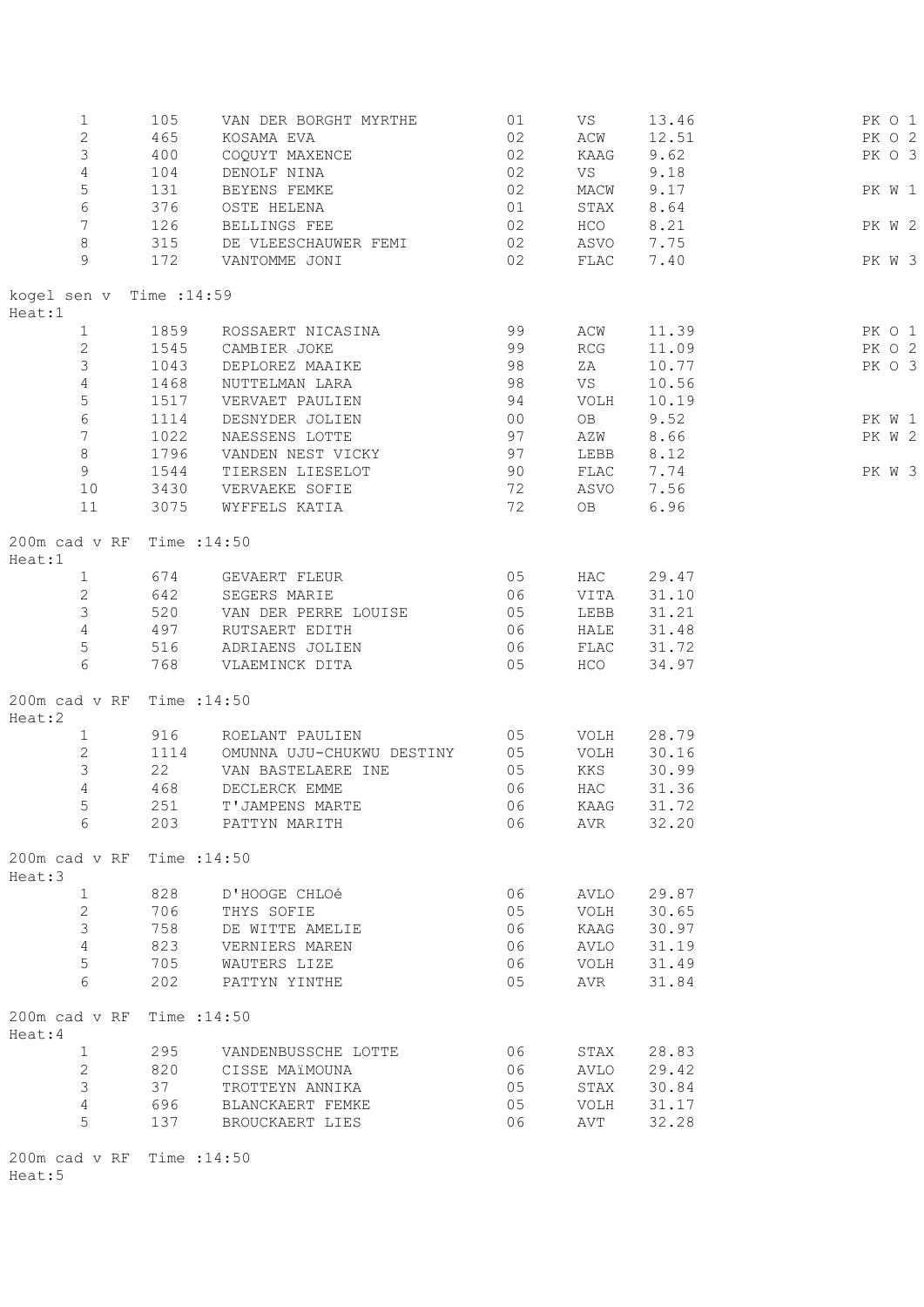| | | | | | | |
|---|---|---|---|---|---|---|
| 1 | 105 | VAN DER BORGHT MYRTHE | 01 | VS | 13.46 | PK O 1 |
| 2 | 465 | KOSAMA EVA | 02 | ACW | 12.51 | PK O 2 |
| 3 | 400 | COQUYT MAXENCE | 02 | KAAG | 9.62 | PK O 3 |
| 4 | 104 | DENOLF NINA | 02 | VS | 9.18 | |
| 5 | 131 | BEYENS FEMKE | 02 | MACW | 9.17 | PK W 1 |
| 6 | 376 | OSTE HELENA | 01 | STAX | 8.64 | |
| 7 | 126 | BELLINGS FEE | 02 | HCO | 8.21 | PK W 2 |
| 8 | 315 | DE VLEESCHAUWER FEMI | 02 | ASVO | 7.75 | |
| 9 | 172 | VANTOMME JONI | 02 | FLAC | 7.40 | PK W 3 |

kogel sen v Time :14:59
Heat:1

| | | | | | | |
|---|---|---|---|---|---|---|
| 1 | 1859 | ROSSAERT NICASINA | 99 | ACW | 11.39 | PK O 1 |
| 2 | 1545 | CAMBIER JOKE | 99 | RCG | 11.09 | PK O 2 |
| 3 | 1043 | DEPLOREZ MAAIKE | 98 | ZA | 10.77 | PK O 3 |
| 4 | 1468 | NUTTELMAN LARA | 98 | VS | 10.56 | |
| 5 | 1517 | VERVAET PAULIEN | 94 | VOLH | 10.19 | |
| 6 | 1114 | DESNYDER JOLIEN | 00 | OB | 9.52 | PK W 1 |
| 7 | 1022 | NAESSENS LOTTE | 97 | AZW | 8.66 | PK W 2 |
| 8 | 1796 | VANDEN NEST VICKY | 97 | LEBB | 8.12 | |
| 9 | 1544 | TIERSEN LIESELOT | 90 | FLAC | 7.74 | PK W 3 |
| 10 | 3430 | VERVAEKE SOFIE | 72 | ASVO | 7.56 | |
| 11 | 3075 | WYFFELS KATIA | 72 | OB | 6.96 | |

200m cad v RF Time :14:50
Heat:1

| | | | | | |
|---|---|---|---|---|---|
| 1 | 674 | GEVAERT FLEUR | 05 | HAC | 29.47 |
| 2 | 642 | SEGERS MARIE | 06 | VITA | 31.10 |
| 3 | 520 | VAN DER PERRE LOUISE | 05 | LEBB | 31.21 |
| 4 | 497 | RUTSAERT EDITH | 06 | HALE | 31.48 |
| 5 | 516 | ADRIAENS JOLIEN | 06 | FLAC | 31.72 |
| 6 | 768 | VLAEMINCK DITA | 05 | HCO | 34.97 |

200m cad v RF Time :14:50
Heat:2

| | | | | | |
|---|---|---|---|---|---|
| 1 | 916 | ROELANT PAULIEN | 05 | VOLH | 28.79 |
| 2 | 1114 | OMUNNA UJU-CHUKWU DESTINY | 05 | VOLH | 30.16 |
| 3 | 22 | VAN BASTELAERE INE | 05 | KKS | 30.99 |
| 4 | 468 | DECLERCK EMME | 06 | HAC | 31.36 |
| 5 | 251 | T'JAMPENS MARTE | 06 | KAAG | 31.72 |
| 6 | 203 | PATTYN MARITH | 06 | AVR | 32.20 |

200m cad v RF Time :14:50
Heat:3

| | | | | | |
|---|---|---|---|---|---|
| 1 | 828 | D'HOOGE CHLOé | 06 | AVLO | 29.87 |
| 2 | 706 | THYS SOFIE | 05 | VOLH | 30.65 |
| 3 | 758 | DE WITTE AMELIE | 06 | KAAG | 30.97 |
| 4 | 823 | VERNIERS MAREN | 06 | AVLO | 31.19 |
| 5 | 705 | WAUTERS LIZE | 06 | VOLH | 31.49 |
| 6 | 202 | PATTYN YINTHE | 05 | AVR | 31.84 |

200m cad v RF Time :14:50
Heat:4

| | | | | | |
|---|---|---|---|---|---|
| 1 | 295 | VANDENBUSSCHE LOTTE | 06 | STAX | 28.83 |
| 2 | 820 | CISSE MAïMOUNA | 06 | AVLO | 29.42 |
| 3 | 37 | TROTTEYN ANNIKA | 05 | STAX | 30.84 |
| 4 | 696 | BLANCKAERT FEMKE | 05 | VOLH | 31.17 |
| 5 | 137 | BROUCKAERT LIES | 06 | AVT | 32.28 |

200m cad v RF Time :14:50
Heat:5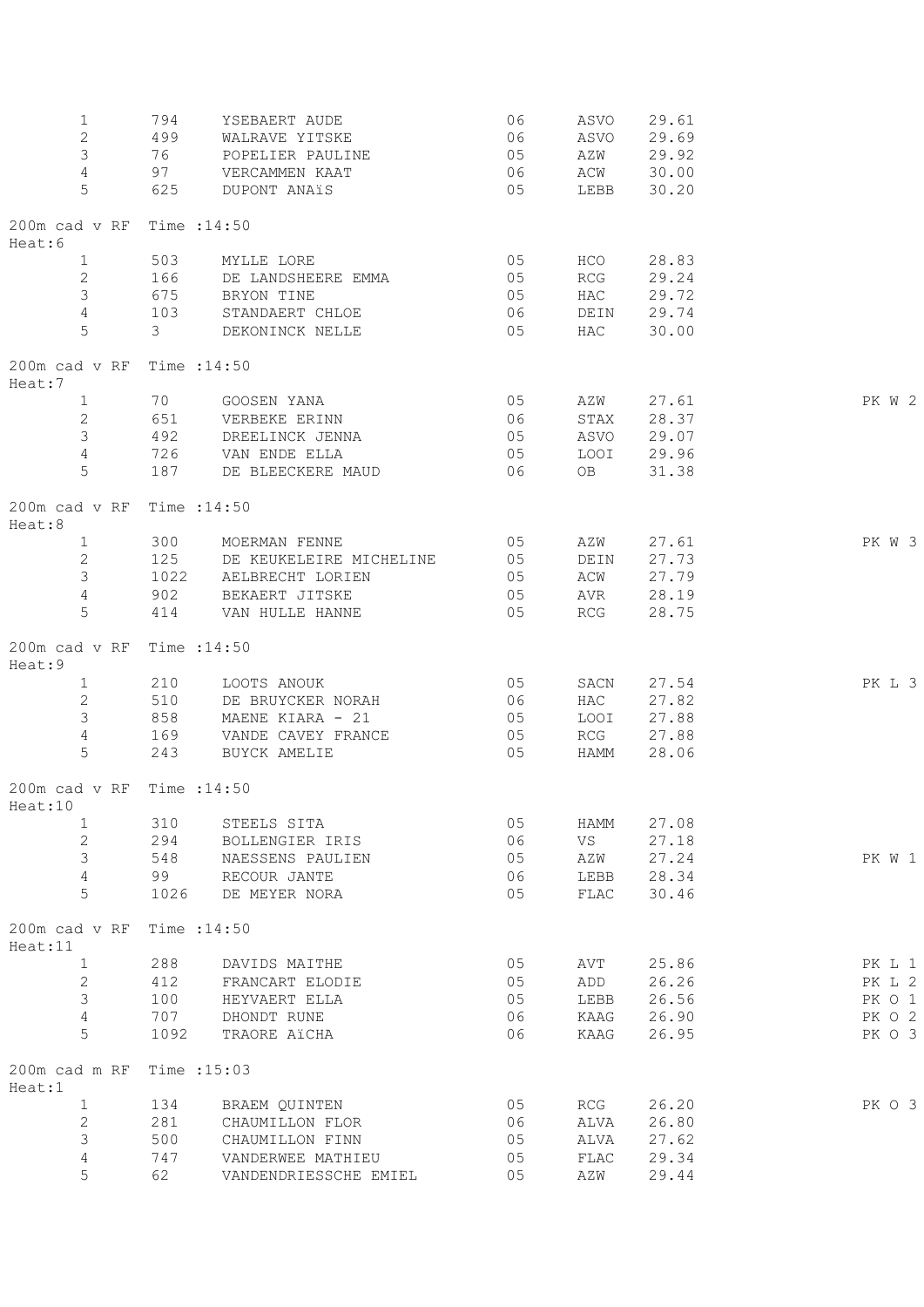| | | | | | | |
|---|---|---|---|---|---|---|
| 1 | 794 | YSEBAERT AUDE | 06 | ASVO | 29.61 | |
| 2 | 499 | WALRAVE YITSKE | 06 | ASVO | 29.69 | |
| 3 | 76 | POPELIER PAULINE | 05 | AZW | 29.92 | |
| 4 | 97 | VERCAMMEN KAAT | 06 | ACW | 30.00 | |
| 5 | 625 | DUPONT ANAïS | 05 | LEBB | 30.20 | |

200m cad v RF Time :14:50
Heat:6

| | | | | | | |
|---|---|---|---|---|---|---|
| 1 | 503 | MYLLE LORE | 05 | HCO | 28.83 | |
| 2 | 166 | DE LANDSHEERE EMMA | 05 | RCG | 29.24 | |
| 3 | 675 | BRYON TINE | 05 | HAC | 29.72 | |
| 4 | 103 | STANDAERT CHLOE | 06 | DEIN | 29.74 | |
| 5 | 3 | DEKONINCK NELLE | 05 | HAC | 30.00 | |

200m cad v RF Time :14:50
Heat:7

| | | | | | | |
|---|---|---|---|---|---|---|
| 1 | 70 | GOOSEN YANA | 05 | AZW | 27.61 | PK W 2 |
| 2 | 651 | VERBEKE ERINN | 06 | STAX | 28.37 | |
| 3 | 492 | DREELINCK JENNA | 05 | ASVO | 29.07 | |
| 4 | 726 | VAN ENDE ELLA | 05 | LOOI | 29.96 | |
| 5 | 187 | DE BLEECKERE MAUD | 06 | OB | 31.38 | |

200m cad v RF Time :14:50
Heat:8

| | | | | | | |
|---|---|---|---|---|---|---|
| 1 | 300 | MOERMAN FENNE | 05 | AZW | 27.61 | PK W 3 |
| 2 | 125 | DE KEUKELEIRE MICHELINE | 05 | DEIN | 27.73 | |
| 3 | 1022 | AELBRECHT LORIEN | 05 | ACW | 27.79 | |
| 4 | 902 | BEKAERT JITSKE | 05 | AVR | 28.19 | |
| 5 | 414 | VAN HULLE HANNE | 05 | RCG | 28.75 | |

200m cad v RF Time :14:50
Heat:9

| | | | | | | |
|---|---|---|---|---|---|---|
| 1 | 210 | LOOTS ANOUK | 05 | SACN | 27.54 | PK L 3 |
| 2 | 510 | DE BRUYCKER NORAH | 06 | HAC | 27.82 | |
| 3 | 858 | MAENE KIARA - 21 | 05 | LOOI | 27.88 | |
| 4 | 169 | VANDE CAVEY FRANCE | 05 | RCG | 27.88 | |
| 5 | 243 | BUYCK AMELIE | 05 | HAMM | 28.06 | |

200m cad v RF Time :14:50
Heat:10

| | | | | | | |
|---|---|---|---|---|---|---|
| 1 | 310 | STEELS SITA | 05 | HAMM | 27.08 | |
| 2 | 294 | BOLLENGIER IRIS | 06 | VS | 27.18 | |
| 3 | 548 | NAESSENS PAULIEN | 05 | AZW | 27.24 | PK W 1 |
| 4 | 99 | RECOUR JANTE | 06 | LEBB | 28.34 | |
| 5 | 1026 | DE MEYER NORA | 05 | FLAC | 30.46 | |

200m cad v RF Time :14:50
Heat:11

| | | | | | | |
|---|---|---|---|---|---|---|
| 1 | 288 | DAVIDS MAITHE | 05 | AVT | 25.86 | PK L 1 |
| 2 | 412 | FRANCART ELODIE | 05 | ADD | 26.26 | PK L 2 |
| 3 | 100 | HEYVAERT ELLA | 05 | LEBB | 26.56 | PK O 1 |
| 4 | 707 | DHONDT RUNE | 06 | KAAG | 26.90 | PK O 2 |
| 5 | 1092 | TRAORE AïCHA | 06 | KAAG | 26.95 | PK O 3 |

200m cad m RF Time :15:03
Heat:1

| | | | | | | |
|---|---|---|---|---|---|---|
| 1 | 134 | BRAEM QUINTEN | 05 | RCG | 26.20 | PK O 3 |
| 2 | 281 | CHAUMILLON FLOR | 06 | ALVA | 26.80 | |
| 3 | 500 | CHAUMILLON FINN | 05 | ALVA | 27.62 | |
| 4 | 747 | VANDERWEE MATHIEU | 05 | FLAC | 29.34 | |
| 5 | 62 | VANDENDRIESSCHE EMIEL | 05 | AZW | 29.44 | |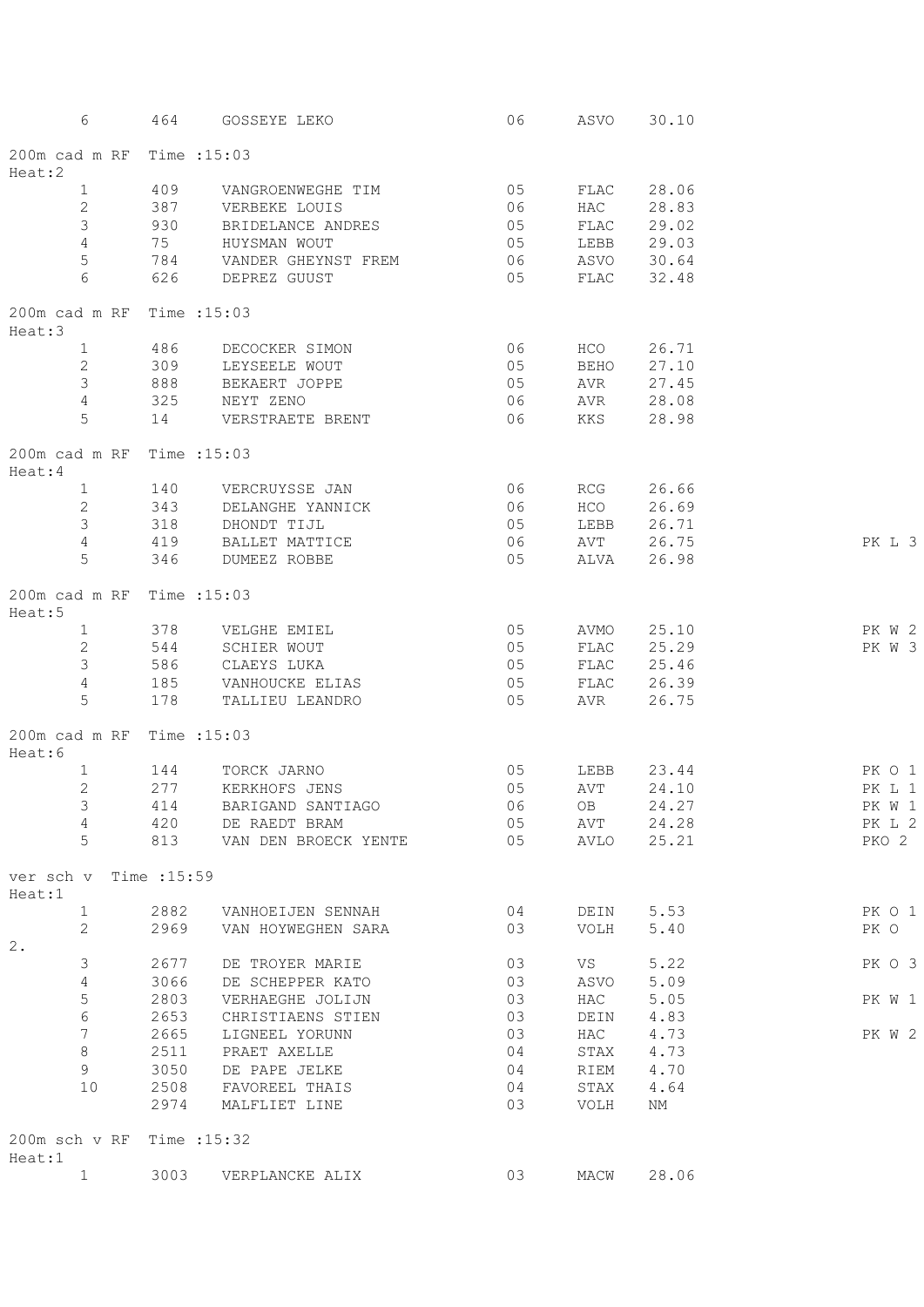| | | | | | | |
|---|---|---|---|---|---|---|
| 6 | 464 | GOSSEYE LEKO | 06 | ASVO | 30.10 | |

200m cad m RF  Time :15:03
Heat:2

| | | | | | | |
|---|---|---|---|---|---|---|
| 1 | 409 | VANGROENWEGHE TIM | 05 | FLAC | 28.06 | |
| 2 | 387 | VERBEKE LOUIS | 06 | HAC | 28.83 | |
| 3 | 930 | BRIDELANCE ANDRES | 05 | FLAC | 29.02 | |
| 4 | 75 | HUYSMAN WOUT | 05 | LEBB | 29.03 | |
| 5 | 784 | VANDER GHEYNST FREM | 06 | ASVO | 30.64 | |
| 6 | 626 | DEPREZ GUUST | 05 | FLAC | 32.48 | |

200m cad m RF  Time :15:03
Heat:3

| | | | | | | |
|---|---|---|---|---|---|---|
| 1 | 486 | DECOCKER SIMON | 06 | HCO | 26.71 | |
| 2 | 309 | LEYSEELE WOUT | 05 | BEHO | 27.10 | |
| 3 | 888 | BEKAERT JOPPE | 05 | AVR | 27.45 | |
| 4 | 325 | NEYT ZENO | 06 | AVR | 28.08 | |
| 5 | 14 | VERSTRAETE BRENT | 06 | KKS | 28.98 | |

200m cad m RF  Time :15:03
Heat:4

| | | | | | | |
|---|---|---|---|---|---|---|
| 1 | 140 | VERCRUYSSE JAN | 06 | RCG | 26.66 | |
| 2 | 343 | DELANGHE YANNICK | 06 | HCO | 26.69 | |
| 3 | 318 | DHONDT TIJL | 05 | LEBB | 26.71 | |
| 4 | 419 | BALLET MATTICE | 06 | AVT | 26.75 | PK L 3 |
| 5 | 346 | DUMEEZ ROBBE | 05 | ALVA | 26.98 | |

200m cad m RF  Time :15:03
Heat:5

| | | | | | | |
|---|---|---|---|---|---|---|
| 1 | 378 | VELGHE EMIEL | 05 | AVMO | 25.10 | PK W 2 |
| 2 | 544 | SCHIER WOUT | 05 | FLAC | 25.29 | PK W 3 |
| 3 | 586 | CLAEYS LUKA | 05 | FLAC | 25.46 | |
| 4 | 185 | VANHOUCKE ELIAS | 05 | FLAC | 26.39 | |
| 5 | 178 | TALLIEU LEANDRO | 05 | AVR | 26.75 | |

200m cad m RF  Time :15:03
Heat:6

| | | | | | | |
|---|---|---|---|---|---|---|
| 1 | 144 | TORCK JARNO | 05 | LEBB | 23.44 | PK O 1 |
| 2 | 277 | KERKHOFS JENS | 05 | AVT | 24.10 | PK L 1 |
| 3 | 414 | BARIGAND SANTIAGO | 06 | OB | 24.27 | PK W 1 |
| 4 | 420 | DE RAEDT BRAM | 05 | AVT | 24.28 | PK L 2 |
| 5 | 813 | VAN DEN BROECK YENTE | 05 | AVLO | 25.21 | PKO 2 |

ver sch v  Time :15:59
Heat:1

| | | | | | | |
|---|---|---|---|---|---|---|
| 1 | 2882 | VANHOEIJEN SENNAH | 04 | DEIN | 5.53 | PK O 1 |
| 2 | 2969 | VAN HOYWEGHEN SARA | 03 | VOLH | 5.40 | PK O 2. |
| 3 | 2677 | DE TROYER MARIE | 03 | VS | 5.22 | PK O 3 |
| 4 | 3066 | DE SCHEPPER KATO | 03 | ASVO | 5.09 | |
| 5 | 2803 | VERHAEGHE JOLIJN | 03 | HAC | 5.05 | PK W 1 |
| 6 | 2653 | CHRISTIAENS STIEN | 03 | DEIN | 4.83 | |
| 7 | 2665 | LIGNEEL YORUNN | 03 | HAC | 4.73 | PK W 2 |
| 8 | 2511 | PRAET AXELLE | 04 | STAX | 4.73 | |
| 9 | 3050 | DE PAPE JELKE | 04 | RIEM | 4.70 | |
| 10 | 2508 | FAVOREEL THAIS | 04 | STAX | 4.64 | |
| | 2974 | MALFLIET LINE | 03 | VOLH | NM | |

200m sch v RF  Time :15:32
Heat:1

| | | | | | | |
|---|---|---|---|---|---|---|
| 1 | 3003 | VERPLANCKE ALIX | 03 | MACW | 28.06 | |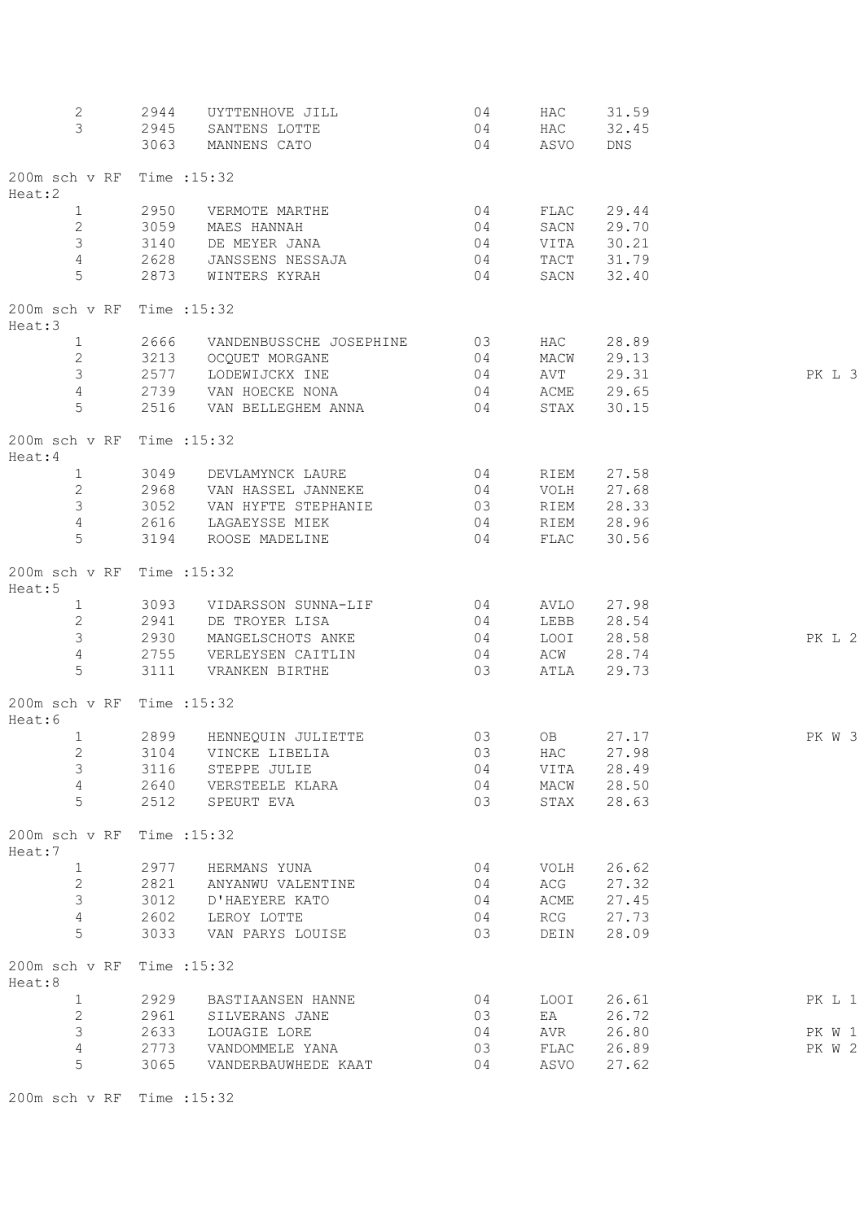| | | | | | | |
|---|---|---|---|---|---|---|
| 2 | 2944 | UYTTENHOVE JILL | 04 | HAC | 31.59 | |
| 3 | 2945 | SANTENS LOTTE | 04 | HAC | 32.45 | |
| | 3063 | MANNENS CATO | 04 | ASVO | DNS | |

200m sch v RF Time :15:32
Heat:2

| | | | | | | |
|---|---|---|---|---|---|---|
| 1 | 2950 | VERMOTE MARTHE | 04 | FLAC | 29.44 | |
| 2 | 3059 | MAES HANNAH | 04 | SACN | 29.70 | |
| 3 | 3140 | DE MEYER JANA | 04 | VITA | 30.21 | |
| 4 | 2628 | JANSSENS NESSAJA | 04 | TACT | 31.79 | |
| 5 | 2873 | WINTERS KYRAH | 04 | SACN | 32.40 | |

200m sch v RF Time :15:32
Heat:3

| | | | | | | |
|---|---|---|---|---|---|---|
| 1 | 2666 | VANDENBUSSCHE JOSEPHINE | 03 | HAC | 28.89 | |
| 2 | 3213 | OCQUET MORGANE | 04 | MACW | 29.13 | |
| 3 | 2577 | LODEWIJCKX INE | 04 | AVT | 29.31 | PK L 3 |
| 4 | 2739 | VAN HOECKE NONA | 04 | ACME | 29.65 | |
| 5 | 2516 | VAN BELLEGHEM ANNA | 04 | STAX | 30.15 | |

200m sch v RF Time :15:32
Heat:4

| | | | | | | |
|---|---|---|---|---|---|---|
| 1 | 3049 | DEVLAMYNCK LAURE | 04 | RIEM | 27.58 | |
| 2 | 2968 | VAN HASSEL JANNEKE | 04 | VOLH | 27.68 | |
| 3 | 3052 | VAN HYFTE STEPHANIE | 03 | RIEM | 28.33 | |
| 4 | 2616 | LAGAEYSSE MIEK | 04 | RIEM | 28.96 | |
| 5 | 3194 | ROOSE MADELINE | 04 | FLAC | 30.56 | |

200m sch v RF Time :15:32
Heat:5

| | | | | | | |
|---|---|---|---|---|---|---|
| 1 | 3093 | VIDARSSON SUNNA-LIF | 04 | AVLO | 27.98 | |
| 2 | 2941 | DE TROYER LISA | 04 | LEBB | 28.54 | |
| 3 | 2930 | MANGELSCHOTS ANKE | 04 | LOOI | 28.58 | PK L 2 |
| 4 | 2755 | VERLEYSEN CAITLIN | 04 | ACW | 28.74 | |
| 5 | 3111 | VRANKEN BIRTHE | 03 | ATLA | 29.73 | |

200m sch v RF Time :15:32
Heat:6

| | | | | | | |
|---|---|---|---|---|---|---|
| 1 | 2899 | HENNEQUIN JULIETTE | 03 | OB | 27.17 | PK W 3 |
| 2 | 3104 | VINCKE LIBELIA | 03 | HAC | 27.98 | |
| 3 | 3116 | STEPPE JULIE | 04 | VITA | 28.49 | |
| 4 | 2640 | VERSTEELE KLARA | 04 | MACW | 28.50 | |
| 5 | 2512 | SPEURT EVA | 03 | STAX | 28.63 | |

200m sch v RF Time :15:32
Heat:7

| | | | | | | |
|---|---|---|---|---|---|---|
| 1 | 2977 | HERMANS YUNA | 04 | VOLH | 26.62 | |
| 2 | 2821 | ANYANWU VALENTINE | 04 | ACG | 27.32 | |
| 3 | 3012 | D'HAEYERE KATO | 04 | ACME | 27.45 | |
| 4 | 2602 | LEROY LOTTE | 04 | RCG | 27.73 | |
| 5 | 3033 | VAN PARYS LOUISE | 03 | DEIN | 28.09 | |

200m sch v RF Time :15:32
Heat:8

| | | | | | | |
|---|---|---|---|---|---|---|
| 1 | 2929 | BASTIAANSEN HANNE | 04 | LOOI | 26.61 | PK L 1 |
| 2 | 2961 | SILVERANS JANE | 03 | EA | 26.72 | |
| 3 | 2633 | LOUAGIE LORE | 04 | AVR | 26.80 | PK W 1 |
| 4 | 2773 | VANDOMMELE YANA | 03 | FLAC | 26.89 | PK W 2 |
| 5 | 3065 | VANDERBAUWHEDE KAAT | 04 | ASVO | 27.62 | |

200m sch v RF Time :15:32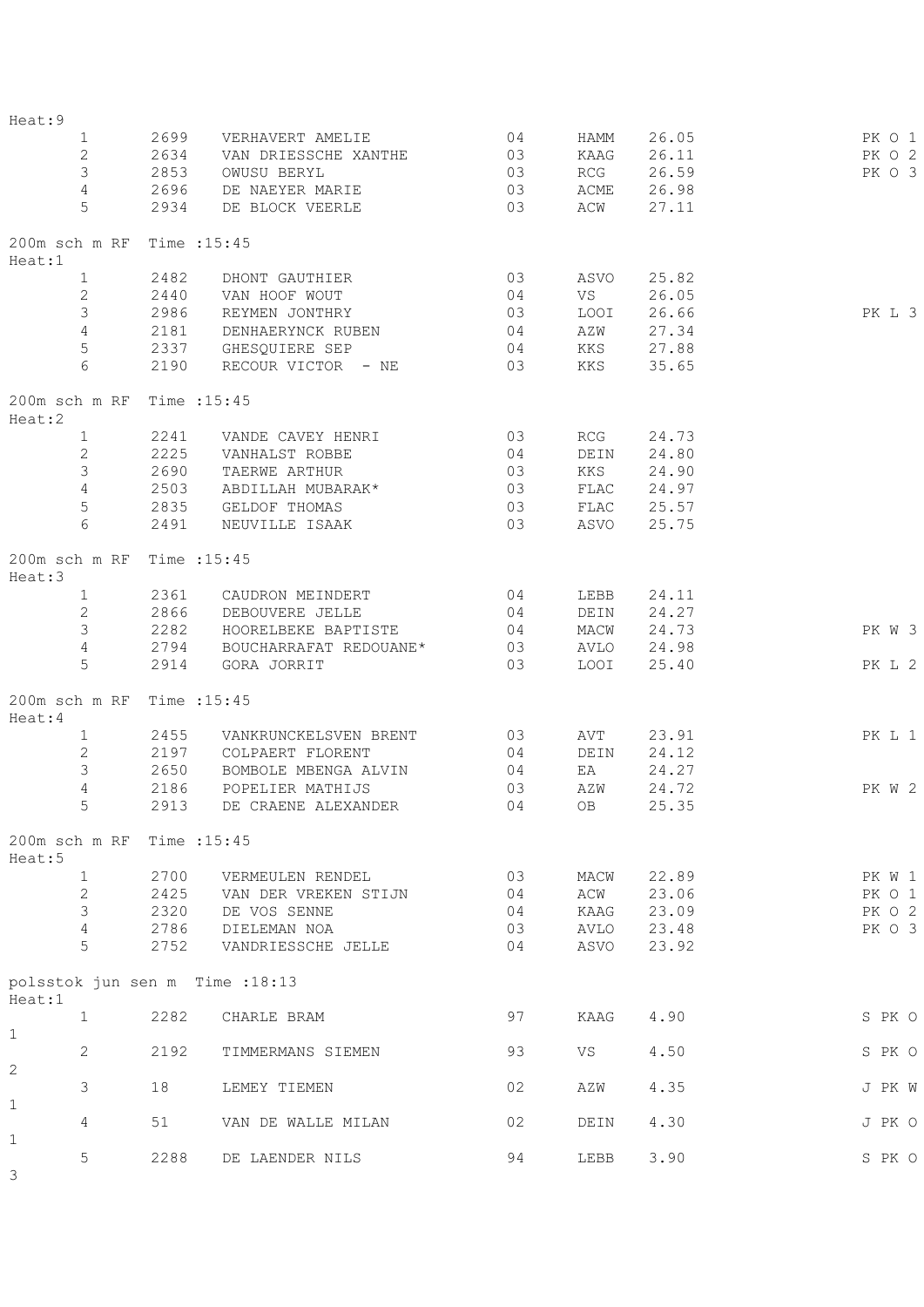Heat:9

| | | | | | | |
|---|---|---|---|---|---|---|
| 1 | 2699 | VERHAVERT AMELIE | 04 | HAMM | 26.05 | PK O 1 |
| 2 | 2634 | VAN DRIESSCHE XANTHE | 03 | KAAG | 26.11 | PK O 2 |
| 3 | 2853 | OWUSU BERYL | 03 | RCG | 26.59 | PK O 3 |
| 4 | 2696 | DE NAEYER MARIE | 03 | ACME | 26.98 | |
| 5 | 2934 | DE BLOCK VEERLE | 03 | ACW | 27.11 | |

200m sch m RF Time :15:45
Heat:1

| | | | | | | |
|---|---|---|---|---|---|---|
| 1 | 2482 | DHONT GAUTHIER | 03 | ASVO | 25.82 | |
| 2 | 2440 | VAN HOOF WOUT | 04 | VS | 26.05 | |
| 3 | 2986 | REYMEN JONTHRY | 03 | LOOI | 26.66 | PK L 3 |
| 4 | 2181 | DENHAERYNCK RUBEN | 04 | AZW | 27.34 | |
| 5 | 2337 | GHESQUIERE SEP | 04 | KKS | 27.88 | |
| 6 | 2190 | RECOUR VICTOR - NE | 03 | KKS | 35.65 | |

200m sch m RF Time :15:45
Heat:2

| | | | | | | |
|---|---|---|---|---|---|---|
| 1 | 2241 | VANDE CAVEY HENRI | 03 | RCG | 24.73 | |
| 2 | 2225 | VANHALST ROBBE | 04 | DEIN | 24.80 | |
| 3 | 2690 | TAERWE ARTHUR | 03 | KKS | 24.90 | |
| 4 | 2503 | ABDILLAH MUBARAK* | 03 | FLAC | 24.97 | |
| 5 | 2835 | GELDOF THOMAS | 03 | FLAC | 25.57 | |
| 6 | 2491 | NEUVILLE ISAAK | 03 | ASVO | 25.75 | |

200m sch m RF Time :15:45
Heat:3

| | | | | | | |
|---|---|---|---|---|---|---|
| 1 | 2361 | CAUDRON MEINDERT | 04 | LEBB | 24.11 | |
| 2 | 2866 | DEBOUVERE JELLE | 04 | DEIN | 24.27 | |
| 3 | 2282 | HOORELBEKE BAPTISTE | 04 | MACW | 24.73 | PK W 3 |
| 4 | 2794 | BOUCHARRAFAT REDOUANE* | 03 | AVLO | 24.98 | |
| 5 | 2914 | GORA JORRIT | 03 | LOOI | 25.40 | PK L 2 |

200m sch m RF Time :15:45
Heat:4

| | | | | | | |
|---|---|---|---|---|---|---|
| 1 | 2455 | VANKRUNCKELSVEN BRENT | 03 | AVT | 23.91 | PK L 1 |
| 2 | 2197 | COLPAERT FLORENT | 04 | DEIN | 24.12 | |
| 3 | 2650 | BOMBOLE MBENGA ALVIN | 04 | EA | 24.27 | |
| 4 | 2186 | POPELIER MATHIJS | 03 | AZW | 24.72 | PK W 2 |
| 5 | 2913 | DE CRAENE ALEXANDER | 04 | OB | 25.35 | |

200m sch m RF Time :15:45
Heat:5

| | | | | | | |
|---|---|---|---|---|---|---|
| 1 | 2700 | VERMEULEN RENDEL | 03 | MACW | 22.89 | PK W 1 |
| 2 | 2425 | VAN DER VREKEN STIJN | 04 | ACW | 23.06 | PK O 1 |
| 3 | 2320 | DE VOS SENNE | 04 | KAAG | 23.09 | PK O 2 |
| 4 | 2786 | DIELEMAN NOA | 03 | AVLO | 23.48 | PK O 3 |
| 5 | 2752 | VANDRIESSCHE JELLE | 04 | ASVO | 23.92 | |

polsstok jun sen m Time :18:13
Heat:1

| | | | | | | |
|---|---|---|---|---|---|---|
| 1 | 2282 | CHARLE BRAM | 97 | KAAG | 4.90 | S PK O 1 |
| 2 | 2192 | TIMMERMANS SIEMEN | 93 | VS | 4.50 | S PK O 2 |
| 3 | 18 | LEMEY TIEMEN | 02 | AZW | 4.35 | J PK W 1 |
| 4 | 51 | VAN DE WALLE MILAN | 02 | DEIN | 4.30 | J PK O 1 |
| 5 | 2288 | DE LAENDER NILS | 94 | LEBB | 3.90 | S PK O 3 |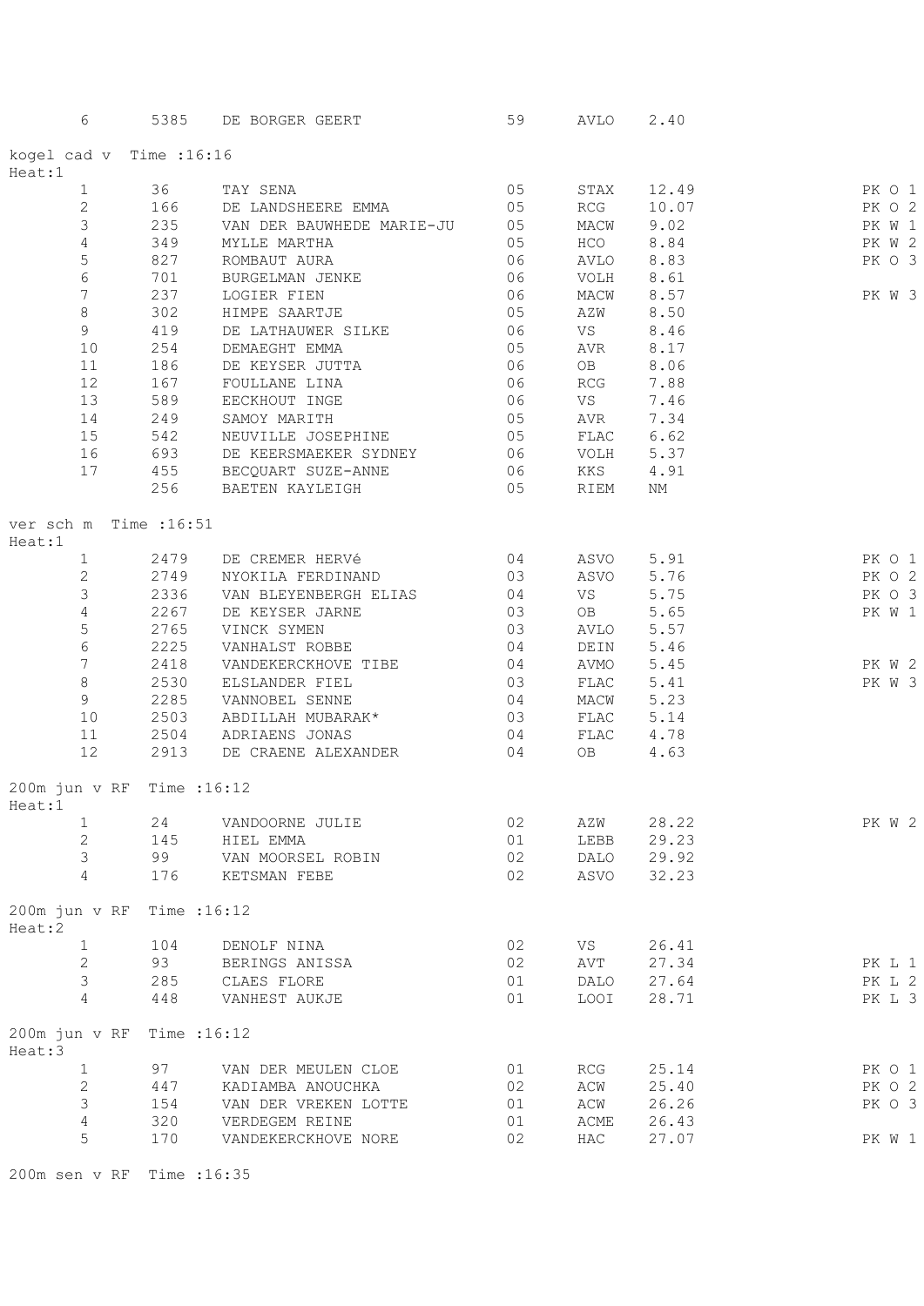| 6 | 5385 | DE BORGER GEERT | 59 | AVLO | 2.40 | |
|---|---|---|---|---|---|---|

kogel cad v Time :16:16

Heat:1

| | | | | | | |
|---|---|---|---|---|---|---|
| 1 | 36 | TAY SENA | 05 | STAX | 12.49 | PK O 1 |
| 2 | 166 | DE LANDSHEERE EMMA | 05 | RCG | 10.07 | PK O 2 |
| 3 | 235 | VAN DER BAUWHEDE MARIE-JU | 05 | MACW | 9.02 | PK W 1 |
| 4 | 349 | MYLLE MARTHA | 05 | HCO | 8.84 | PK W 2 |
| 5 | 827 | ROMBAUT AURA | 06 | AVLO | 8.83 | PK O 3 |
| 6 | 701 | BURGELMAN JENKE | 06 | VOLH | 8.61 | |
| 7 | 237 | LOGIER FIEN | 06 | MACW | 8.57 | PK W 3 |
| 8 | 302 | HIMPE SAARTJE | 05 | AZW | 8.50 | |
| 9 | 419 | DE LATHAUWER SILKE | 06 | VS | 8.46 | |
| 10 | 254 | DEMAEGHT EMMA | 05 | AVR | 8.17 | |
| 11 | 186 | DE KEYSER JUTTA | 06 | OB | 8.06 | |
| 12 | 167 | FOULLANE LINA | 06 | RCG | 7.88 | |
| 13 | 589 | EECKHOUT INGE | 06 | VS | 7.46 | |
| 14 | 249 | SAMOY MARITH | 05 | AVR | 7.34 | |
| 15 | 542 | NEUVILLE JOSEPHINE | 05 | FLAC | 6.62 | |
| 16 | 693 | DE KEERSMAEKER SYDNEY | 06 | VOLH | 5.37 | |
| 17 | 455 | BECQUART SUZE-ANNE | 06 | KKS | 4.91 | |
| | 256 | BAETEN KAYLEIGH | 05 | RIEM | NM | |

ver sch m Time :16:51

Heat:1

| | | | | | | |
|---|---|---|---|---|---|---|
| 1 | 2479 | DE CREMER HERVé | 04 | ASVO | 5.91 | PK O 1 |
| 2 | 2749 | NYOKILA FERDINAND | 03 | ASVO | 5.76 | PK O 2 |
| 3 | 2336 | VAN BLEYENBERGH ELIAS | 04 | VS | 5.75 | PK O 3 |
| 4 | 2267 | DE KEYSER JARNE | 03 | OB | 5.65 | PK W 1 |
| 5 | 2765 | VINCK SYMEN | 03 | AVLO | 5.57 | |
| 6 | 2225 | VANHALST ROBBE | 04 | DEIN | 5.46 | |
| 7 | 2418 | VANDEKERCKHOVE TIBE | 04 | AVMO | 5.45 | PK W 2 |
| 8 | 2530 | ELSLANDER FIEL | 03 | FLAC | 5.41 | PK W 3 |
| 9 | 2285 | VANNOBEL SENNE | 04 | MACW | 5.23 | |
| 10 | 2503 | ABDILLAH MUBARAK* | 03 | FLAC | 5.14 | |
| 11 | 2504 | ADRIAENS JONAS | 04 | FLAC | 4.78 | |
| 12 | 2913 | DE CRAENE ALEXANDER | 04 | OB | 4.63 | |

200m jun v RF Time :16:12

Heat:1

| | | | | | | |
|---|---|---|---|---|---|---|
| 1 | 24 | VANDOORNE JULIE | 02 | AZW | 28.22 | PK W 2 |
| 2 | 145 | HIEL EMMA | 01 | LEBB | 29.23 | |
| 3 | 99 | VAN MOORSEL ROBIN | 02 | DALO | 29.92 | |
| 4 | 176 | KETSMAN FEBE | 02 | ASVO | 32.23 | |

200m jun v RF Time :16:12

Heat:2

| | | | | | | |
|---|---|---|---|---|---|---|
| 1 | 104 | DENOLF NINA | 02 | VS | 26.41 | |
| 2 | 93 | BERINGS ANISSA | 02 | AVT | 27.34 | PK L 1 |
| 3 | 285 | CLAES FLORE | 01 | DALO | 27.64 | PK L 2 |
| 4 | 448 | VANHEST AUKJE | 01 | LOOI | 28.71 | PK L 3 |

200m jun v RF Time :16:12

Heat:3

| | | | | | | |
|---|---|---|---|---|---|---|
| 1 | 97 | VAN DER MEULEN CLOE | 01 | RCG | 25.14 | PK O 1 |
| 2 | 447 | KADIAMBA ANOUCHKA | 02 | ACW | 25.40 | PK O 2 |
| 3 | 154 | VAN DER VREKEN LOTTE | 01 | ACW | 26.26 | PK O 3 |
| 4 | 320 | VERDEGEM REINE | 01 | ACME | 26.43 | |
| 5 | 170 | VANDEKERCKHOVE NORE | 02 | HAC | 27.07 | PK W 1 |

200m sen v RF Time :16:35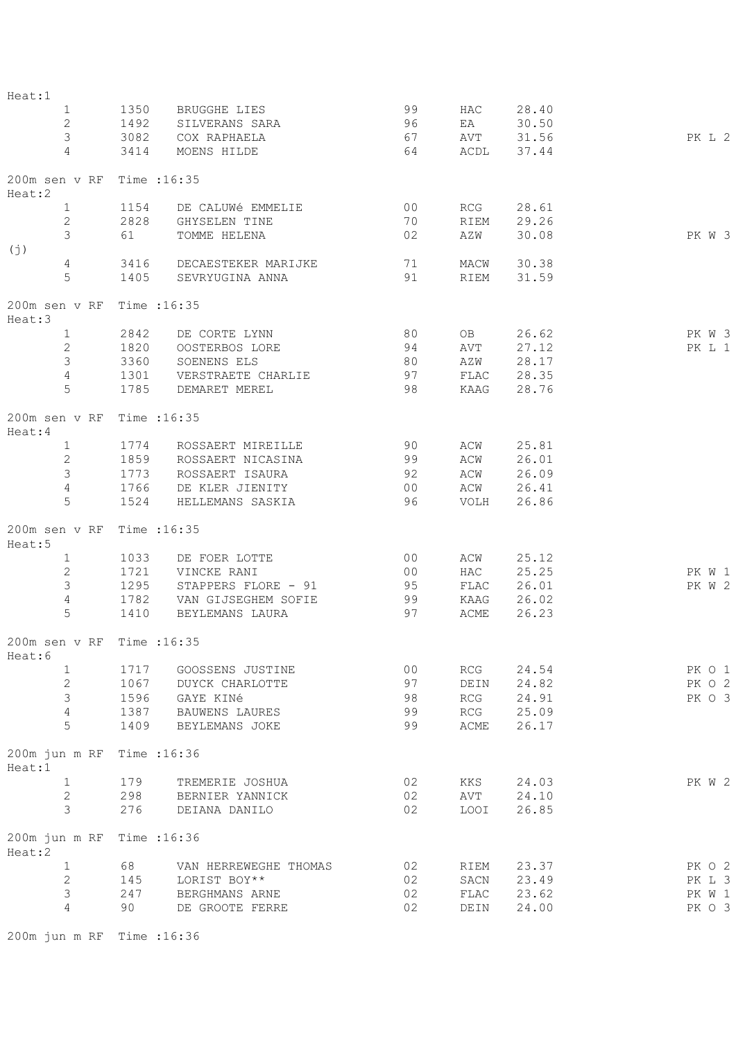Heat:1

| | | | | | | |
|---|---|---|---|---|---|---|
| 1 | 1350 | BRUGGHE LIES | 99 | HAC | 28.40 | |
| 2 | 1492 | SILVERANS SARA | 96 | EA | 30.50 | |
| 3 | 3082 | COX RAPHAELA | 67 | AVT | 31.56 | PK L 2 |
| 4 | 3414 | MOENS HILDE | 64 | ACDL | 37.44 | |

200m sen v RF Time :16:35
Heat:2

| | | | | | | |
|---|---|---|---|---|---|---|
| 1 | 1154 | DE CALUWé EMMELIE | 00 | RCG | 28.61 | |
| 2 | 2828 | GHYSELEN TINE | 70 | RIEM | 29.26 | |
| 3 | 61 | TOMME HELENA | 02 | AZW | 30.08 | PK W 3 (j) |
| 4 | 3416 | DECAESTEKER MARIJKE | 71 | MACW | 30.38 | |
| 5 | 1405 | SEVRYUGINA ANNA | 91 | RIEM | 31.59 | |

200m sen v RF Time :16:35
Heat:3

| | | | | | | |
|---|---|---|---|---|---|---|
| 1 | 2842 | DE CORTE LYNN | 80 | OB | 26.62 | PK W 3 |
| 2 | 1820 | OOSTERBOS LORE | 94 | AVT | 27.12 | PK L 1 |
| 3 | 3360 | SOENENS ELS | 80 | AZW | 28.17 | |
| 4 | 1301 | VERSTRAETE CHARLIE | 97 | FLAC | 28.35 | |
| 5 | 1785 | DEMARET MEREL | 98 | KAAG | 28.76 | |

200m sen v RF Time :16:35
Heat:4

| | | | | | | |
|---|---|---|---|---|---|---|
| 1 | 1774 | ROSSAERT MIREILLE | 90 | ACW | 25.81 | |
| 2 | 1859 | ROSSAERT NICASINA | 99 | ACW | 26.01 | |
| 3 | 1773 | ROSSAERT ISAURA | 92 | ACW | 26.09 | |
| 4 | 1766 | DE KLER JIENITY | 00 | ACW | 26.41 | |
| 5 | 1524 | HELLEMANS SASKIA | 96 | VOLH | 26.86 | |

200m sen v RF Time :16:35
Heat:5

| | | | | | | |
|---|---|---|---|---|---|---|
| 1 | 1033 | DE FOER LOTTE | 00 | ACW | 25.12 | |
| 2 | 1721 | VINCKE RANI | 00 | HAC | 25.25 | PK W 1 |
| 3 | 1295 | STAPPERS FLORE - 91 | 95 | FLAC | 26.01 | PK W 2 |
| 4 | 1782 | VAN GIJSEGHEM SOFIE | 99 | KAAG | 26.02 | |
| 5 | 1410 | BEYLEMANS LAURA | 97 | ACME | 26.23 | |

200m sen v RF Time :16:35
Heat:6

| | | | | | | |
|---|---|---|---|---|---|---|
| 1 | 1717 | GOOSSENS JUSTINE | 00 | RCG | 24.54 | PK O 1 |
| 2 | 1067 | DUYCK CHARLOTTE | 97 | DEIN | 24.82 | PK O 2 |
| 3 | 1596 | GAYE KINé | 98 | RCG | 24.91 | PK O 3 |
| 4 | 1387 | BAUWENS LAURES | 99 | RCG | 25.09 | |
| 5 | 1409 | BEYLEMANS JOKE | 99 | ACME | 26.17 | |

200m jun m RF Time :16:36
Heat:1

| | | | | | | |
|---|---|---|---|---|---|---|
| 1 | 179 | TREMERIE JOSHUA | 02 | KKS | 24.03 | PK W 2 |
| 2 | 298 | BERNIER YANNICK | 02 | AVT | 24.10 | |
| 3 | 276 | DEIANA DANILO | 02 | LOOI | 26.85 | |

200m jun m RF Time :16:36
Heat:2

| | | | | | | |
|---|---|---|---|---|---|---|
| 1 | 68 | VAN HERREWEGHE THOMAS | 02 | RIEM | 23.37 | PK O 2 |
| 2 | 145 | LORIST BOY** | 02 | SACN | 23.49 | PK L 3 |
| 3 | 247 | BERGHMANS ARNE | 02 | FLAC | 23.62 | PK W 1 |
| 4 | 90 | DE GROOTE FERRE | 02 | DEIN | 24.00 | PK O 3 |

200m jun m RF Time :16:36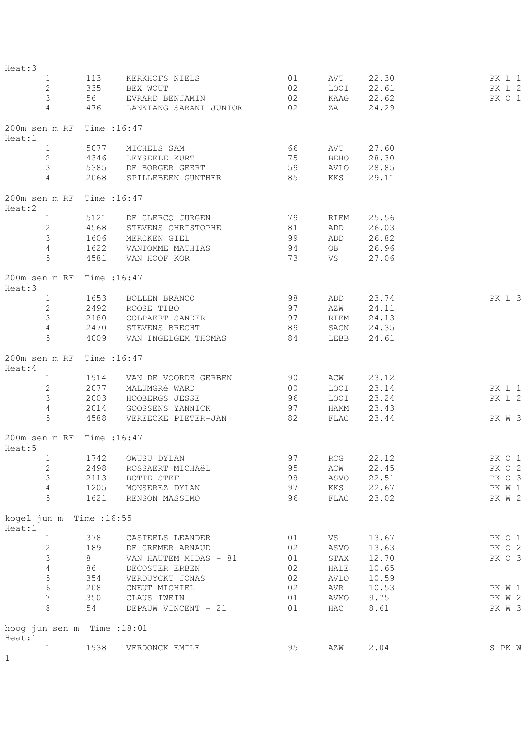Heat:3

| | | | | | | |
|---|---|---|---|---|---|---|
| 1 | 113 | KERKHOFS NIELS | 01 | AVT | 22.30 | PK L 1 |
| 2 | 335 | BEX WOUT | 02 | LOOI | 22.61 | PK L 2 |
| 3 | 56 | EVRARD BENJAMIN | 02 | KAAG | 22.62 | PK O 1 |
| 4 | 476 | LANKIANG SARANI JUNIOR | 02 | ZA | 24.29 | |

200m sen m RF Time :16:47
Heat:1

| | | | | | | |
|---|---|---|---|---|---|---|
| 1 | 5077 | MICHELS SAM | 66 | AVT | 27.60 | |
| 2 | 4346 | LEYSEELE KURT | 75 | BEHO | 28.30 | |
| 3 | 5385 | DE BORGER GEERT | 59 | AVLO | 28.85 | |
| 4 | 2068 | SPILLEBEEN GUNTHER | 85 | KKS | 29.11 | |

200m sen m RF Time :16:47
Heat:2

| | | | | | | |
|---|---|---|---|---|---|---|
| 1 | 5121 | DE CLERCQ JURGEN | 79 | RIEM | 25.56 | |
| 2 | 4568 | STEVENS CHRISTOPHE | 81 | ADD | 26.03 | |
| 3 | 1606 | MERCKEN GIEL | 99 | ADD | 26.82 | |
| 4 | 1622 | VANTOMME MATHIAS | 94 | OB | 26.96 | |
| 5 | 4581 | VAN HOOF KOR | 73 | VS | 27.06 | |

200m sen m RF Time :16:47
Heat:3

| | | | | | | |
|---|---|---|---|---|---|---|
| 1 | 1653 | BOLLEN BRANCO | 98 | ADD | 23.74 | PK L 3 |
| 2 | 2492 | ROOSE TIBO | 97 | AZW | 24.11 | |
| 3 | 2180 | COLPAERT SANDER | 97 | RIEM | 24.13 | |
| 4 | 2470 | STEVENS BRECHT | 89 | SACN | 24.35 | |
| 5 | 4009 | VAN INGELGEM THOMAS | 84 | LEBB | 24.61 | |

200m sen m RF Time :16:47
Heat:4

| | | | | | | |
|---|---|---|---|---|---|---|
| 1 | 1914 | VAN DE VOORDE GERBEN | 90 | ACW | 23.12 | |
| 2 | 2077 | MALUMGRé WARD | 00 | LOOI | 23.14 | PK L 1 |
| 3 | 2003 | HOOBERGS JESSE | 96 | LOOI | 23.24 | PK L 2 |
| 4 | 2014 | GOOSSENS YANNICK | 97 | HAMM | 23.43 | |
| 5 | 4588 | VEREECKE PIETER-JAN | 82 | FLAC | 23.44 | PK W 3 |

200m sen m RF Time :16:47
Heat:5

| | | | | | | |
|---|---|---|---|---|---|---|
| 1 | 1742 | OWUSU DYLAN | 97 | RCG | 22.12 | PK O 1 |
| 2 | 2498 | ROSSAERT MICHAëL | 95 | ACW | 22.45 | PK O 2 |
| 3 | 2113 | BOTTE STEF | 98 | ASVO | 22.51 | PK O 3 |
| 4 | 1205 | MONSEREZ DYLAN | 97 | KKS | 22.67 | PK W 1 |
| 5 | 1621 | RENSON MASSIMO | 96 | FLAC | 23.02 | PK W 2 |

kogel jun m Time :16:55
Heat:1

| | | | | | | |
|---|---|---|---|---|---|---|
| 1 | 378 | CASTEELS LEANDER | 01 | VS | 13.67 | PK O 1 |
| 2 | 189 | DE CREMER ARNAUD | 02 | ASVO | 13.63 | PK O 2 |
| 3 | 8 | VAN HAUTEM MIDAS - 81 | 01 | STAX | 12.70 | PK O 3 |
| 4 | 86 | DECOSTER ERBEN | 02 | HALE | 10.65 | |
| 5 | 354 | VERDUYCKT JONAS | 02 | AVLO | 10.59 | |
| 6 | 208 | CNEUT MICHIEL | 02 | AVR | 10.53 | PK W 1 |
| 7 | 350 | CLAUS IWEIN | 01 | AVMO | 9.75 | PK W 2 |
| 8 | 54 | DEPAUW VINCENT - 21 | 01 | HAC | 8.61 | PK W 3 |

hoog jun sen m Time :18:01
Heat:1

| | | | | | | |
|---|---|---|---|---|---|---|
| 1 | 1938 | VERDONCK EMILE | 95 | AZW | 2.04 | S PK W 1 |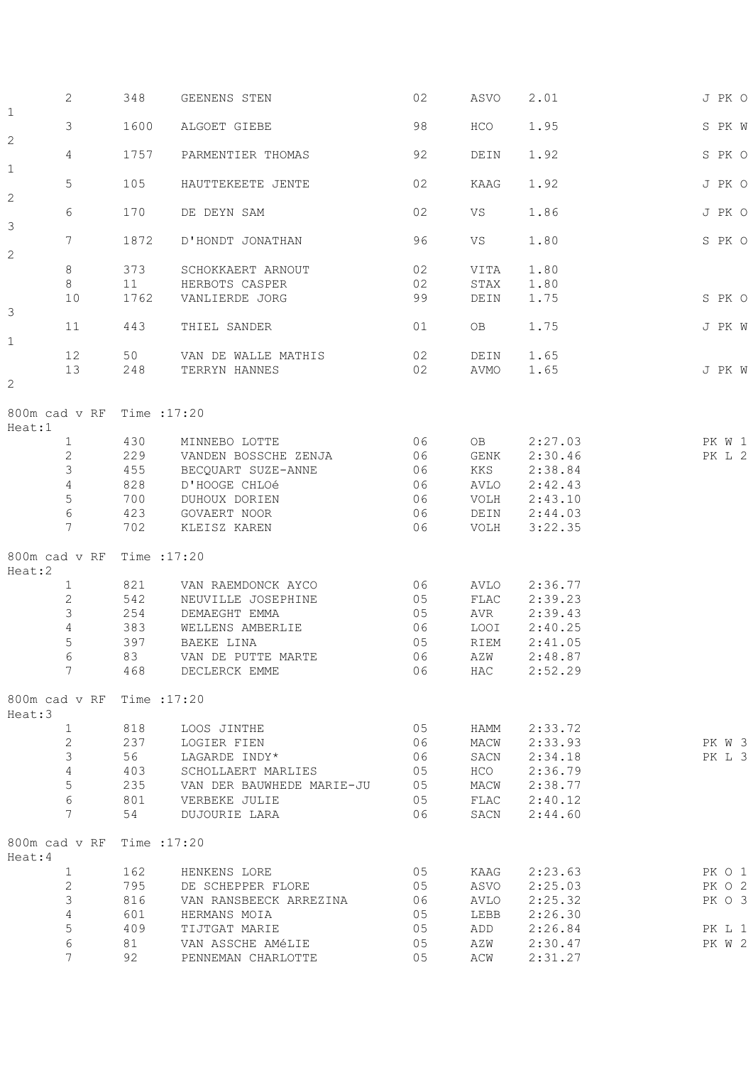| | | | | | | | |
|---|---|---|---|---|---|---|---|
| 2 | 348 | GEENENS STEN | 02 | ASVO | 2.01 | | J PK O 1 |
| 3 | 1600 | ALGOET GIEBE | 98 | HCO | 1.95 | | S PK W 2 |
| 4 | 1757 | PARMENTIER THOMAS | 92 | DEIN | 1.92 | | S PK O 1 |
| 5 | 105 | HAUTTEKEETE JENTE | 02 | KAAG | 1.92 | | J PK O 2 |
| 6 | 170 | DE DEYN SAM | 02 | VS | 1.86 | | J PK O 3 |
| 7 | 1872 | D'HONDT JONATHAN | 96 | VS | 1.80 | | S PK O 2 |
| 8 | 373 | SCHOKKAERT ARNOUT | 02 | VITA | 1.80 | | |
| 8 | 11 | HERBOTS CASPER | 02 | STAX | 1.80 | | |
| 10 | 1762 | VANLIERDE JORG | 99 | DEIN | 1.75 | | S PK O 3 |
| 11 | 443 | THIEL SANDER | 01 | OB | 1.75 | | J PK W 1 |
| 12 | 50 | VAN DE WALLE MATHIS | 02 | DEIN | 1.65 | | |
| 13 | 248 | TERRYN HANNES | 02 | AVMO | 1.65 | | J PK W 2 |

800m cad v RF Time :17:20
Heat:1

| | | | | | | |
|---|---|---|---|---|---|---|
| 1 | 430 | MINNEBO LOTTE | 06 | OB | 2:27.03 | PK W 1 |
| 2 | 229 | VANDEN BOSSCHE ZENJA | 06 | GENK | 2:30.46 | PK L 2 |
| 3 | 455 | BECQUART SUZE-ANNE | 06 | KKS | 2:38.84 | |
| 4 | 828 | D'HOOGE CHLOé | 06 | AVLO | 2:42.43 | |
| 5 | 700 | DUHOUX DORIEN | 06 | VOLH | 2:43.10 | |
| 6 | 423 | GOVAERT NOOR | 06 | DEIN | 2:44.03 | |
| 7 | 702 | KLEISZ KAREN | 06 | VOLH | 3:22.35 | |

800m cad v RF Time :17:20
Heat:2

| | | | | | | |
|---|---|---|---|---|---|---|
| 1 | 821 | VAN RAEMDONCK AYCO | 06 | AVLO | 2:36.77 | |
| 2 | 542 | NEUVILLE JOSEPHINE | 05 | FLAC | 2:39.23 | |
| 3 | 254 | DEMAEGHT EMMA | 05 | AVR | 2:39.43 | |
| 4 | 383 | WELLENS AMBERLIE | 06 | LOOI | 2:40.25 | |
| 5 | 397 | BAEKE LINA | 05 | RIEM | 2:41.05 | |
| 6 | 83 | VAN DE PUTTE MARTE | 06 | AZW | 2:48.87 | |
| 7 | 468 | DECLERCK EMME | 06 | HAC | 2:52.29 | |

800m cad v RF Time :17:20
Heat:3

| | | | | | | |
|---|---|---|---|---|---|---|
| 1 | 818 | LOOS JINTHE | 05 | HAMM | 2:33.72 | |
| 2 | 237 | LOGIER FIEN | 06 | MACW | 2:33.93 | PK W 3 |
| 3 | 56 | LAGARDE INDY* | 06 | SACN | 2:34.18 | PK L 3 |
| 4 | 403 | SCHOLLAERT MARLIES | 05 | HCO | 2:36.79 | |
| 5 | 235 | VAN DER BAUWHEDE MARIE-JU | 05 | MACW | 2:38.77 | |
| 6 | 801 | VERBEKE JULIE | 05 | FLAC | 2:40.12 | |
| 7 | 54 | DUJOURIE LARA | 06 | SACN | 2:44.60 | |

800m cad v RF Time :17:20
Heat:4

| | | | | | | |
|---|---|---|---|---|---|---|
| 1 | 162 | HENKENS LORE | 05 | KAAG | 2:23.63 | PK O 1 |
| 2 | 795 | DE SCHEPPER FLORE | 05 | ASVO | 2:25.03 | PK O 2 |
| 3 | 816 | VAN RANSBEECK ARREZINA | 06 | AVLO | 2:25.32 | PK O 3 |
| 4 | 601 | HERMANS MOIA | 05 | LEBB | 2:26.30 | |
| 5 | 409 | TIJTGAT MARIE | 05 | ADD | 2:26.84 | PK L 1 |
| 6 | 81 | VAN ASSCHE AMéLIE | 05 | AZW | 2:30.47 | PK W 2 |
| 7 | 92 | PENNEMAN CHARLOTTE | 05 | ACW | 2:31.27 | |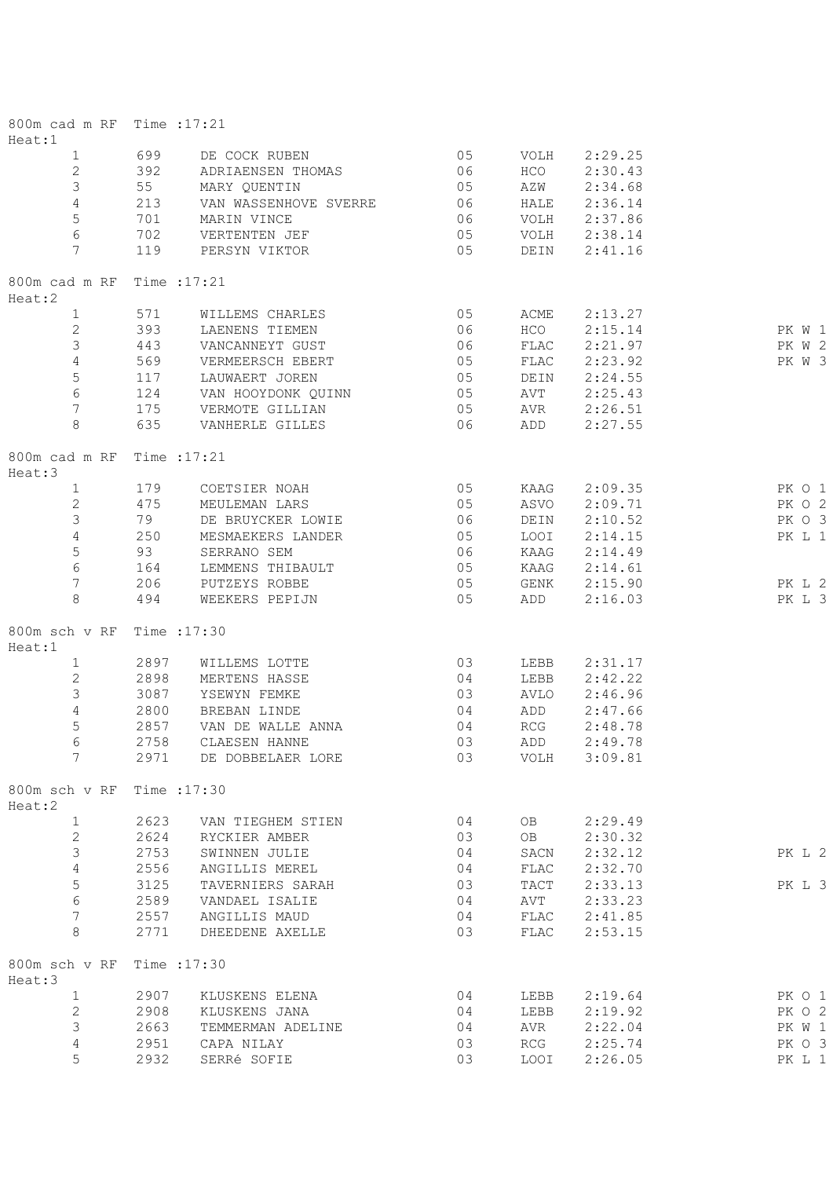800m cad m RF Time :17:21
Heat:1

| | | | | | | |
|---|---|---|---|---|---|---|
| 1 | 699 | DE COCK RUBEN | 05 | VOLH | 2:29.25 | |
| 2 | 392 | ADRIAENSEN THOMAS | 06 | HCO | 2:30.43 | |
| 3 | 55 | MARY QUENTIN | 05 | AZW | 2:34.68 | |
| 4 | 213 | VAN WASSENHOVE SVERRE | 06 | HALE | 2:36.14 | |
| 5 | 701 | MARIN VINCE | 06 | VOLH | 2:37.86 | |
| 6 | 702 | VERTENTEN JEF | 05 | VOLH | 2:38.14 | |
| 7 | 119 | PERSYN VIKTOR | 05 | DEIN | 2:41.16 | |

800m cad m RF Time :17:21
Heat:2

| | | | | | | |
|---|---|---|---|---|---|---|
| 1 | 571 | WILLEMS CHARLES | 05 | ACME | 2:13.27 | |
| 2 | 393 | LAENENS TIEMEN | 06 | HCO | 2:15.14 | PK W 1 |
| 3 | 443 | VANCANNEYT GUST | 06 | FLAC | 2:21.97 | PK W 2 |
| 4 | 569 | VERMEERSCH EBERT | 05 | FLAC | 2:23.92 | PK W 3 |
| 5 | 117 | LAUWAERT JOREN | 05 | DEIN | 2:24.55 | |
| 6 | 124 | VAN HOOYDONK QUINN | 05 | AVT | 2:25.43 | |
| 7 | 175 | VERMOTE GILLIAN | 05 | AVR | 2:26.51 | |
| 8 | 635 | VANHERLE GILLES | 06 | ADD | 2:27.55 | |

800m cad m RF Time :17:21
Heat:3

| | | | | | | |
|---|---|---|---|---|---|---|
| 1 | 179 | COETSIER NOAH | 05 | KAAG | 2:09.35 | PK O 1 |
| 2 | 475 | MEULEMAN LARS | 05 | ASVO | 2:09.71 | PK O 2 |
| 3 | 79 | DE BRUYCKER LOWIE | 06 | DEIN | 2:10.52 | PK O 3 |
| 4 | 250 | MESMAEKERS LANDER | 05 | LOOI | 2:14.15 | PK L 1 |
| 5 | 93 | SERRANO SEM | 06 | KAAG | 2:14.49 | |
| 6 | 164 | LEMMENS THIBAULT | 05 | KAAG | 2:14.61 | |
| 7 | 206 | PUTZEYS ROBBE | 05 | GENK | 2:15.90 | PK L 2 |
| 8 | 494 | WEEKERS PEPIJN | 05 | ADD | 2:16.03 | PK L 3 |

800m sch v RF Time :17:30
Heat:1

| | | | | | | |
|---|---|---|---|---|---|---|
| 1 | 2897 | WILLEMS LOTTE | 03 | LEBB | 2:31.17 | |
| 2 | 2898 | MERTENS HASSE | 04 | LEBB | 2:42.22 | |
| 3 | 3087 | YSEWYN FEMKE | 03 | AVLO | 2:46.96 | |
| 4 | 2800 | BREBAN LINDE | 04 | ADD | 2:47.66 | |
| 5 | 2857 | VAN DE WALLE ANNA | 04 | RCG | 2:48.78 | |
| 6 | 2758 | CLAESEN HANNE | 03 | ADD | 2:49.78 | |
| 7 | 2971 | DE DOBBELAER LORE | 03 | VOLH | 3:09.81 | |

800m sch v RF Time :17:30
Heat:2

| | | | | | | |
|---|---|---|---|---|---|---|
| 1 | 2623 | VAN TIEGHEM STIEN | 04 | OB | 2:29.49 | |
| 2 | 2624 | RYCKIER AMBER | 03 | OB | 2:30.32 | |
| 3 | 2753 | SWINNEN JULIE | 04 | SACN | 2:32.12 | PK L 2 |
| 4 | 2556 | ANGILLIS MEREL | 04 | FLAC | 2:32.70 | |
| 5 | 3125 | TAVERNIERS SARAH | 03 | TACT | 2:33.13 | PK L 3 |
| 6 | 2589 | VANDAEL ISALIE | 04 | AVT | 2:33.23 | |
| 7 | 2557 | ANGILLIS MAUD | 04 | FLAC | 2:41.85 | |
| 8 | 2771 | DHEEDENE AXELLE | 03 | FLAC | 2:53.15 | |

800m sch v RF Time :17:30
Heat:3

| | | | | | | |
|---|---|---|---|---|---|---|
| 1 | 2907 | KLUSKENS ELENA | 04 | LEBB | 2:19.64 | PK O 1 |
| 2 | 2908 | KLUSKENS JANA | 04 | LEBB | 2:19.92 | PK O 2 |
| 3 | 2663 | TEMMERMAN ADELINE | 04 | AVR | 2:22.04 | PK W 1 |
| 4 | 2951 | CAPA NILAY | 03 | RCG | 2:25.74 | PK O 3 |
| 5 | 2932 | SERRé SOFIE | 03 | LOOI | 2:26.05 | PK L 1 |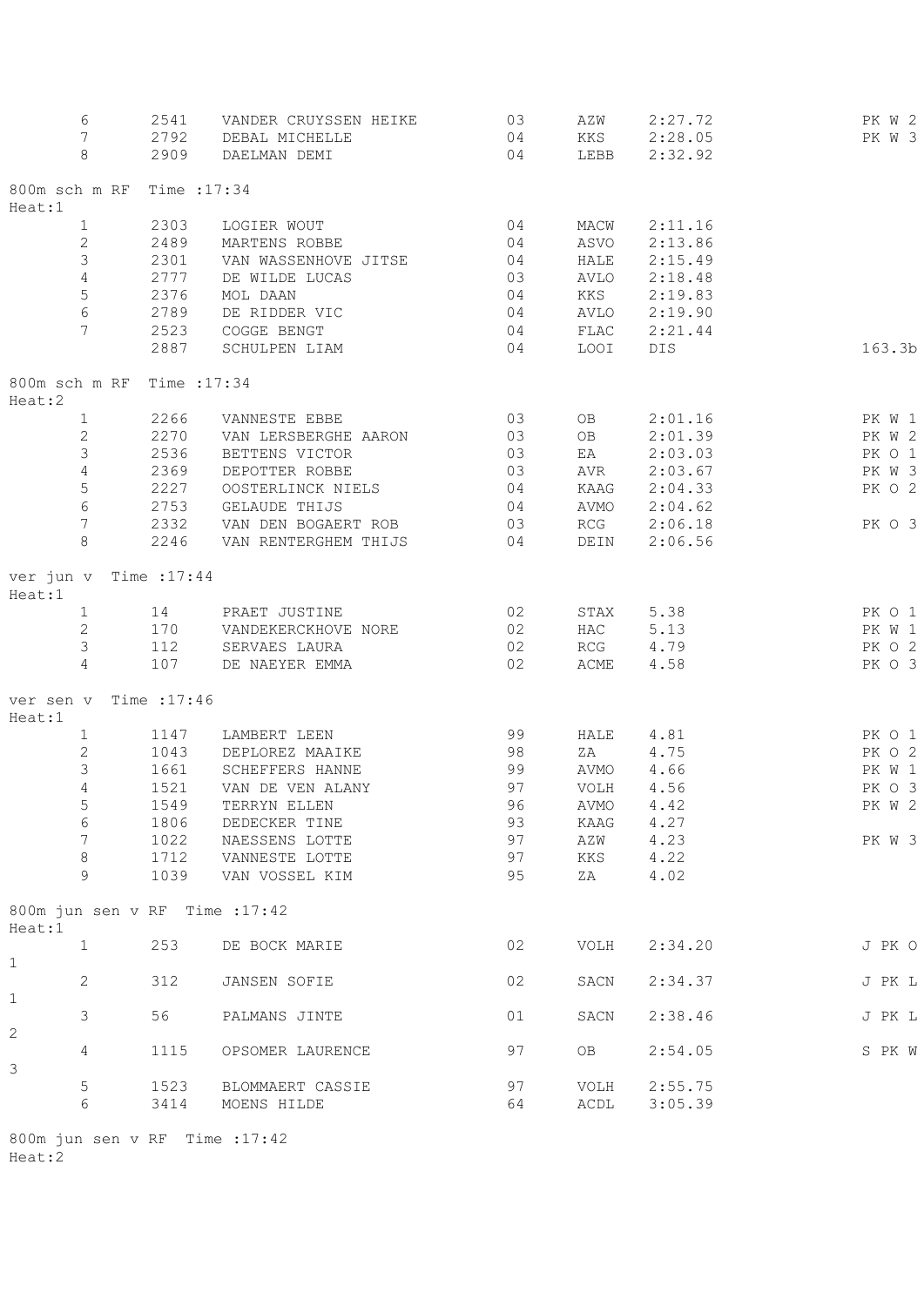| 6 | 2541 | VANDER CRUYSSEN HEIKE | 03 | AZW | 2:27.72 | PK W 2 |
|---|---|---|---|---|---|---|
| 7 | 2792 | DEBAL MICHELLE | 04 | KKS | 2:28.05 | PK W 3 |
| 8 | 2909 | DAELMAN DEMI | 04 | LEBB | 2:32.92 | |

800m sch m RF Time :17:34
Heat:1

| | | | | | | |
|---|---|---|---|---|---|---|
| 1 | 2303 | LOGIER WOUT | 04 | MACW | 2:11.16 | |
| 2 | 2489 | MARTENS ROBBE | 04 | ASVO | 2:13.86 | |
| 3 | 2301 | VAN WASSENHOVE JITSE | 04 | HALE | 2:15.49 | |
| 4 | 2777 | DE WILDE LUCAS | 03 | AVLO | 2:18.48 | |
| 5 | 2376 | MOL DAAN | 04 | KKS | 2:19.83 | |
| 6 | 2789 | DE RIDDER VIC | 04 | AVLO | 2:19.90 | |
| 7 | 2523 | COGGE BENGT | 04 | FLAC | 2:21.44 | |
| | 2887 | SCHULPEN LIAM | 04 | LOOI | DIS | 163.3b |

800m sch m RF Time :17:34
Heat:2

| | | | | | | |
|---|---|---|---|---|---|---|
| 1 | 2266 | VANNESTE EBBE | 03 | OB | 2:01.16 | PK W 1 |
| 2 | 2270 | VAN LERSBERGHE AARON | 03 | OB | 2:01.39 | PK W 2 |
| 3 | 2536 | BETTENS VICTOR | 03 | EA | 2:03.03 | PK O 1 |
| 4 | 2369 | DEPOTTER ROBBE | 03 | AVR | 2:03.67 | PK W 3 |
| 5 | 2227 | OOSTERLINCK NIELS | 04 | KAAG | 2:04.33 | PK O 2 |
| 6 | 2753 | GELAUDE THIJS | 04 | AVMO | 2:04.62 | |
| 7 | 2332 | VAN DEN BOGAERT ROB | 03 | RCG | 2:06.18 | PK O 3 |
| 8 | 2246 | VAN RENTERGHEM THIJS | 04 | DEIN | 2:06.56 | |

ver jun v Time :17:44
Heat:1

| | | | | | | |
|---|---|---|---|---|---|---|
| 1 | 14 | PRAET JUSTINE | 02 | STAX | 5.38 | PK O 1 |
| 2 | 170 | VANDEKERCKHOVE NORE | 02 | HAC | 5.13 | PK W 1 |
| 3 | 112 | SERVAES LAURA | 02 | RCG | 4.79 | PK O 2 |
| 4 | 107 | DE NAEYER EMMA | 02 | ACME | 4.58 | PK O 3 |

ver sen v Time :17:46
Heat:1

| | | | | | | |
|---|---|---|---|---|---|---|
| 1 | 1147 | LAMBERT LEEN | 99 | HALE | 4.81 | PK O 1 |
| 2 | 1043 | DEPLOREZ MAAIKE | 98 | ZA | 4.75 | PK O 2 |
| 3 | 1661 | SCHEFFERS HANNE | 99 | AVMO | 4.66 | PK W 1 |
| 4 | 1521 | VAN DE VEN ALANY | 97 | VOLH | 4.56 | PK O 3 |
| 5 | 1549 | TERRYN ELLEN | 96 | AVMO | 4.42 | PK W 2 |
| 6 | 1806 | DEDECKER TINE | 93 | KAAG | 4.27 | |
| 7 | 1022 | NAESSENS LOTTE | 97 | AZW | 4.23 | PK W 3 |
| 8 | 1712 | VANNESTE LOTTE | 97 | KKS | 4.22 | |
| 9 | 1039 | VAN VOSSEL KIM | 95 | ZA | 4.02 | |

800m jun sen v RF Time :17:42
Heat:1

| | | | | | | |
|---|---|---|---|---|---|---|
| 1 | 253 | DE BOCK MARIE | 02 | VOLH | 2:34.20 | J PK O 1 |
| 2 | 312 | JANSEN SOFIE | 02 | SACN | 2:34.37 | J PK L 1 |
| 3 | 56 | PALMANS JINTE | 01 | SACN | 2:38.46 | J PK L 2 |
| 4 | 1115 | OPSOMER LAURENCE | 97 | OB | 2:54.05 | S PK W 3 |
| 5 | 1523 | BLOMMAERT CASSIE | 97 | VOLH | 2:55.75 | |
| 6 | 3414 | MOENS HILDE | 64 | ACDL | 3:05.39 | |

800m jun sen v RF Time :17:42
Heat:2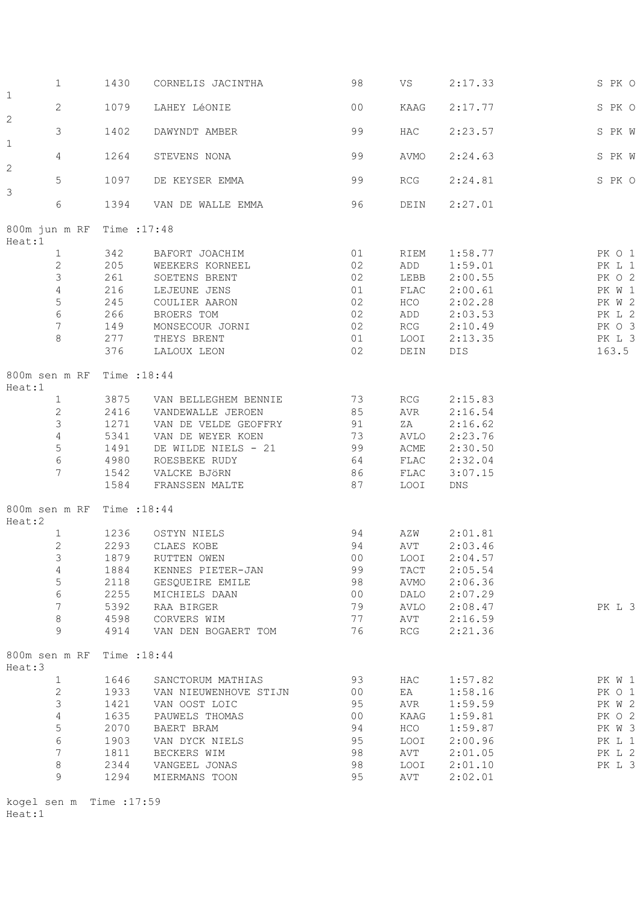| | | | | | | |
|---|---|---|---|---|---|---|
| 1 | 1430 | CORNELIS JACINTHA | 98 | VS | 2:17.33 | S PK O 1 |
| 2 | 1079 | LAHEY LéONIE | 00 | KAAG | 2:17.77 | S PK O 2 |
| 3 | 1402 | DAWYNDT AMBER | 99 | HAC | 2:23.57 | S PK W 1 |
| 4 | 1264 | STEVENS NONA | 99 | AVMO | 2:24.63 | S PK W 2 |
| 5 | 1097 | DE KEYSER EMMA | 99 | RCG | 2:24.81 | S PK O 3 |
| 6 | 1394 | VAN DE WALLE EMMA | 96 | DEIN | 2:27.01 | |

800m jun m RF Time :17:48
Heat:1

| | | | | | | |
|---|---|---|---|---|---|---|
| 1 | 342 | BAFORT JOACHIM | 01 | RIEM | 1:58.77 | PK O 1 |
| 2 | 205 | WEEKERS KORNEEL | 02 | ADD | 1:59.01 | PK L 1 |
| 3 | 261 | SOETENS BRENT | 02 | LEBB | 2:00.55 | PK O 2 |
| 4 | 216 | LEJEUNE JENS | 01 | FLAC | 2:00.61 | PK W 1 |
| 5 | 245 | COULIER AARON | 02 | HCO | 2:02.28 | PK W 2 |
| 6 | 266 | BROERS TOM | 02 | ADD | 2:03.53 | PK L 2 |
| 7 | 149 | MONSECOUR JORNI | 02 | RCG | 2:10.49 | PK O 3 |
| 8 | 277 | THEYS BRENT | 01 | LOOI | 2:13.35 | PK L 3 |
| | 376 | LALOUX LEON | 02 | DEIN | DIS | 163.5 |

800m sen m RF Time :18:44
Heat:1

| | | | | | | |
|---|---|---|---|---|---|---|
| 1 | 3875 | VAN BELLEGHEM BENNIE | 73 | RCG | 2:15.83 | |
| 2 | 2416 | VANDEWALLE JEROEN | 85 | AVR | 2:16.54 | |
| 3 | 1271 | VAN DE VELDE GEOFFRY | 91 | ZA | 2:16.62 | |
| 4 | 5341 | VAN DE WEYER KOEN | 73 | AVLO | 2:23.76 | |
| 5 | 1491 | DE WILDE NIELS - 21 | 99 | ACME | 2:30.50 | |
| 6 | 4980 | ROESBEKE RUDY | 64 | FLAC | 2:32.04 | |
| 7 | 1542 | VALCKE BJöRN | 86 | FLAC | 3:07.15 | |
| | 1584 | FRANSSEN MALTE | 87 | LOOI | DNS | |

800m sen m RF Time :18:44
Heat:2

| | | | | | | |
|---|---|---|---|---|---|---|
| 1 | 1236 | OSTYN NIELS | 94 | AZW | 2:01.81 | |
| 2 | 2293 | CLAES KOBE | 94 | AVT | 2:03.46 | |
| 3 | 1879 | RUTTEN OWEN | 00 | LOOI | 2:04.57 | |
| 4 | 1884 | KENNES PIETER-JAN | 99 | TACT | 2:05.54 | |
| 5 | 2118 | GESQUEIRE EMILE | 98 | AVMO | 2:06.36 | |
| 6 | 2255 | MICHIELS DAAN | 00 | DALO | 2:07.29 | |
| 7 | 5392 | RAA BIRGER | 79 | AVLO | 2:08.47 | PK L 3 |
| 8 | 4598 | CORVERS WIM | 77 | AVT | 2:16.59 | |
| 9 | 4914 | VAN DEN BOGAERT TOM | 76 | RCG | 2:21.36 | |

800m sen m RF Time :18:44
Heat:3

| | | | | | | |
|---|---|---|---|---|---|---|
| 1 | 1646 | SANCTORUM MATHIAS | 93 | HAC | 1:57.82 | PK W 1 |
| 2 | 1933 | VAN NIEUWENHOVE STIJN | 00 | EA | 1:58.16 | PK O 1 |
| 3 | 1421 | VAN OOST LOIC | 95 | AVR | 1:59.59 | PK W 2 |
| 4 | 1635 | PAUWELS THOMAS | 00 | KAAG | 1:59.81 | PK O 2 |
| 5 | 2070 | BAERT BRAM | 94 | HCO | 1:59.87 | PK W 3 |
| 6 | 1903 | VAN DYCK NIELS | 95 | LOOI | 2:00.96 | PK L 1 |
| 7 | 1811 | BECKERS WIM | 98 | AVT | 2:01.05 | PK L 2 |
| 8 | 2344 | VANGEEL JONAS | 98 | LOOI | 2:01.10 | PK L 3 |
| 9 | 1294 | MIERMANS TOON | 95 | AVT | 2:02.01 | |

kogel sen m Time :17:59
Heat:1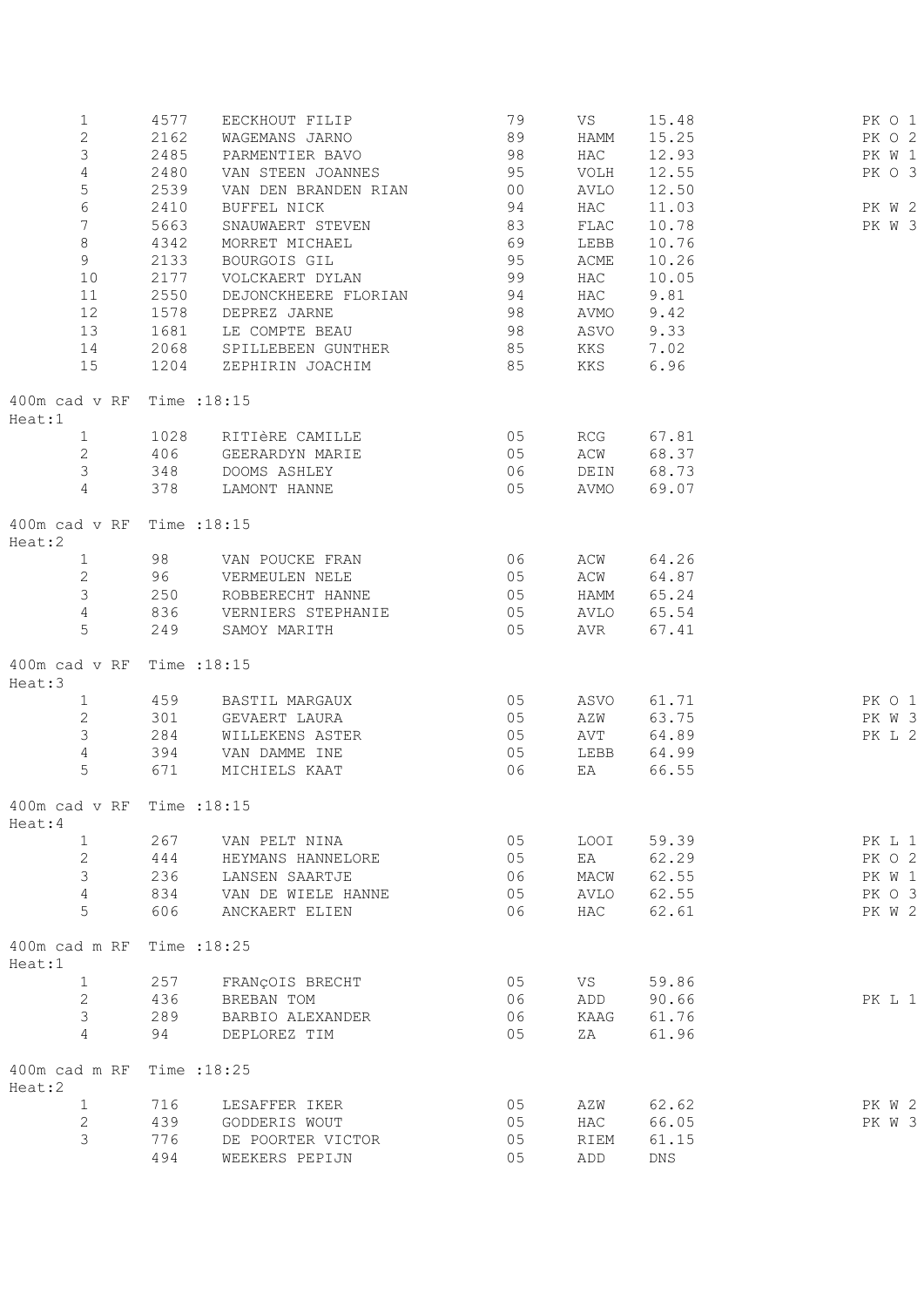| | | | | | | |
|---|---|---|---|---|---|---|
| 1 | 4577 | EECKHOUT FILIP | 79 | VS | 15.48 | PK O 1 |
| 2 | 2162 | WAGEMANS JARNO | 89 | HAMM | 15.25 | PK O 2 |
| 3 | 2485 | PARMENTIER BAVO | 98 | HAC | 12.93 | PK W 1 |
| 4 | 2480 | VAN STEEN JOANNES | 95 | VOLH | 12.55 | PK O 3 |
| 5 | 2539 | VAN DEN BRANDEN RIAN | 00 | AVLO | 12.50 | |
| 6 | 2410 | BUFFEL NICK | 94 | HAC | 11.03 | PK W 2 |
| 7 | 5663 | SNAUWAERT STEVEN | 83 | FLAC | 10.78 | PK W 3 |
| 8 | 4342 | MORRET MICHAEL | 69 | LEBB | 10.76 | |
| 9 | 2133 | BOURGOIS GIL | 95 | ACME | 10.26 | |
| 10 | 2177 | VOLCKAERT DYLAN | 99 | HAC | 10.05 | |
| 11 | 2550 | DEJONCKHEERE FLORIAN | 94 | HAC | 9.81 | |
| 12 | 1578 | DEPREZ JARNE | 98 | AVMO | 9.42 | |
| 13 | 1681 | LE COMPTE BEAU | 98 | ASVO | 9.33 | |
| 14 | 2068 | SPILLEBEEN GUNTHER | 85 | KKS | 7.02 | |
| 15 | 1204 | ZEPHIRIN JOACHIM | 85 | KKS | 6.96 | |

400m cad v RF Time :18:15
Heat:1

| | | | | | | |
|---|---|---|---|---|---|---|
| 1 | 1028 | RITIèRE CAMILLE | 05 | RCG | 67.81 | |
| 2 | 406 | GEERARDYN MARIE | 05 | ACW | 68.37 | |
| 3 | 348 | DOOMS ASHLEY | 06 | DEIN | 68.73 | |
| 4 | 378 | LAMONT HANNE | 05 | AVMO | 69.07 | |

400m cad v RF Time :18:15
Heat:2

| | | | | | | |
|---|---|---|---|---|---|---|
| 1 | 98 | VAN POUCKE FRAN | 06 | ACW | 64.26 | |
| 2 | 96 | VERMEULEN NELE | 05 | ACW | 64.87 | |
| 3 | 250 | ROBBERECHT HANNE | 05 | HAMM | 65.24 | |
| 4 | 836 | VERNIERS STEPHANIE | 05 | AVLO | 65.54 | |
| 5 | 249 | SAMOY MARITH | 05 | AVR | 67.41 | |

400m cad v RF Time :18:15
Heat:3

| | | | | | | |
|---|---|---|---|---|---|---|
| 1 | 459 | BASTIL MARGAUX | 05 | ASVO | 61.71 | PK O 1 |
| 2 | 301 | GEVAERT LAURA | 05 | AZW | 63.75 | PK W 3 |
| 3 | 284 | WILLEKENS ASTER | 05 | AVT | 64.89 | PK L 2 |
| 4 | 394 | VAN DAMME INE | 05 | LEBB | 64.99 | |
| 5 | 671 | MICHIELS KAAT | 06 | EA | 66.55 | |

400m cad v RF Time :18:15
Heat:4

| | | | | | | |
|---|---|---|---|---|---|---|
| 1 | 267 | VAN PELT NINA | 05 | LOOI | 59.39 | PK L 1 |
| 2 | 444 | HEYMANS HANNELORE | 05 | EA | 62.29 | PK O 2 |
| 3 | 236 | LANSEN SAARTJE | 06 | MACW | 62.55 | PK W 1 |
| 4 | 834 | VAN DE WIELE HANNE | 05 | AVLO | 62.55 | PK O 3 |
| 5 | 606 | ANCKAERT ELIEN | 06 | HAC | 62.61 | PK W 2 |

400m cad m RF Time :18:25
Heat:1

| | | | | | | |
|---|---|---|---|---|---|---|
| 1 | 257 | FRANçOIS BRECHT | 05 | VS | 59.86 | |
| 2 | 436 | BREBAN TOM | 06 | ADD | 90.66 | PK L 1 |
| 3 | 289 | BARBIO ALEXANDER | 06 | KAAG | 61.76 | |
| 4 | 94 | DEPLOREZ TIM | 05 | ZA | 61.96 | |

400m cad m RF Time :18:25
Heat:2

| | | | | | | |
|---|---|---|---|---|---|---|
| 1 | 716 | LESAFFER IKER | 05 | AZW | 62.62 | PK W 2 |
| 2 | 439 | GODDERIS WOUT | 05 | HAC | 66.05 | PK W 3 |
| 3 | 776 | DE POORTER VICTOR | 05 | RIEM | 61.15 | |
| | 494 | WEEKERS PEPIJN | 05 | ADD | DNS | |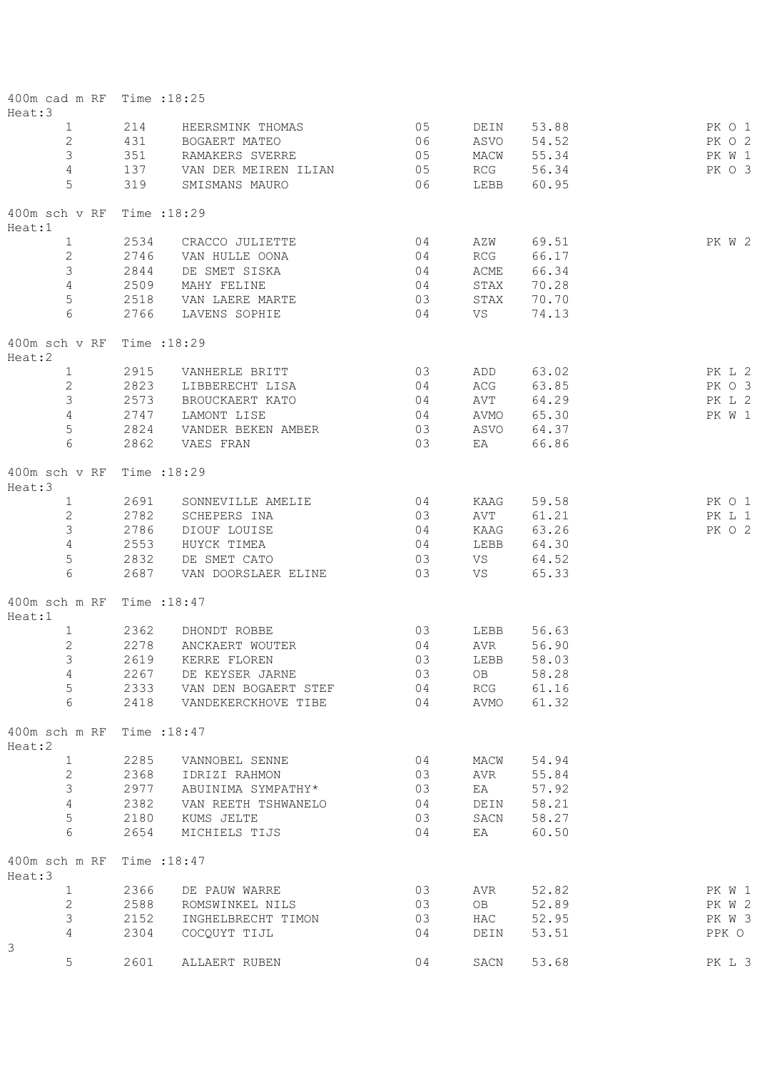400m cad m RF Time :18:25
Heat:3

| | | | | | | |
|---|---|---|---|---|---|---|
| 1 | 214 | HEERSMINK THOMAS | 05 | DEIN | 53.88 | PK O 1 |
| 2 | 431 | BOGAERT MATEO | 06 | ASVO | 54.52 | PK O 2 |
| 3 | 351 | RAMAKERS SVERRE | 05 | MACW | 55.34 | PK W 1 |
| 4 | 137 | VAN DER MEIREN ILIAN | 05 | RCG | 56.34 | PK O 3 |
| 5 | 319 | SMISMANS MAURO | 06 | LEBB | 60.95 | |

400m sch v RF Time :18:29
Heat:1

| | | | | | | |
|---|---|---|---|---|---|---|
| 1 | 2534 | CRACCO JULIETTE | 04 | AZW | 69.51 | PK W 2 |
| 2 | 2746 | VAN HULLE OONA | 04 | RCG | 66.17 | |
| 3 | 2844 | DE SMET SISKA | 04 | ACME | 66.34 | |
| 4 | 2509 | MAHY FELINE | 04 | STAX | 70.28 | |
| 5 | 2518 | VAN LAERE MARTE | 03 | STAX | 70.70 | |
| 6 | 2766 | LAVENS SOPHIE | 04 | VS | 74.13 | |

400m sch v RF Time :18:29
Heat:2

| | | | | | | |
|---|---|---|---|---|---|---|
| 1 | 2915 | VANHERLE BRITT | 03 | ADD | 63.02 | PK L 2 |
| 2 | 2823 | LIBBERECHT LISA | 04 | ACG | 63.85 | PK O 3 |
| 3 | 2573 | BROUCKAERT KATO | 04 | AVT | 64.29 | PK L 2 |
| 4 | 2747 | LAMONT LISE | 04 | AVMO | 65.30 | PK W 1 |
| 5 | 2824 | VANDER BEKEN AMBER | 03 | ASVO | 64.37 | |
| 6 | 2862 | VAES FRAN | 03 | EA | 66.86 | |

400m sch v RF Time :18:29
Heat:3

| | | | | | | |
|---|---|---|---|---|---|---|
| 1 | 2691 | SONNEVILLE AMELIE | 04 | KAAG | 59.58 | PK O 1 |
| 2 | 2782 | SCHEPERS INA | 03 | AVT | 61.21 | PK L 1 |
| 3 | 2786 | DIOUF LOUISE | 04 | KAAG | 63.26 | PK O 2 |
| 4 | 2553 | HUYCK TIMEA | 04 | LEBB | 64.30 | |
| 5 | 2832 | DE SMET CATO | 03 | VS | 64.52 | |
| 6 | 2687 | VAN DOORSLAER ELINE | 03 | VS | 65.33 | |

400m sch m RF Time :18:47
Heat:1

| | | | | | |
|---|---|---|---|---|---|
| 1 | 2362 | DHONDT ROBBE | 03 | LEBB | 56.63 |
| 2 | 2278 | ANCKAERT WOUTER | 04 | AVR | 56.90 |
| 3 | 2619 | KERRE FLOREN | 03 | LEBB | 58.03 |
| 4 | 2267 | DE KEYSER JARNE | 03 | OB | 58.28 |
| 5 | 2333 | VAN DEN BOGAERT STEF | 04 | RCG | 61.16 |
| 6 | 2418 | VANDEKERCKHOVE TIBE | 04 | AVMO | 61.32 |

400m sch m RF Time :18:47
Heat:2

| | | | | | |
|---|---|---|---|---|---|
| 1 | 2285 | VANNOBEL SENNE | 04 | MACW | 54.94 |
| 2 | 2368 | IDRIZI RAHMON | 03 | AVR | 55.84 |
| 3 | 2977 | ABUINIMA SYMPATHY* | 03 | EA | 57.92 |
| 4 | 2382 | VAN REETH TSHWANELO | 04 | DEIN | 58.21 |
| 5 | 2180 | KUMS JELTE | 03 | SACN | 58.27 |
| 6 | 2654 | MICHIELS TIJS | 04 | EA | 60.50 |

400m sch m RF Time :18:47
Heat:3

| | | | | | | |
|---|---|---|---|---|---|---|
| 1 | 2366 | DE PAUW WARRE | 03 | AVR | 52.82 | PK W 1 |
| 2 | 2588 | ROMSWINKEL NILS | 03 | OB | 52.89 | PK W 2 |
| 3 | 2152 | INGHELBRECHT TIMON | 03 | HAC | 52.95 | PK W 3 |
| 4 | 2304 | COCQUYT TIJL | 04 | DEIN | 53.51 | PPK O 3 |
| 5 | 2601 | ALLAERT RUBEN | 04 | SACN | 53.68 | PK L 3 |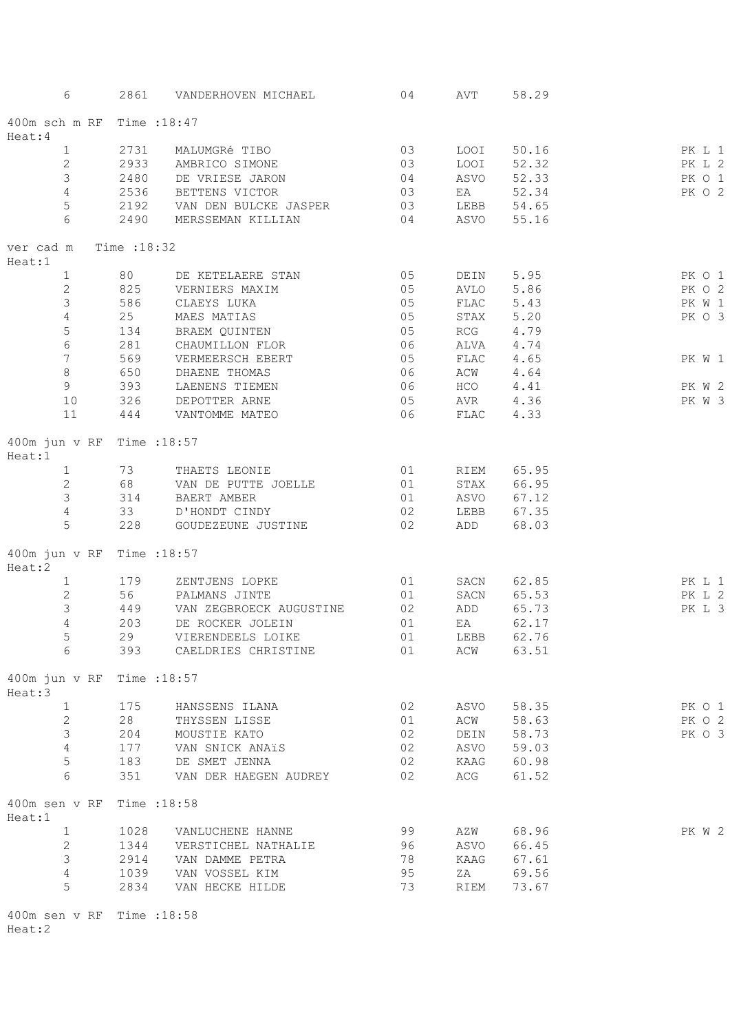| 6 | 2861 | VANDERHOVEN MICHAEL | 04 | AVT | 58.29 | |
|---|---|---|---|---|---|---|

400m sch m RF Time :18:47
Heat:4

| | | | | | | |
|---|---|---|---|---|---|---|
| 1 | 2731 | MALUMGRé TIBO | 03 | LOOI | 50.16 | PK L 1 |
| 2 | 2933 | AMBRICO SIMONE | 03 | LOOI | 52.32 | PK L 2 |
| 3 | 2480 | DE VRIESE JARON | 04 | ASVO | 52.33 | PK O 1 |
| 4 | 2536 | BETTENS VICTOR | 03 | EA | 52.34 | PK O 2 |
| 5 | 2192 | VAN DEN BULCKE JASPER | 03 | LEBB | 54.65 | |
| 6 | 2490 | MERSSEMAN KILLIAN | 04 | ASVO | 55.16 | |

ver cad m Time :18:32
Heat:1

| | | | | | | |
|---|---|---|---|---|---|---|
| 1 | 80 | DE KETELAERE STAN | 05 | DEIN | 5.95 | PK O 1 |
| 2 | 825 | VERNIERS MAXIM | 05 | AVLO | 5.86 | PK O 2 |
| 3 | 586 | CLAEYS LUKA | 05 | FLAC | 5.43 | PK W 1 |
| 4 | 25 | MAES MATIAS | 05 | STAX | 5.20 | PK O 3 |
| 5 | 134 | BRAEM QUINTEN | 05 | RCG | 4.79 | |
| 6 | 281 | CHAUMILLON FLOR | 06 | ALVA | 4.74 | |
| 7 | 569 | VERMEERSCH EBERT | 05 | FLAC | 4.65 | PK W 1 |
| 8 | 650 | DHAENE THOMAS | 06 | ACW | 4.64 | |
| 9 | 393 | LAENENS TIEMEN | 06 | HCO | 4.41 | PK W 2 |
| 10 | 326 | DEPOTTER ARNE | 05 | AVR | 4.36 | PK W 3 |
| 11 | 444 | VANTOMME MATEO | 06 | FLAC | 4.33 | |

400m jun v RF Time :18:57
Heat:1

| | | | | | | |
|---|---|---|---|---|---|---|
| 1 | 73 | THAETS LEONIE | 01 | RIEM | 65.95 | |
| 2 | 68 | VAN DE PUTTE JOELLE | 01 | STAX | 66.95 | |
| 3 | 314 | BAERT AMBER | 01 | ASVO | 67.12 | |
| 4 | 33 | D'HONDT CINDY | 02 | LEBB | 67.35 | |
| 5 | 228 | GOUDEZEUNE JUSTINE | 02 | ADD | 68.03 | |

400m jun v RF Time :18:57
Heat:2

| | | | | | | |
|---|---|---|---|---|---|---|
| 1 | 179 | ZENTJENS LOPKE | 01 | SACN | 62.85 | PK L 1 |
| 2 | 56 | PALMANS JINTE | 01 | SACN | 65.53 | PK L 2 |
| 3 | 449 | VAN ZEGBROECK AUGUSTINE | 02 | ADD | 65.73 | PK L 3 |
| 4 | 203 | DE ROCKER JOLEIN | 01 | EA | 62.17 | |
| 5 | 29 | VIERENDEELS LOIKE | 01 | LEBB | 62.76 | |
| 6 | 393 | CAELDRIES CHRISTINE | 01 | ACW | 63.51 | |

400m jun v RF Time :18:57
Heat:3

| | | | | | | |
|---|---|---|---|---|---|---|
| 1 | 175 | HANSSENS ILANA | 02 | ASVO | 58.35 | PK O 1 |
| 2 | 28 | THYSSEN LISSE | 01 | ACW | 58.63 | PK O 2 |
| 3 | 204 | MOUSTIE KATO | 02 | DEIN | 58.73 | PK O 3 |
| 4 | 177 | VAN SNICK ANAïS | 02 | ASVO | 59.03 | |
| 5 | 183 | DE SMET JENNA | 02 | KAAG | 60.98 | |
| 6 | 351 | VAN DER HAEGEN AUDREY | 02 | ACG | 61.52 | |

400m sen v RF Time :18:58
Heat:1

| | | | | | | |
|---|---|---|---|---|---|---|
| 1 | 1028 | VANLUCHENE HANNE | 99 | AZW | 68.96 | PK W 2 |
| 2 | 1344 | VERSTICHEL NATHALIE | 96 | ASVO | 66.45 | |
| 3 | 2914 | VAN DAMME PETRA | 78 | KAAG | 67.61 | |
| 4 | 1039 | VAN VOSSEL KIM | 95 | ZA | 69.56 | |
| 5 | 2834 | VAN HECKE HILDE | 73 | RIEM | 73.67 | |

400m sen v RF Time :18:58
Heat:2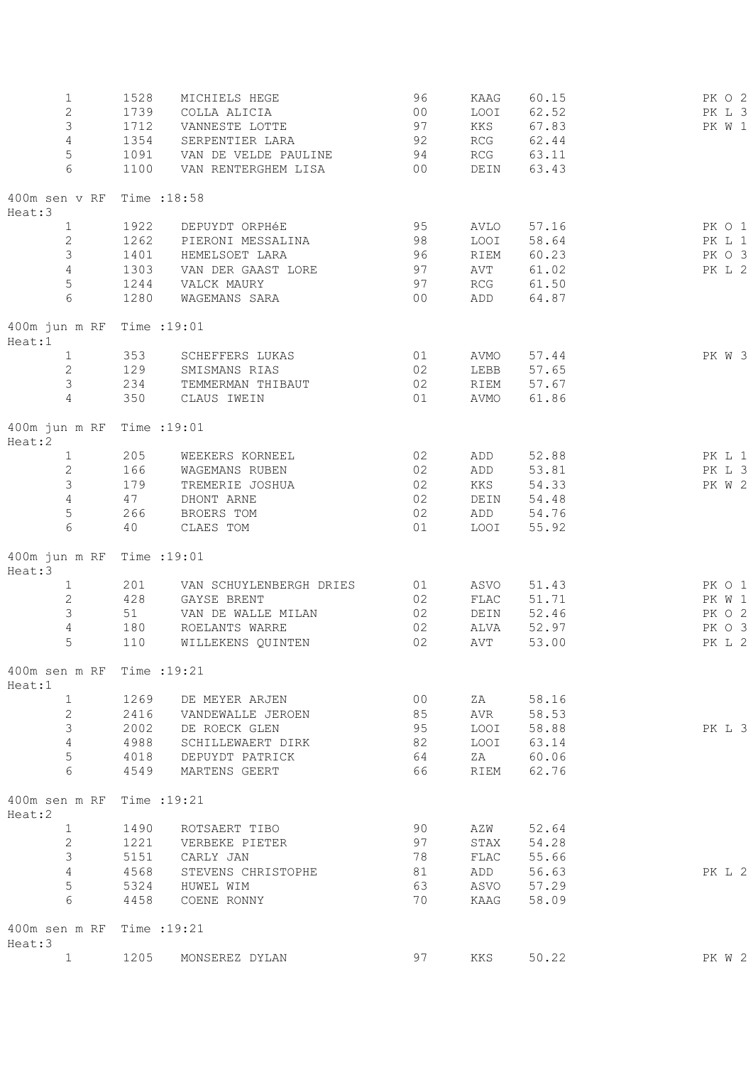| | | | | | | |
|---|---|---|---|---|---|---|
| 1 | 1528 | MICHIELS HEGE | 96 | KAAG | 60.15 | PK O 2 |
| 2 | 1739 | COLLA ALICIA | 00 | LOOI | 62.52 | PK L 3 |
| 3 | 1712 | VANNESTE LOTTE | 97 | KKS | 67.83 | PK W 1 |
| 4 | 1354 | SERPENTIER LARA | 92 | RCG | 62.44 | |
| 5 | 1091 | VAN DE VELDE PAULINE | 94 | RCG | 63.11 | |
| 6 | 1100 | VAN RENTERGHEM LISA | 00 | DEIN | 63.43 | |

400m sen v RF Time :18:58
Heat:3

| | | | | | | |
|---|---|---|---|---|---|---|
| 1 | 1922 | DEPUYDT ORPHéE | 95 | AVLO | 57.16 | PK O 1 |
| 2 | 1262 | PIERONI MESSALINA | 98 | LOOI | 58.64 | PK L 1 |
| 3 | 1401 | HEMELSOET LARA | 96 | RIEM | 60.23 | PK O 3 |
| 4 | 1303 | VAN DER GAAST LORE | 97 | AVT | 61.02 | PK L 2 |
| 5 | 1244 | VALCK MAURY | 97 | RCG | 61.50 | |
| 6 | 1280 | WAGEMANS SARA | 00 | ADD | 64.87 | |

400m jun m RF Time :19:01
Heat:1

| | | | | | | |
|---|---|---|---|---|---|---|
| 1 | 353 | SCHEFFERS LUKAS | 01 | AVMO | 57.44 | PK W 3 |
| 2 | 129 | SMISMANS RIAS | 02 | LEBB | 57.65 | |
| 3 | 234 | TEMMERMAN THIBAUT | 02 | RIEM | 57.67 | |
| 4 | 350 | CLAUS IWEIN | 01 | AVMO | 61.86 | |

400m jun m RF Time :19:01
Heat:2

| | | | | | | |
|---|---|---|---|---|---|---|
| 1 | 205 | WEEKERS KORNEEL | 02 | ADD | 52.88 | PK L 1 |
| 2 | 166 | WAGEMANS RUBEN | 02 | ADD | 53.81 | PK L 3 |
| 3 | 179 | TREMERIE JOSHUA | 02 | KKS | 54.33 | PK W 2 |
| 4 | 47 | DHONT ARNE | 02 | DEIN | 54.48 | |
| 5 | 266 | BROERS TOM | 02 | ADD | 54.76 | |
| 6 | 40 | CLAES TOM | 01 | LOOI | 55.92 | |

400m jun m RF Time :19:01
Heat:3

| | | | | | | |
|---|---|---|---|---|---|---|
| 1 | 201 | VAN SCHUYLENBERGH DRIES | 01 | ASVO | 51.43 | PK O 1 |
| 2 | 428 | GAYSE BRENT | 02 | FLAC | 51.71 | PK W 1 |
| 3 | 51 | VAN DE WALLE MILAN | 02 | DEIN | 52.46 | PK O 2 |
| 4 | 180 | ROELANTS WARRE | 02 | ALVA | 52.97 | PK O 3 |
| 5 | 110 | WILLEKENS QUINTEN | 02 | AVT | 53.00 | PK L 2 |

400m sen m RF Time :19:21
Heat:1

| | | | | | | |
|---|---|---|---|---|---|---|
| 1 | 1269 | DE MEYER ARJEN | 00 | ZA | 58.16 | |
| 2 | 2416 | VANDEWALLE JEROEN | 85 | AVR | 58.53 | |
| 3 | 2002 | DE ROECK GLEN | 95 | LOOI | 58.88 | PK L 3 |
| 4 | 4988 | SCHILLEWAERT DIRK | 82 | LOOI | 63.14 | |
| 5 | 4018 | DEPUYDT PATRICK | 64 | ZA | 60.06 | |
| 6 | 4549 | MARTENS GEERT | 66 | RIEM | 62.76 | |

400m sen m RF Time :19:21
Heat:2

| | | | | | | |
|---|---|---|---|---|---|---|
| 1 | 1490 | ROTSAERT TIBO | 90 | AZW | 52.64 | |
| 2 | 1221 | VERBEKE PIETER | 97 | STAX | 54.28 | |
| 3 | 5151 | CARLY JAN | 78 | FLAC | 55.66 | |
| 4 | 4568 | STEVENS CHRISTOPHE | 81 | ADD | 56.63 | PK L 2 |
| 5 | 5324 | HUWEL WIM | 63 | ASVO | 57.29 | |
| 6 | 4458 | COENE RONNY | 70 | KAAG | 58.09 | |

400m sen m RF Time :19:21
Heat:3

| | | | | | | |
|---|---|---|---|---|---|---|
| 1 | 1205 | MONSEREZ DYLAN | 97 | KKS | 50.22 | PK W 2 |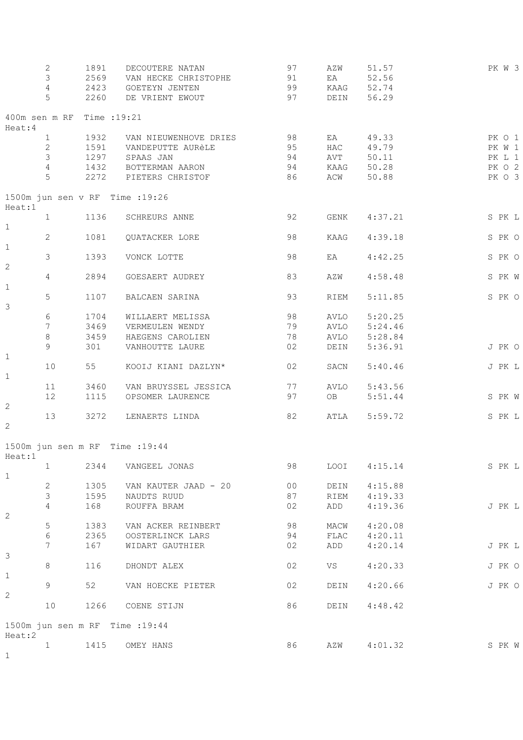| | | | | | | |
|---|---|---|---|---|---|---|
| 2 | 1891 | DECOUTERE NATAN | 97 | AZW | 51.57 | PK W 3 |
| 3 | 2569 | VAN HECKE CHRISTOPHE | 91 | EA | 52.56 | |
| 4 | 2423 | GOETEYN JENTEN | 99 | KAAG | 52.74 | |
| 5 | 2260 | DE VRIENT EWOUT | 97 | DEIN | 56.29 | |

400m sen m RF Time :19:21
Heat:4

| | | | | | | |
|---|---|---|---|---|---|---|
| 1 | 1932 | VAN NIEUWENHOVE DRIES | 98 | EA | 49.33 | PK O 1 |
| 2 | 1591 | VANDEPUTTE AURèLE | 95 | HAC | 49.79 | PK W 1 |
| 3 | 1297 | SPAAS JAN | 94 | AVT | 50.11 | PK L 1 |
| 4 | 1432 | BOTTERMAN AARON | 94 | KAAG | 50.28 | PK O 2 |
| 5 | 2272 | PIETERS CHRISTOF | 86 | ACW | 50.88 | PK O 3 |

1500m jun sen v RF Time :19:26
Heat:1

| | | | | | | |
|---|---|---|---|---|---|---|
| 1 | 1136 | SCHREURS ANNE | 92 | GENK | 4:37.21 | S PK L 1 |
| 2 | 1081 | QUATACKER LORE | 98 | KAAG | 4:39.18 | S PK O 1 |
| 3 | 1393 | VONCK LOTTE | 98 | EA | 4:42.25 | S PK O 2 |
| 4 | 2894 | GOESAERT AUDREY | 83 | AZW | 4:58.48 | S PK W 1 |
| 5 | 1107 | BALCAEN SARINA | 93 | RIEM | 5:11.85 | S PK O 3 |
| 6 | 1704 | WILLAERT MELISSA | 98 | AVLO | 5:20.25 | |
| 7 | 3469 | VERMEULEN WENDY | 79 | AVLO | 5:24.46 | |
| 8 | 3459 | HAEGENS CAROLIEN | 78 | AVLO | 5:28.84 | |
| 9 | 301 | VANHOUTTE LAURE | 02 | DEIN | 5:36.91 | J PK O 1 |
| 10 | 55 | KOOIJ KIANI DAZLYN* | 02 | SACN | 5:40.46 | J PK L 1 |
| 11 | 3460 | VAN BRUYSSEL JESSICA | 77 | AVLO | 5:43.56 | |
| 12 | 1115 | OPSOMER LAURENCE | 97 | OB | 5:51.44 | S PK W 2 |
| 13 | 3272 | LENAERTS LINDA | 82 | ATLA | 5:59.72 | S PK L 2 |

1500m jun sen m RF Time :19:44
Heat:1

| | | | | | | |
|---|---|---|---|---|---|---|
| 1 | 2344 | VANGEEL JONAS | 98 | LOOI | 4:15.14 | S PK L 1 |
| 2 | 1305 | VAN KAUTER JAAD - 20 | 00 | DEIN | 4:15.88 | |
| 3 | 1595 | NAUDTS RUUD | 87 | RIEM | 4:19.33 | |
| 4 | 168 | ROUFFA BRAM | 02 | ADD | 4:19.36 | J PK L 2 |
| 5 | 1383 | VAN ACKER REINBERT | 98 | MACW | 4:20.08 | |
| 6 | 2365 | OOSTERLINCK LARS | 94 | FLAC | 4:20.11 | |
| 7 | 167 | WIDART GAUTHIER | 02 | ADD | 4:20.14 | J PK L 3 |
| 8 | 116 | DHONDT ALEX | 02 | VS | 4:20.33 | J PK O 1 |
| 9 | 52 | VAN HOECKE PIETER | 02 | DEIN | 4:20.66 | J PK O 2 |
| 10 | 1266 | COENE STIJN | 86 | DEIN | 4:48.42 | |

1500m jun sen m RF Time :19:44
Heat:2

| | | | | | | |
|---|---|---|---|---|---|---|
| 1 | 1415 | OMEY HANS | 86 | AZW | 4:01.32 | S PK W 1 |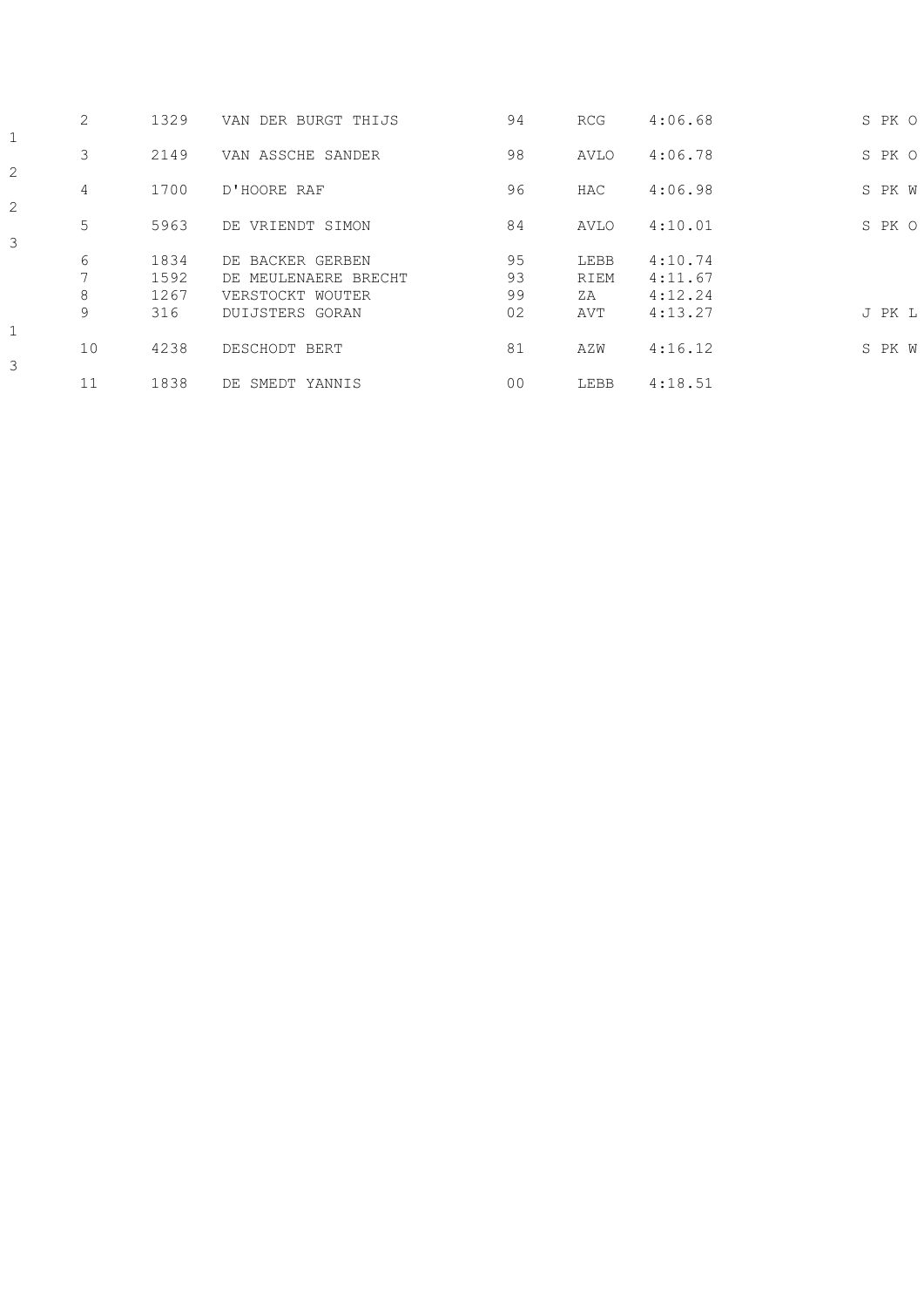| | | | | | | | |
|---|---|---|---|---|---|---|---|
| 2 | 1329 | VAN DER BURGT THIJS | 94 | RCG | 4:06.68 | S PK O | 1 |
| 3 | 2149 | VAN ASSCHE SANDER | 98 | AVLO | 4:06.78 | S PK O | 2 |
| 4 | 1700 | D'HOORE RAF | 96 | HAC | 4:06.98 | S PK W | 2 |
| 5 | 5963 | DE VRIENDT SIMON | 84 | AVLO | 4:10.01 | S PK O | 3 |
| 6 | 1834 | DE BACKER GERBEN | 95 | LEBB | 4:10.74 | | |
| 7 | 1592 | DE MEULENAERE BRECHT | 93 | RIEM | 4:11.67 | | |
| 8 | 1267 | VERSTOCKT WOUTER | 99 | ZA | 4:12.24 | | |
| 9 | 316 | DUIJSTERS GORAN | 02 | AVT | 4:13.27 | J PK L | 1 |
| 10 | 4238 | DESCHODT BERT | 81 | AZW | 4:16.12 | S PK W | 3 |
| 11 | 1838 | DE SMEDT YANNIS | 00 | LEBB | 4:18.51 | | |